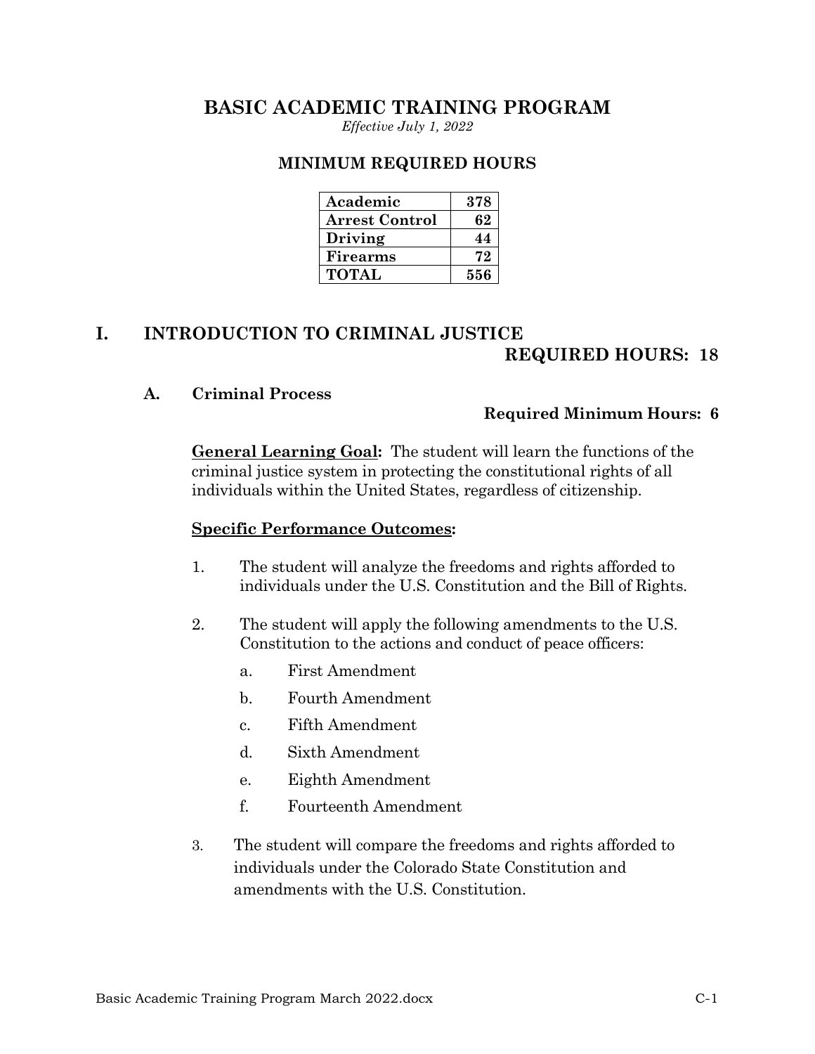# BASIC ACADEMIC TRAINING PROGRAM

*Effective July 1, 2022*

## MINIMUM REQUIRED HOURS

| | |
|---|---|
| **Academic** | **378** |
| **Arrest Control** | **62** |
| **Driving** | **44** |
| **Firearms** | **72** |
| **TOTAL** | **556** |

## I. INTRODUCTION TO CRIMINAL JUSTICE

**REQUIRED HOURS: 18**

### A. Criminal Process

**Required Minimum Hours: 6**

**General Learning Goal:** The student will learn the functions of the criminal justice system in protecting the constitutional rights of all individuals within the United States, regardless of citizenship.

**Specific Performance Outcomes:**

1. The student will analyze the freedoms and rights afforded to individuals under the U.S. Constitution and the Bill of Rights.
2. The student will apply the following amendments to the U.S. Constitution to the actions and conduct of peace officers:
   a. First Amendment
   b. Fourth Amendment
   c. Fifth Amendment
   d. Sixth Amendment
   e. Eighth Amendment
   f. Fourteenth Amendment
3. The student will compare the freedoms and rights afforded to individuals under the Colorado State Constitution and amendments with the U.S. Constitution.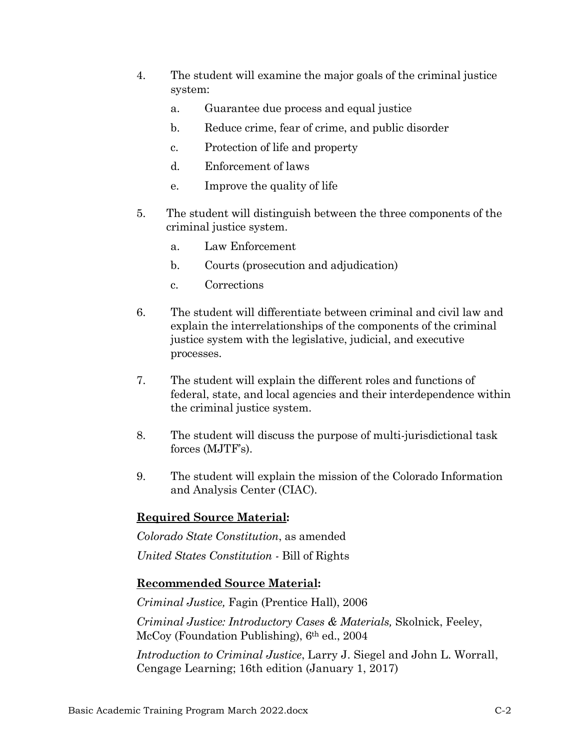4. The student will examine the major goals of the criminal justice system:

   a. Guarantee due process and equal justice

   b. Reduce crime, fear of crime, and public disorder

   c. Protection of life and property

   d. Enforcement of laws

   e. Improve the quality of life

5. The student will distinguish between the three components of the criminal justice system.

   a. Law Enforcement

   b. Courts (prosecution and adjudication)

   c. Corrections

6. The student will differentiate between criminal and civil law and explain the interrelationships of the components of the criminal justice system with the legislative, judicial, and executive processes.

7. The student will explain the different roles and functions of federal, state, and local agencies and their interdependence within the criminal justice system.

8. The student will discuss the purpose of multi-jurisdictional task forces (MJTF's).

9. The student will explain the mission of the Colorado Information and Analysis Center (CIAC).

**Required Source Material:**

*Colorado State Constitution*, as amended

*United States Constitution* - Bill of Rights

**Recommended Source Material:**

*Criminal Justice,* Fagin (Prentice Hall), 2006

*Criminal Justice: Introductory Cases & Materials,* Skolnick, Feeley, McCoy (Foundation Publishing), 6th ed., 2004

*Introduction to Criminal Justice*, Larry J. Siegel and John L. Worrall, Cengage Learning; 16th edition (January 1, 2017)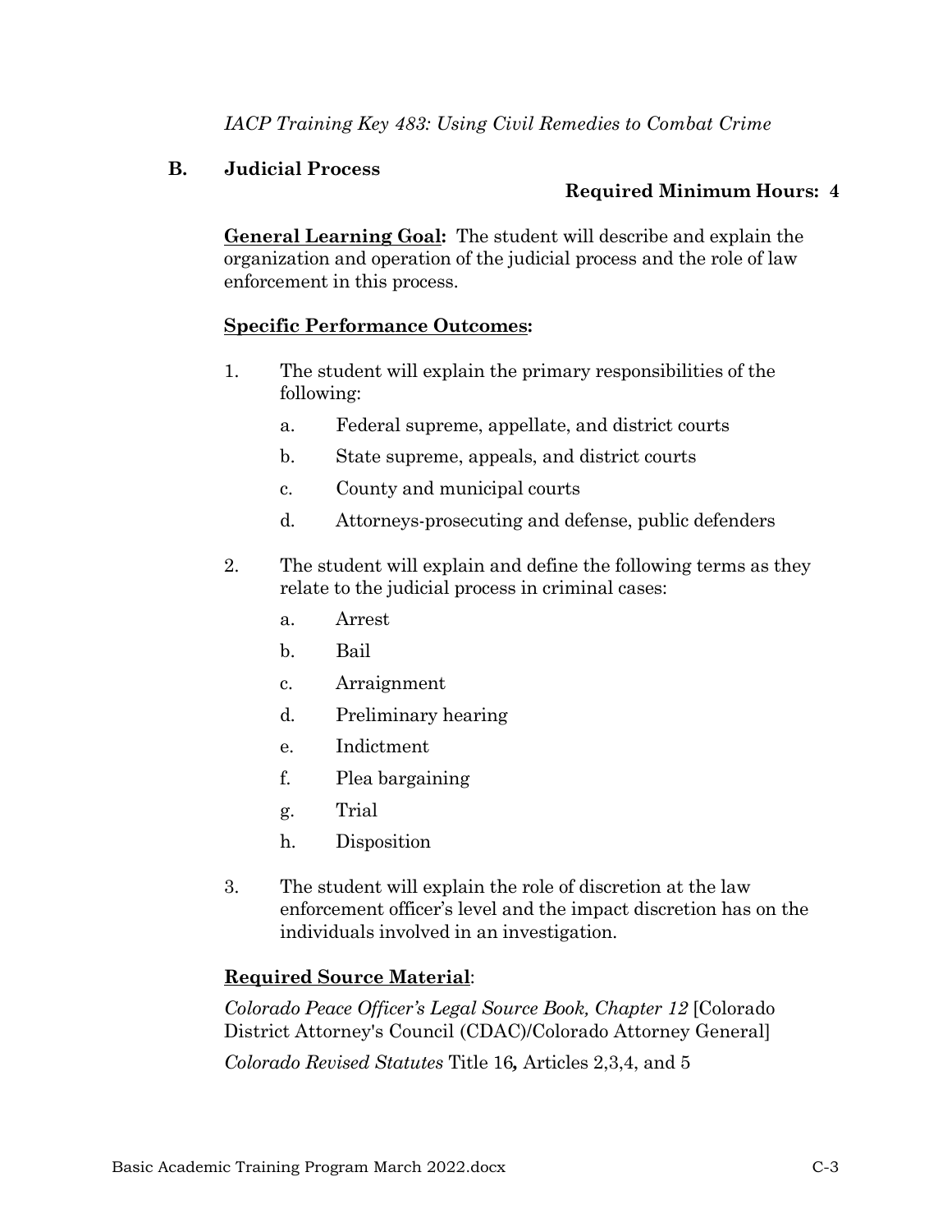*IACP Training Key 483: Using Civil Remedies to Combat Crime*

## B. Judicial Process

**Required Minimum Hours: 4**

**General Learning Goal:** The student will describe and explain the organization and operation of the judicial process and the role of law enforcement in this process.

**Specific Performance Outcomes:**

1. The student will explain the primary responsibilities of the following:
   a. Federal supreme, appellate, and district courts
   b. State supreme, appeals, and district courts
   c. County and municipal courts
   d. Attorneys-prosecuting and defense, public defenders

2. The student will explain and define the following terms as they relate to the judicial process in criminal cases:
   a. Arrest
   b. Bail
   c. Arraignment
   d. Preliminary hearing
   e. Indictment
   f. Plea bargaining
   g. Trial
   h. Disposition

3. The student will explain the role of discretion at the law enforcement officer's level and the impact discretion has on the individuals involved in an investigation.

**Required Source Material**:

*Colorado Peace Officer's Legal Source Book, Chapter 12* [Colorado District Attorney's Council (CDAC)/Colorado Attorney General]

*Colorado Revised Statutes* Title 16**,** Articles 2,3,4, and 5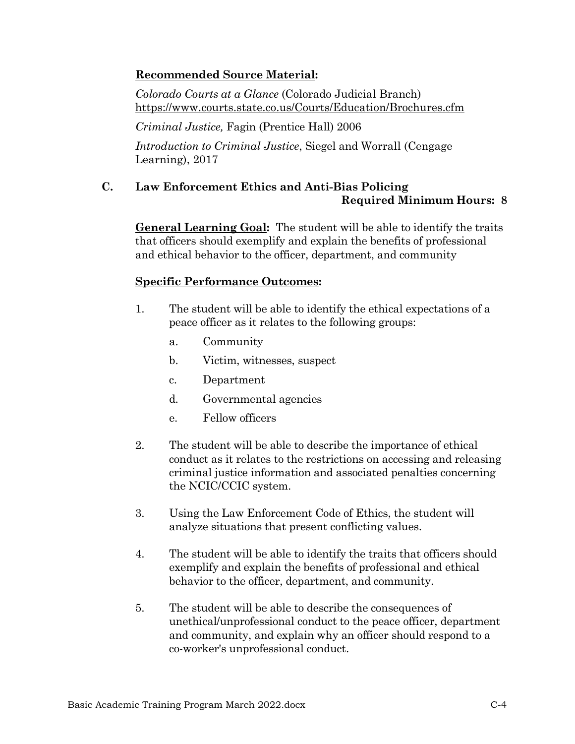**Recommended Source Material:**

*Colorado Courts at a Glance* (Colorado Judicial Branch) https://www.courts.state.co.us/Courts/Education/Brochures.cfm

*Criminal Justice,* Fagin (Prentice Hall) 2006

*Introduction to Criminal Justice*, Siegel and Worrall (Cengage Learning), 2017

## C. Law Enforcement Ethics and Anti-Bias Policing

**Required Minimum Hours: 8**

**General Learning Goal:** The student will be able to identify the traits that officers should exemplify and explain the benefits of professional and ethical behavior to the officer, department, and community

**Specific Performance Outcomes:**

1. The student will be able to identify the ethical expectations of a peace officer as it relates to the following groups:
   a. Community
   b. Victim, witnesses, suspect
   c. Department
   d. Governmental agencies
   e. Fellow officers

2. The student will be able to describe the importance of ethical conduct as it relates to the restrictions on accessing and releasing criminal justice information and associated penalties concerning the NCIC/CCIC system.

3. Using the Law Enforcement Code of Ethics, the student will analyze situations that present conflicting values.

4. The student will be able to identify the traits that officers should exemplify and explain the benefits of professional and ethical behavior to the officer, department, and community.

5. The student will be able to describe the consequences of unethical/unprofessional conduct to the peace officer, department and community, and explain why an officer should respond to a co-worker's unprofessional conduct.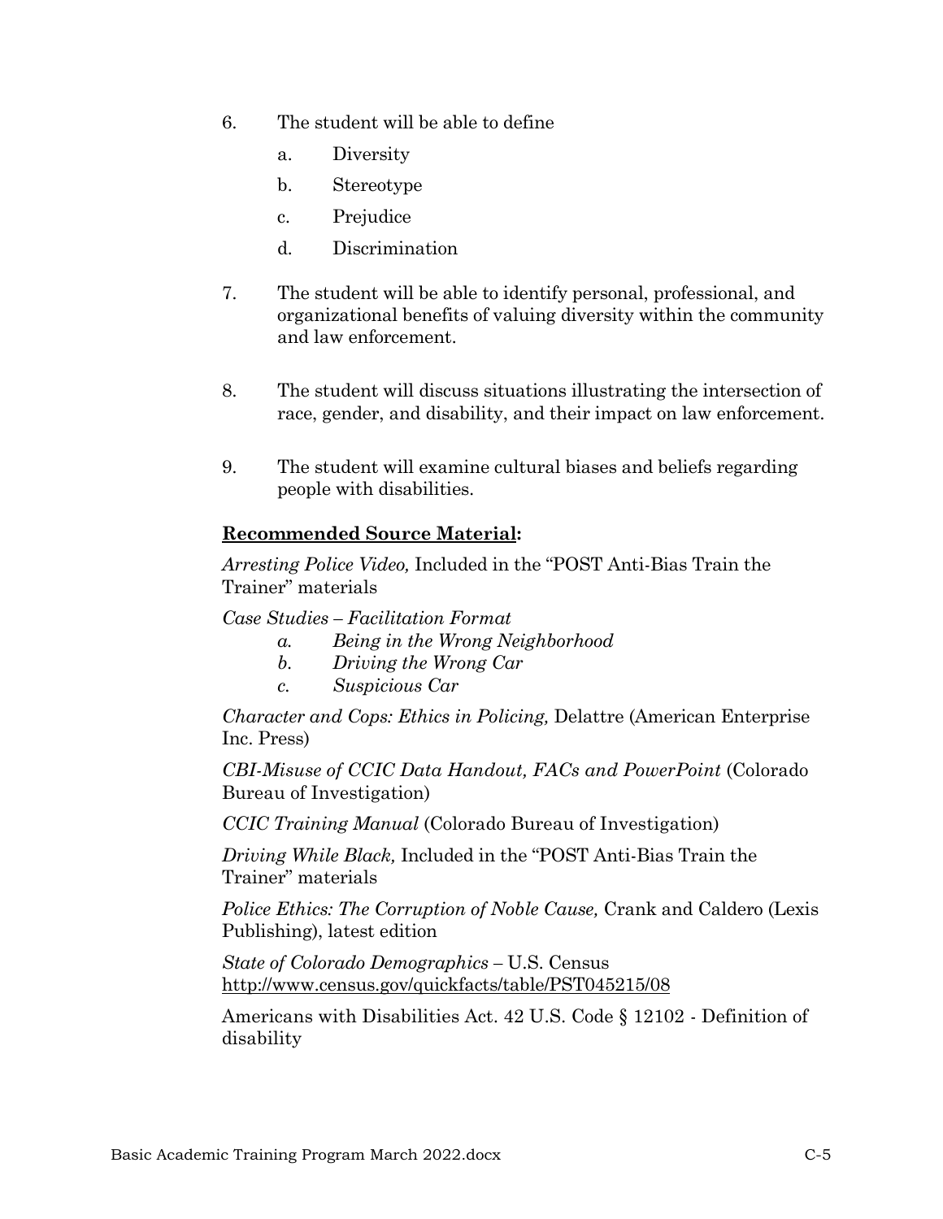6. The student will be able to define
   a. Diversity
   b. Stereotype
   c. Prejudice
   d. Discrimination

7. The student will be able to identify personal, professional, and organizational benefits of valuing diversity within the community and law enforcement.

8. The student will discuss situations illustrating the intersection of race, gender, and disability, and their impact on law enforcement.

9. The student will examine cultural biases and beliefs regarding people with disabilities.

**<u>Recommended Source Material</u>:**

*Arresting Police Video,* Included in the "POST Anti-Bias Train the Trainer" materials

*Case Studies – Facilitation Format*

*a. Being in the Wrong Neighborhood*
*b. Driving the Wrong Car*
*c. Suspicious Car*

*Character and Cops: Ethics in Policing,* Delattre (American Enterprise Inc. Press)

*CBI-Misuse of CCIC Data Handout, FACs and PowerPoint* (Colorado Bureau of Investigation)

*CCIC Training Manual* (Colorado Bureau of Investigation)

*Driving While Black,* Included in the "POST Anti-Bias Train the Trainer" materials

*Police Ethics: The Corruption of Noble Cause,* Crank and Caldero (Lexis Publishing), latest edition

*State of Colorado Demographics* – U.S. Census http://www.census.gov/quickfacts/table/PST045215/08

Americans with Disabilities Act. 42 U.S. Code § 12102 - Definition of disability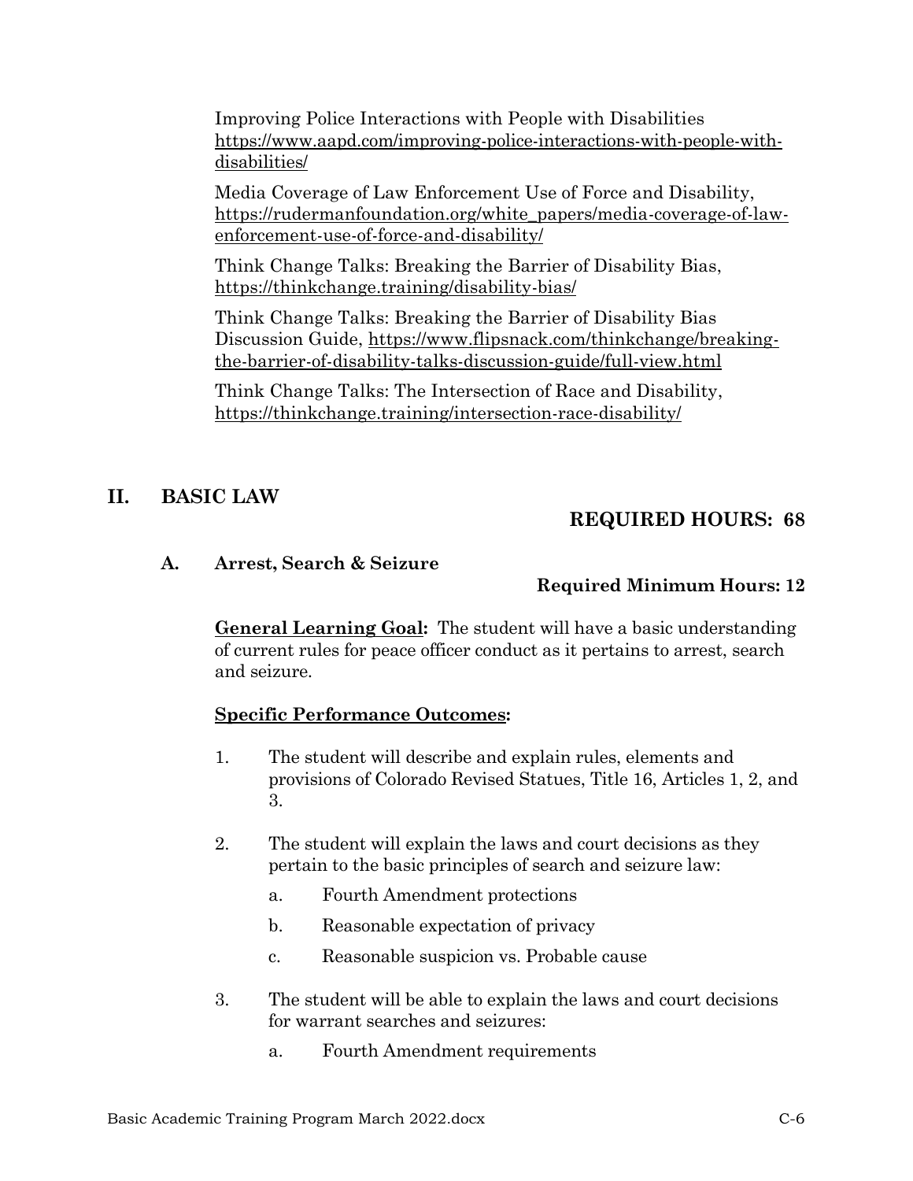Improving Police Interactions with People with Disabilities https://www.aapd.com/improving-police-interactions-with-people-with-disabilities/

Media Coverage of Law Enforcement Use of Force and Disability, https://rudermanfoundation.org/white_papers/media-coverage-of-law-enforcement-use-of-force-and-disability/

Think Change Talks: Breaking the Barrier of Disability Bias, https://thinkchange.training/disability-bias/

Think Change Talks: Breaking the Barrier of Disability Bias Discussion Guide, https://www.flipsnack.com/thinkchange/breaking-the-barrier-of-disability-talks-discussion-guide/full-view.html

Think Change Talks: The Intersection of Race and Disability, https://thinkchange.training/intersection-race-disability/

## II. BASIC LAW

**REQUIRED HOURS: 68**

### A. Arrest, Search & Seizure

**Required Minimum Hours: 12**

**General Learning Goal:** The student will have a basic understanding of current rules for peace officer conduct as it pertains to arrest, search and seizure.

**Specific Performance Outcomes:**

1. The student will describe and explain rules, elements and provisions of Colorado Revised Statues, Title 16, Articles 1, 2, and 3.

2. The student will explain the laws and court decisions as they pertain to the basic principles of search and seizure law:

   a. Fourth Amendment protections

   b. Reasonable expectation of privacy

   c. Reasonable suspicion vs. Probable cause

3. The student will be able to explain the laws and court decisions for warrant searches and seizures:

   a. Fourth Amendment requirements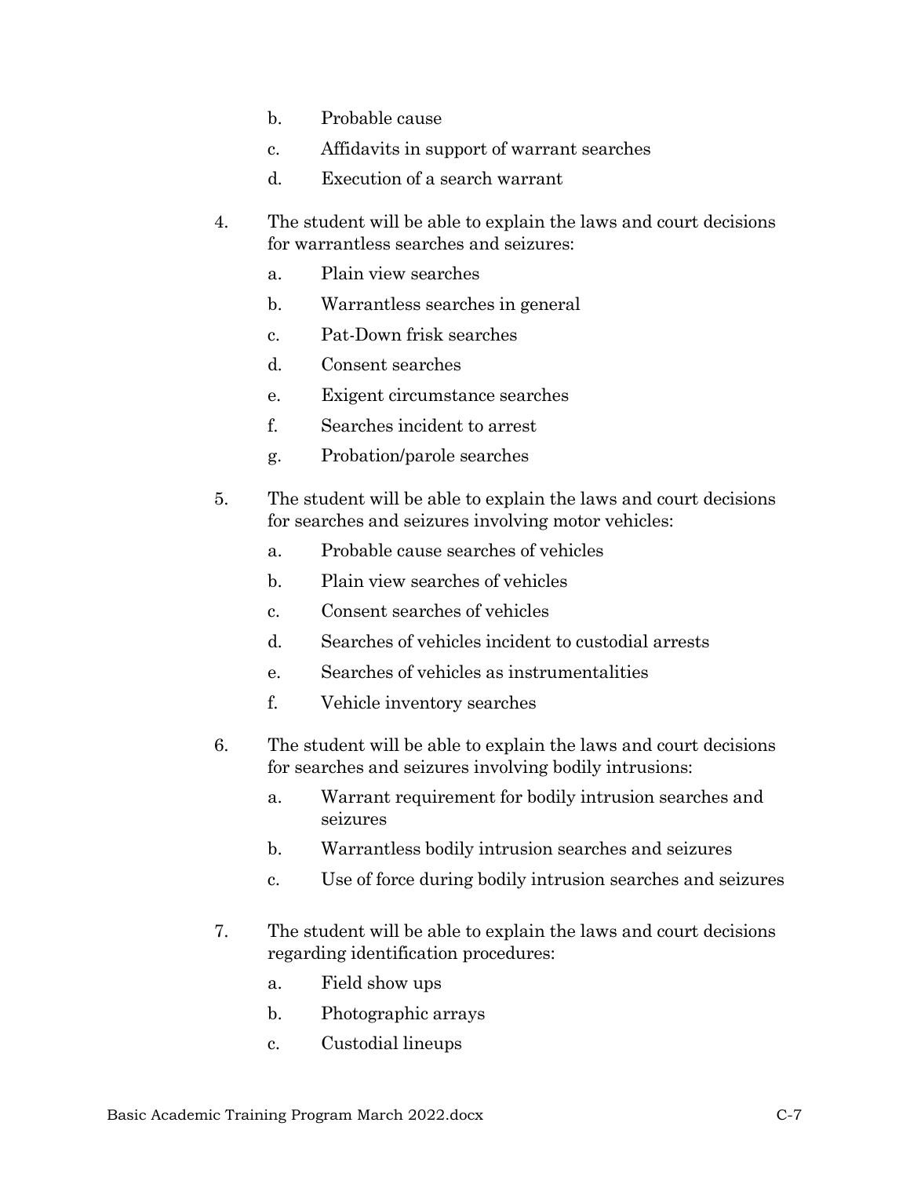b. Probable cause

c. Affidavits in support of warrant searches

d. Execution of a search warrant

4. The student will be able to explain the laws and court decisions for warrantless searches and seizures:

   a. Plain view searches

   b. Warrantless searches in general

   c. Pat-Down frisk searches

   d. Consent searches

   e. Exigent circumstance searches

   f. Searches incident to arrest

   g. Probation/parole searches

5. The student will be able to explain the laws and court decisions for searches and seizures involving motor vehicles:

   a. Probable cause searches of vehicles

   b. Plain view searches of vehicles

   c. Consent searches of vehicles

   d. Searches of vehicles incident to custodial arrests

   e. Searches of vehicles as instrumentalities

   f. Vehicle inventory searches

6. The student will be able to explain the laws and court decisions for searches and seizures involving bodily intrusions:

   a. Warrant requirement for bodily intrusion searches and seizures

   b. Warrantless bodily intrusion searches and seizures

   c. Use of force during bodily intrusion searches and seizures

7. The student will be able to explain the laws and court decisions regarding identification procedures:

   a. Field show ups

   b. Photographic arrays

   c. Custodial lineups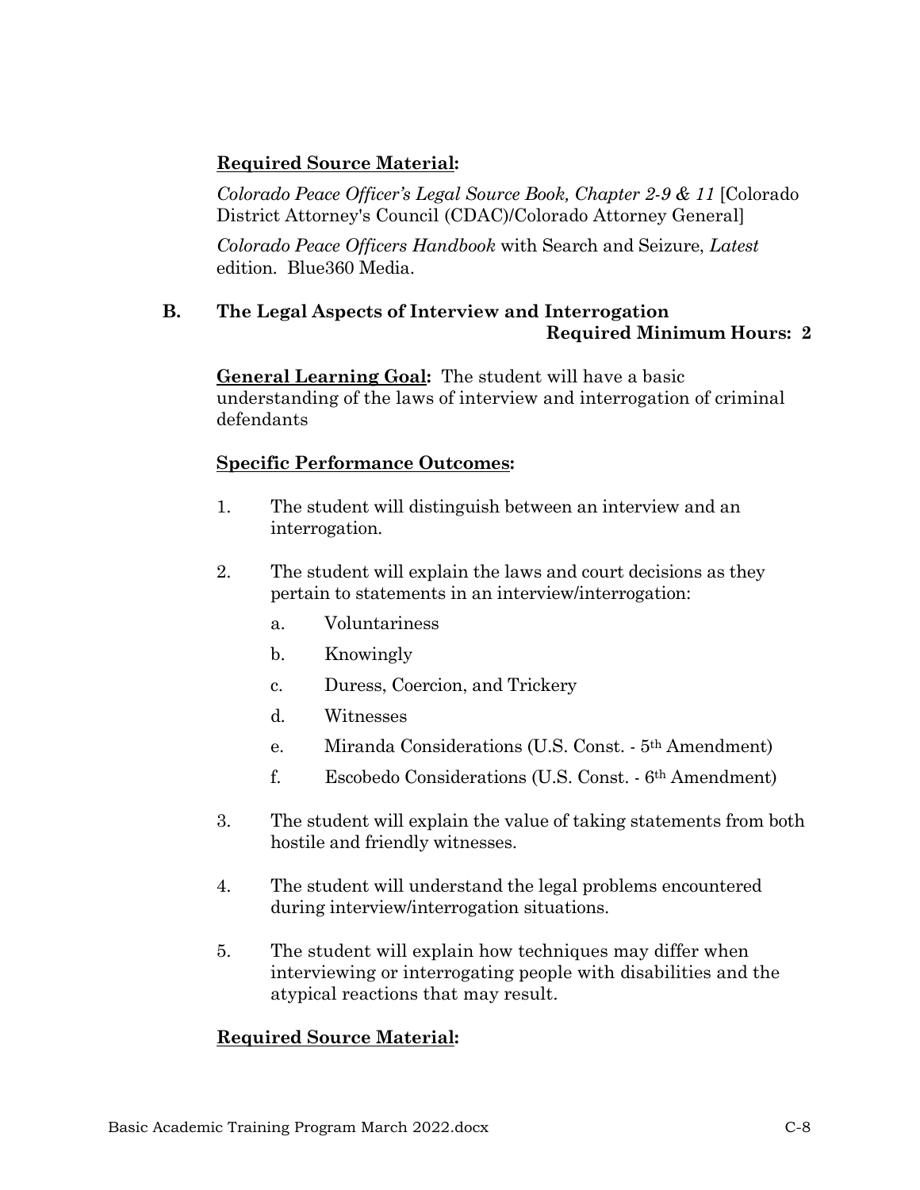**Required Source Material:**

*Colorado Peace Officer's Legal Source Book, Chapter 2-9 & 11* [Colorado District Attorney's Council (CDAC)/Colorado Attorney General]

*Colorado Peace Officers Handbook* with Search and Seizure, *Latest* edition. Blue360 Media.

### B. The Legal Aspects of Interview and Interrogation

**Required Minimum Hours: 2**

**General Learning Goal:** The student will have a basic understanding of the laws of interview and interrogation of criminal defendants

**Specific Performance Outcomes:**

1. The student will distinguish between an interview and an interrogation.
2. The student will explain the laws and court decisions as they pertain to statements in an interview/interrogation:
   a. Voluntariness
   b. Knowingly
   c. Duress, Coercion, and Trickery
   d. Witnesses
   e. Miranda Considerations (U.S. Const. - 5th Amendment)
   f. Escobedo Considerations (U.S. Const. - 6th Amendment)
3. The student will explain the value of taking statements from both hostile and friendly witnesses.
4. The student will understand the legal problems encountered during interview/interrogation situations.
5. The student will explain how techniques may differ when interviewing or interrogating people with disabilities and the atypical reactions that may result.

**Required Source Material:**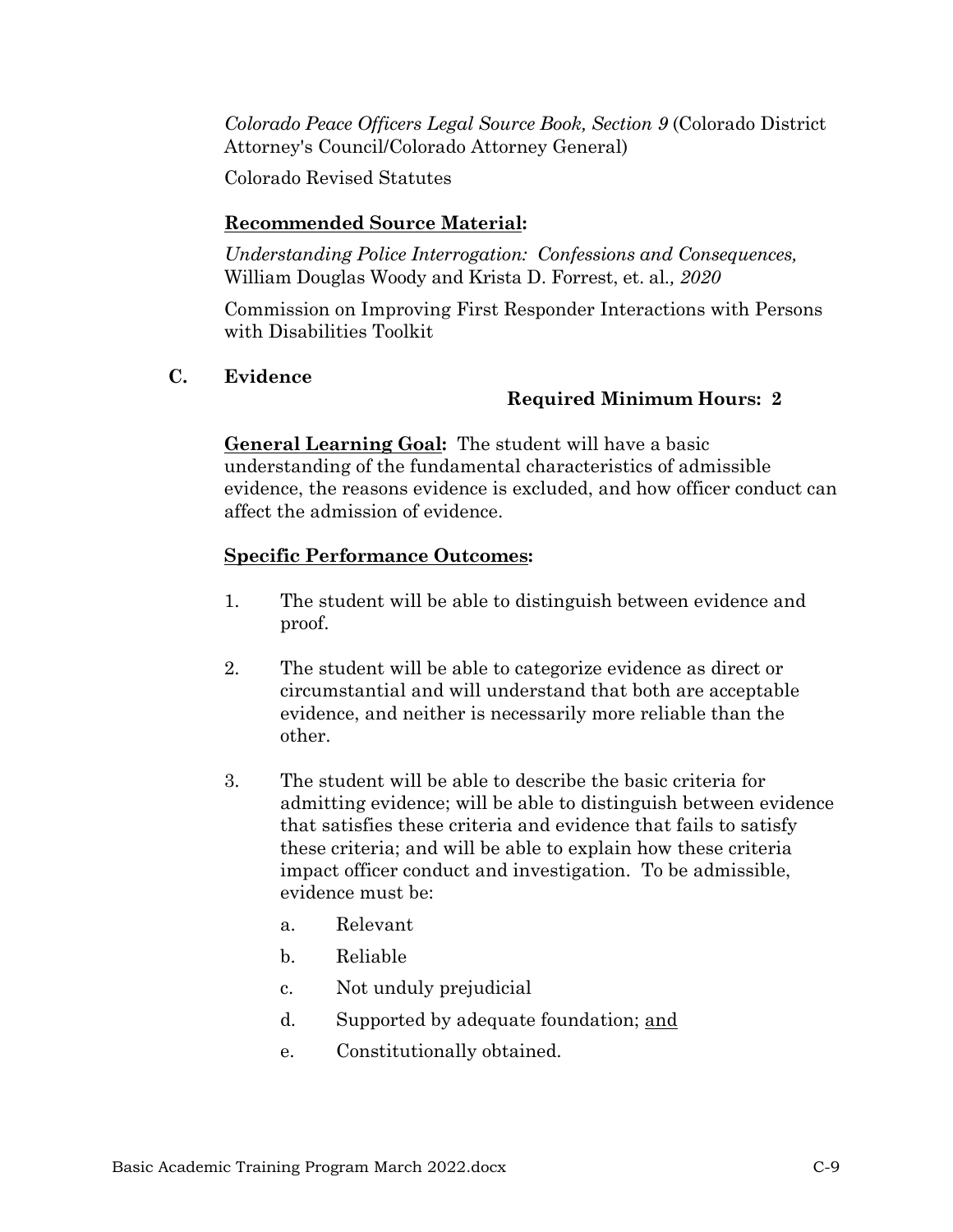*Colorado Peace Officers Legal Source Book, Section 9* (Colorado District Attorney's Council/Colorado Attorney General)

Colorado Revised Statutes

**Recommended Source Material:**

*Understanding Police Interrogation: Confessions and Consequences,* William Douglas Woody and Krista D. Forrest, et. al.*, 2020*

Commission on Improving First Responder Interactions with Persons with Disabilities Toolkit

## C. Evidence

**Required Minimum Hours: 2**

**General Learning Goal:** The student will have a basic understanding of the fundamental characteristics of admissible evidence, the reasons evidence is excluded, and how officer conduct can affect the admission of evidence.

**Specific Performance Outcomes:**

1. The student will be able to distinguish between evidence and proof.

2. The student will be able to categorize evidence as direct or circumstantial and will understand that both are acceptable evidence, and neither is necessarily more reliable than the other.

3. The student will be able to describe the basic criteria for admitting evidence; will be able to distinguish between evidence that satisfies these criteria and evidence that fails to satisfy these criteria; and will be able to explain how these criteria impact officer conduct and investigation. To be admissible, evidence must be:

   a. Relevant

   b. Reliable

   c. Not unduly prejudicial

   d. Supported by adequate foundation; and

   e. Constitutionally obtained.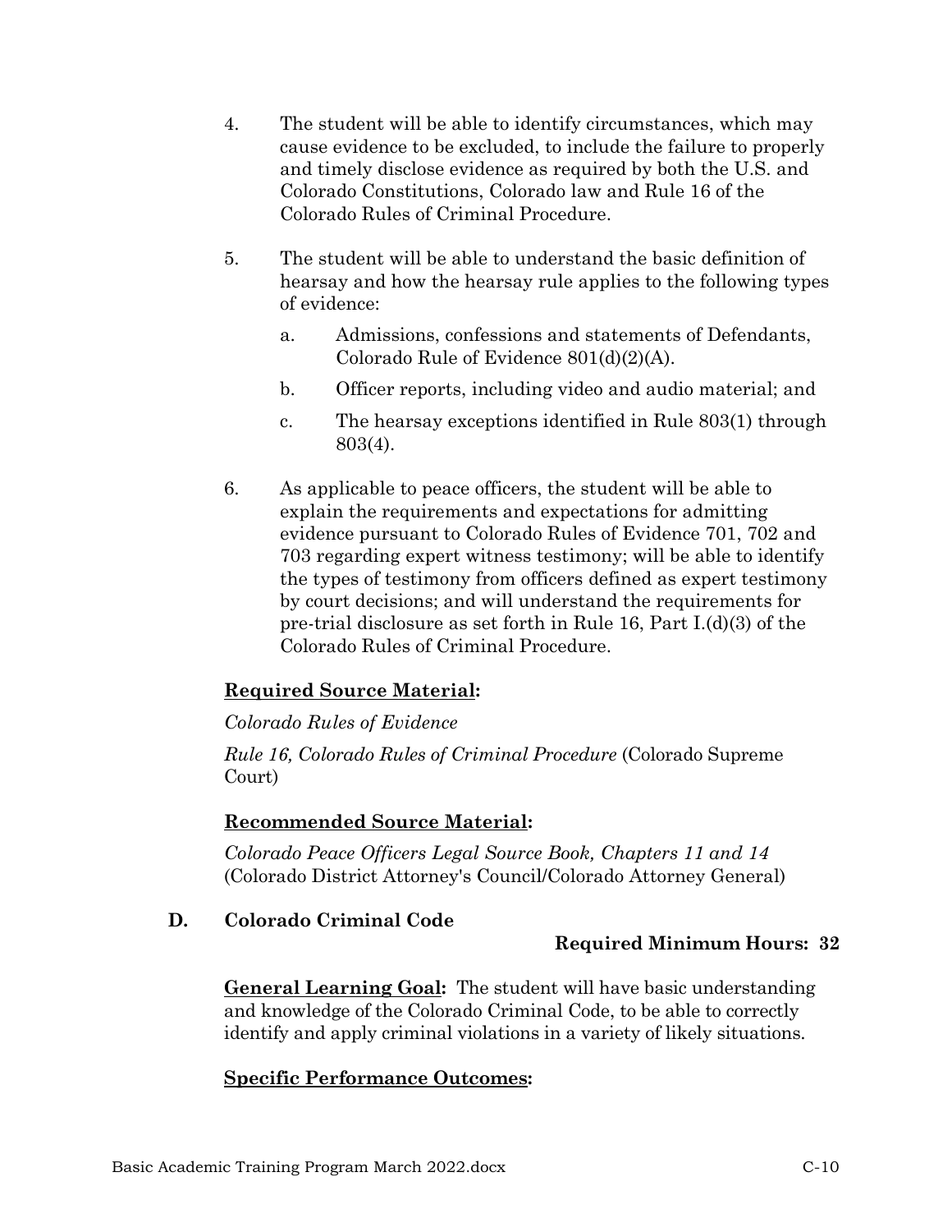4. The student will be able to identify circumstances, which may cause evidence to be excluded, to include the failure to properly and timely disclose evidence as required by both the U.S. and Colorado Constitutions, Colorado law and Rule 16 of the Colorado Rules of Criminal Procedure.

5. The student will be able to understand the basic definition of hearsay and how the hearsay rule applies to the following types of evidence:

   a. Admissions, confessions and statements of Defendants, Colorado Rule of Evidence 801(d)(2)(A).

   b. Officer reports, including video and audio material; and

   c. The hearsay exceptions identified in Rule 803(1) through 803(4).

6. As applicable to peace officers, the student will be able to explain the requirements and expectations for admitting evidence pursuant to Colorado Rules of Evidence 701, 702 and 703 regarding expert witness testimony; will be able to identify the types of testimony from officers defined as expert testimony by court decisions; and will understand the requirements for pre-trial disclosure as set forth in Rule 16, Part I.(d)(3) of the Colorado Rules of Criminal Procedure.

**Required Source Material:**

*Colorado Rules of Evidence*

*Rule 16, Colorado Rules of Criminal Procedure* (Colorado Supreme Court)

**Recommended Source Material:**

*Colorado Peace Officers Legal Source Book, Chapters 11 and 14* (Colorado District Attorney's Council/Colorado Attorney General)

### D. Colorado Criminal Code

**Required Minimum Hours: 32**

**General Learning Goal:** The student will have basic understanding and knowledge of the Colorado Criminal Code, to be able to correctly identify and apply criminal violations in a variety of likely situations.

**Specific Performance Outcomes:**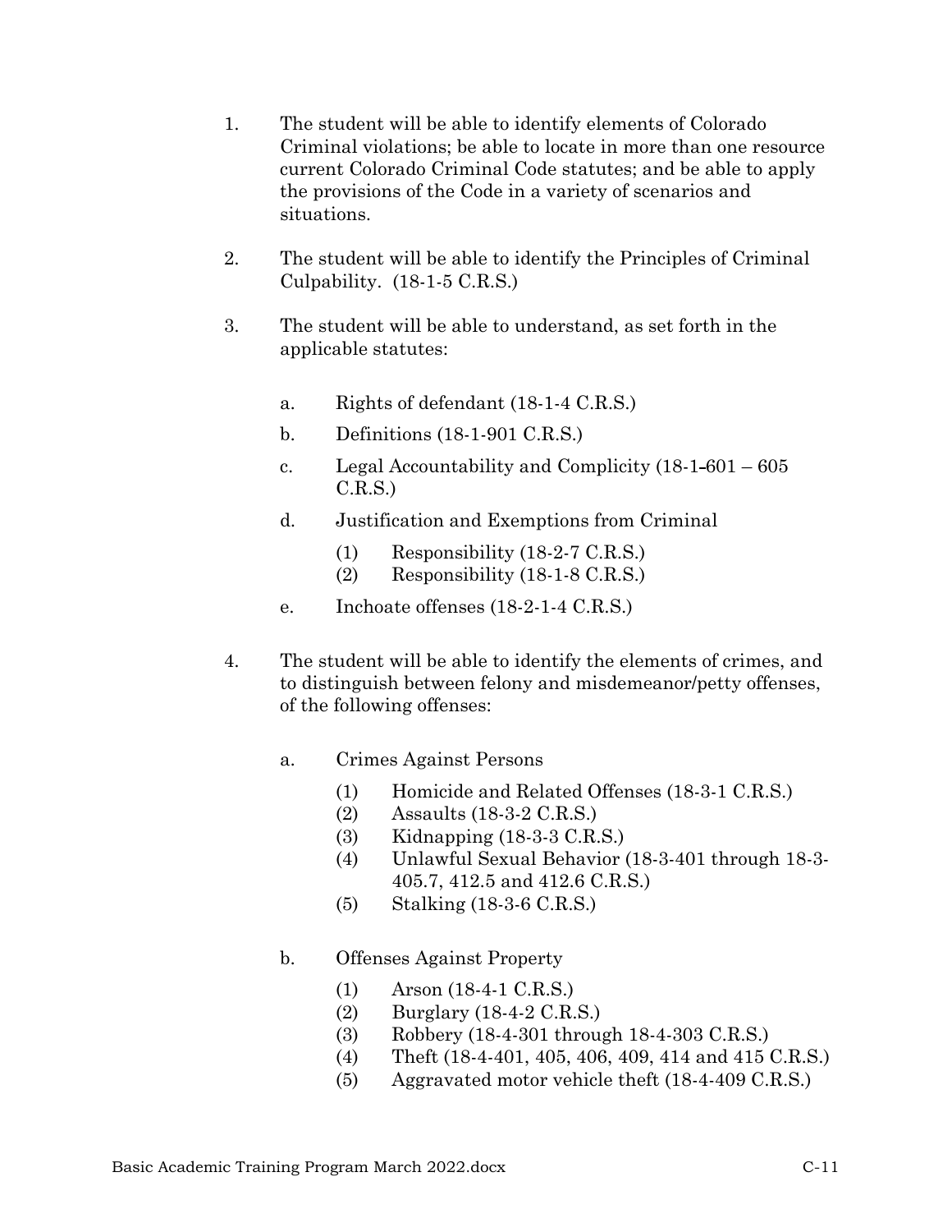1. The student will be able to identify elements of Colorado Criminal violations; be able to locate in more than one resource current Colorado Criminal Code statutes; and be able to apply the provisions of the Code in a variety of scenarios and situations.

2. The student will be able to identify the Principles of Criminal Culpability. (18-1-5 C.R.S.)

3. The student will be able to understand, as set forth in the applicable statutes:

   a. Rights of defendant (18-1-4 C.R.S.)

   b. Definitions (18-1-901 C.R.S.)

   c. Legal Accountability and Complicity (18-1-601 – 605 C.R.S.)

   d. Justification and Exemptions from Criminal

      (1) Responsibility (18-2-7 C.R.S.)
      (2) Responsibility (18-1-8 C.R.S.)

   e. Inchoate offenses (18-2-1-4 C.R.S.)

4. The student will be able to identify the elements of crimes, and to distinguish between felony and misdemeanor/petty offenses, of the following offenses:

   a. Crimes Against Persons

      (1) Homicide and Related Offenses (18-3-1 C.R.S.)
      (2) Assaults (18-3-2 C.R.S.)
      (3) Kidnapping (18-3-3 C.R.S.)
      (4) Unlawful Sexual Behavior (18-3-401 through 18-3-405.7, 412.5 and 412.6 C.R.S.)
      (5) Stalking (18-3-6 C.R.S.)

   b. Offenses Against Property

      (1) Arson (18-4-1 C.R.S.)
      (2) Burglary (18-4-2 C.R.S.)
      (3) Robbery (18-4-301 through 18-4-303 C.R.S.)
      (4) Theft (18-4-401, 405, 406, 409, 414 and 415 C.R.S.)
      (5) Aggravated motor vehicle theft (18-4-409 C.R.S.)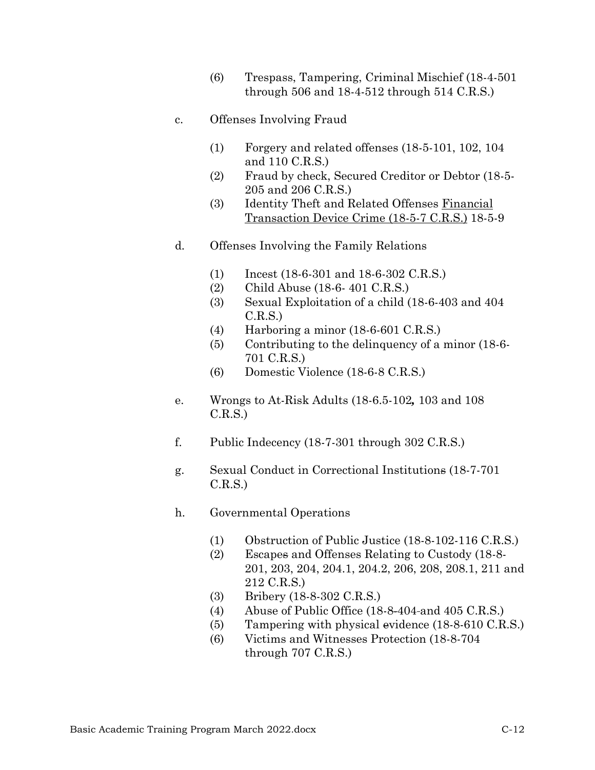(6) Trespass, Tampering, Criminal Mischief (18-4-501 through 506 and 18-4-512 through 514 C.R.S.)

c. Offenses Involving Fraud

(1) Forgery and related offenses (18-5-101, 102, 104 and 110 C.R.S.)
(2) Fraud by check, Secured Creditor or Debtor (18-5-205 and 206 C.R.S.)
(3) Identity Theft and Related Offenses Financial Transaction Device Crime (18-5-7 C.R.S.) 18-5-9

d. Offenses Involving the Family Relations

(1) Incest (18-6-301 and 18-6-302 C.R.S.)
(2) Child Abuse (18-6- 401 C.R.S.)
(3) Sexual Exploitation of a child (18-6-403 and 404 C.R.S.)
(4) Harboring a minor (18-6-601 C.R.S.)
(5) Contributing to the delinquency of a minor (18-6-701 C.R.S.)
(6) Domestic Violence (18-6-8 C.R.S.)

e. Wrongs to At-Risk Adults (18-6.5-102*,* 103 and 108 C.R.S.)

f. Public Indecency (18-7-301 through 302 C.R.S.)

g. Sexual Conduct in Correctional Institutions (18-7-701 C.R.S.)

h. Governmental Operations

(1) Obstruction of Public Justice (18-8-102-116 C.R.S.)
(2) Escapes and Offenses Relating to Custody (18-8-201, 203, 204, 204.1, 204.2, 206, 208, 208.1, 211 and 212 C.R.S.)
(3) Bribery (18-8-302 C.R.S.)
(4) Abuse of Public Office (18-8-404 and 405 C.R.S.)
(5) Tampering with physical evidence (18-8-610 C.R.S.)
(6) Victims and Witnesses Protection (18-8-704 through 707 C.R.S.)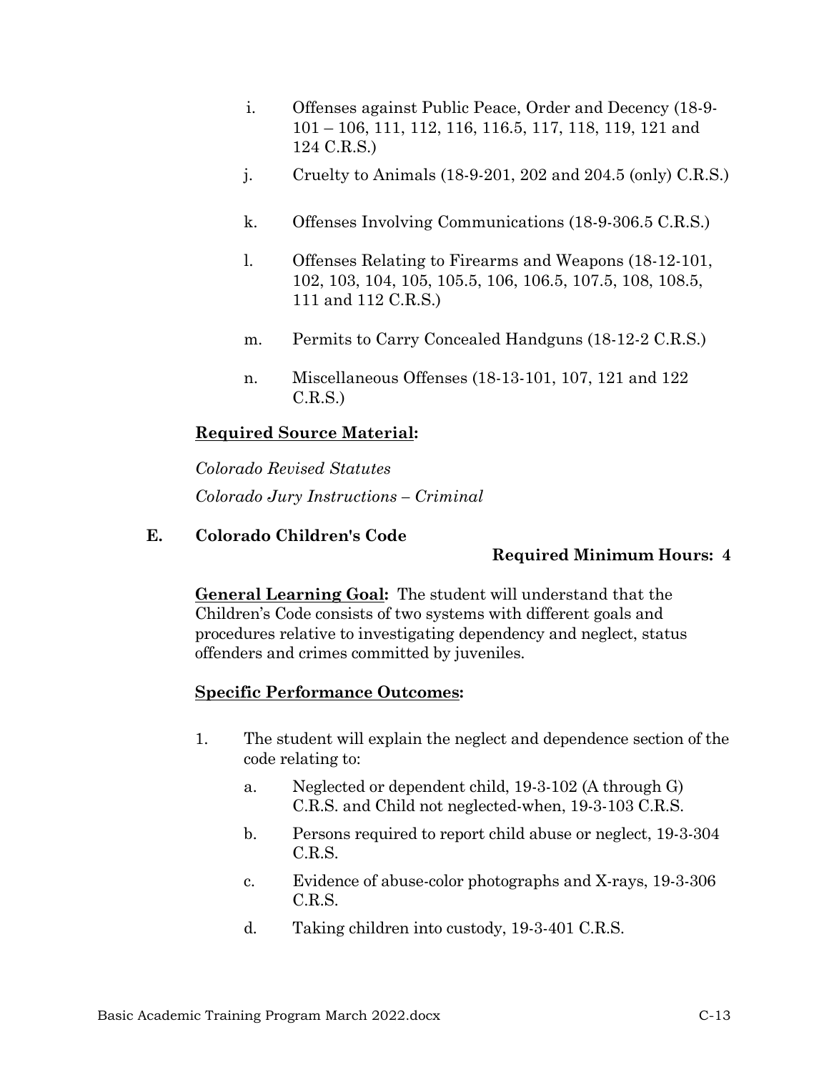i. Offenses against Public Peace, Order and Decency (18-9-101 – 106, 111, 112, 116, 116.5, 117, 118, 119, 121 and 124 C.R.S.)

j. Cruelty to Animals (18-9-201, 202 and 204.5 (only) C.R.S.)

k. Offenses Involving Communications (18-9-306.5 C.R.S.)

l. Offenses Relating to Firearms and Weapons (18-12-101, 102, 103, 104, 105, 105.5, 106, 106.5, 107.5, 108, 108.5, 111 and 112 C.R.S.)

m. Permits to Carry Concealed Handguns (18-12-2 C.R.S.)

n. Miscellaneous Offenses (18-13-101, 107, 121 and 122 C.R.S.)

**Required Source Material:**

*Colorado Revised Statutes*

*Colorado Jury Instructions – Criminal*

### E. Colorado Children's Code

**Required Minimum Hours: 4**

**General Learning Goal:** The student will understand that the Children's Code consists of two systems with different goals and procedures relative to investigating dependency and neglect, status offenders and crimes committed by juveniles.

**Specific Performance Outcomes:**

1. The student will explain the neglect and dependence section of the code relating to:

   a. Neglected or dependent child, 19-3-102 (A through G) C.R.S. and Child not neglected-when, 19-3-103 C.R.S.

   b. Persons required to report child abuse or neglect, 19-3-304 C.R.S.

   c. Evidence of abuse-color photographs and X-rays, 19-3-306 C.R.S.

   d. Taking children into custody, 19-3-401 C.R.S.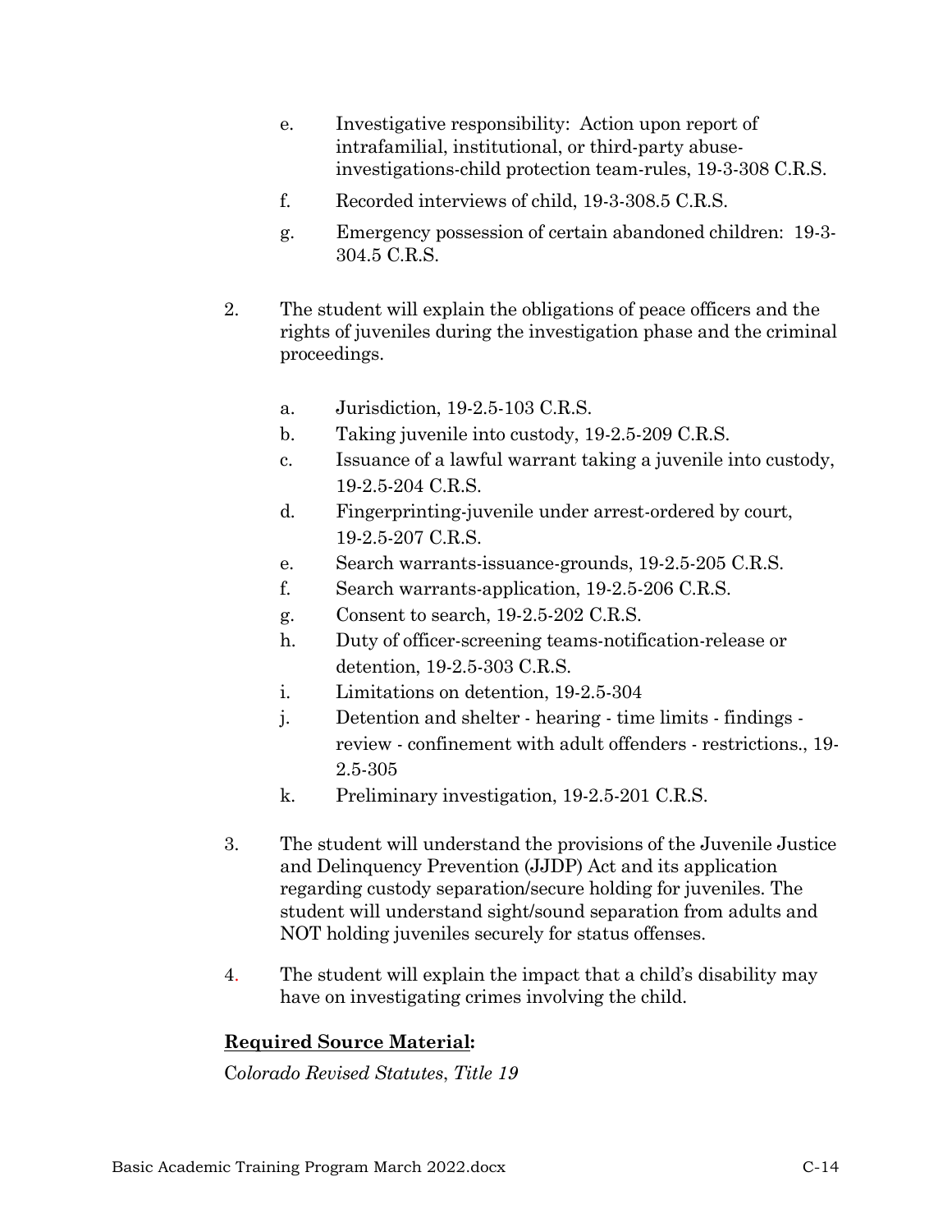e. Investigative responsibility: Action upon report of intrafamilial, institutional, or third-party abuse-investigations-child protection team-rules, 19-3-308 C.R.S.

f. Recorded interviews of child, 19-3-308.5 C.R.S.

g. Emergency possession of certain abandoned children: 19-3-304.5 C.R.S.

2. The student will explain the obligations of peace officers and the rights of juveniles during the investigation phase and the criminal proceedings.

   a. Jurisdiction, 19-2.5-103 C.R.S.
   b. Taking juvenile into custody, 19-2.5-209 C.R.S.
   c. Issuance of a lawful warrant taking a juvenile into custody, 19-2.5-204 C.R.S.
   d. Fingerprinting-juvenile under arrest-ordered by court, 19-2.5-207 C.R.S.
   e. Search warrants-issuance-grounds, 19-2.5-205 C.R.S.
   f. Search warrants-application, 19-2.5-206 C.R.S.
   g. Consent to search, 19-2.5-202 C.R.S.
   h. Duty of officer-screening teams-notification-release or detention, 19-2.5-303 C.R.S.
   i. Limitations on detention, 19-2.5-304
   j. Detention and shelter - hearing - time limits - findings - review - confinement with adult offenders - restrictions., 19-2.5-305
   k. Preliminary investigation, 19-2.5-201 C.R.S.

3. The student will understand the provisions of the Juvenile Justice and Delinquency Prevention (JJDP) Act and its application regarding custody separation/secure holding for juveniles. The student will understand sight/sound separation from adults and NOT holding juveniles securely for status offenses.

4. The student will explain the impact that a child's disability may have on investigating crimes involving the child.

**Required Source Material:**

*Colorado Revised Statutes*, *Title 19*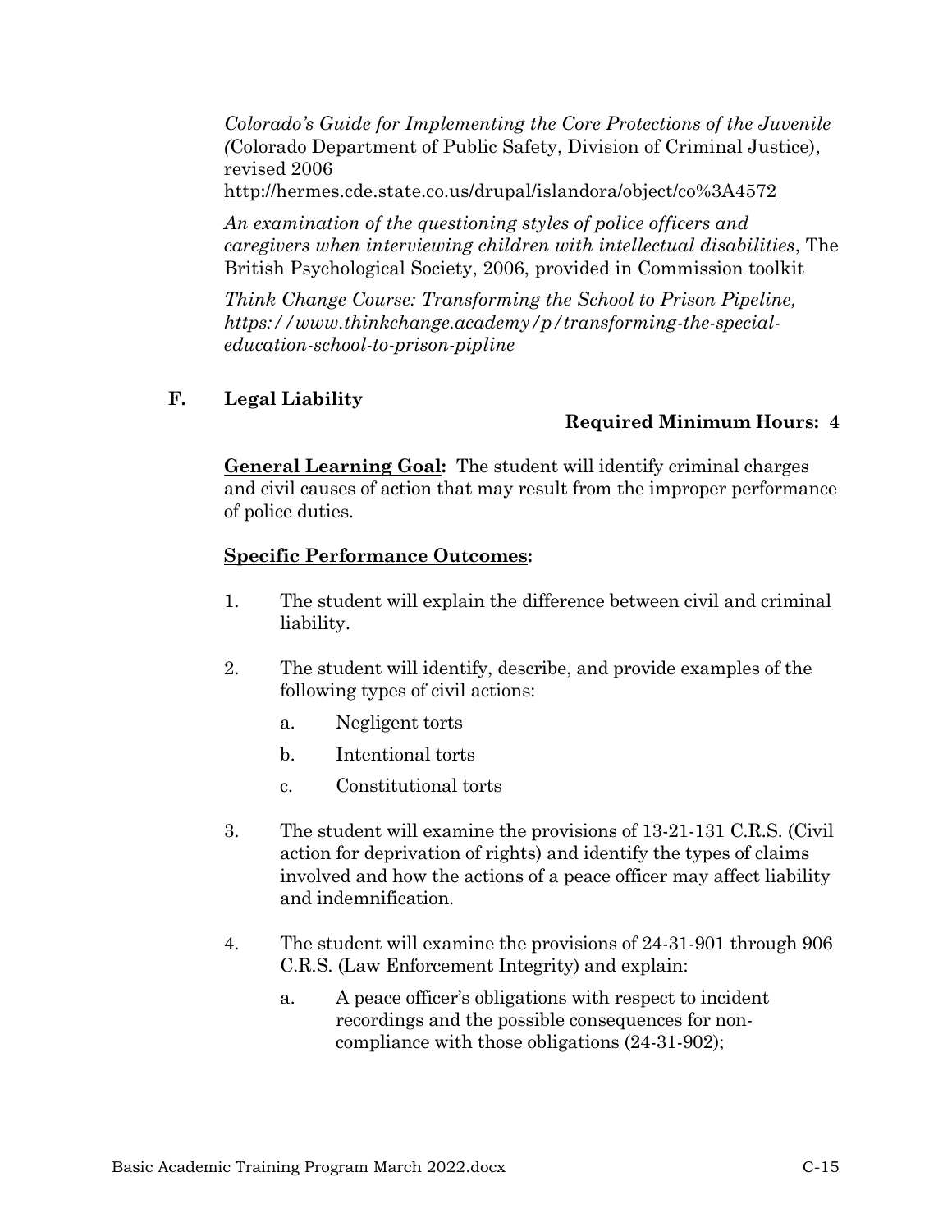*Colorado's Guide for Implementing the Core Protections of the Juvenile (*Colorado Department of Public Safety, Division of Criminal Justice), revised 2006
http://hermes.cde.state.co.us/drupal/islandora/object/co%3A4572

*An examination of the questioning styles of police officers and caregivers when interviewing children with intellectual disabilities*, The British Psychological Society, 2006, provided in Commission toolkit

*Think Change Course: Transforming the School to Prison Pipeline, https://www.thinkchange.academy/p/transforming-the-special-education-school-to-prison-pipline*

## F. Legal Liability

**Required Minimum Hours: 4**

**General Learning Goal:** The student will identify criminal charges and civil causes of action that may result from the improper performance of police duties.

**Specific Performance Outcomes:**

1. The student will explain the difference between civil and criminal liability.
2. The student will identify, describe, and provide examples of the following types of civil actions:
   a. Negligent torts
   b. Intentional torts
   c. Constitutional torts
3. The student will examine the provisions of 13-21-131 C.R.S. (Civil action for deprivation of rights) and identify the types of claims involved and how the actions of a peace officer may affect liability and indemnification.
4. The student will examine the provisions of 24-31-901 through 906 C.R.S. (Law Enforcement Integrity) and explain:
   a. A peace officer's obligations with respect to incident recordings and the possible consequences for non-compliance with those obligations (24-31-902);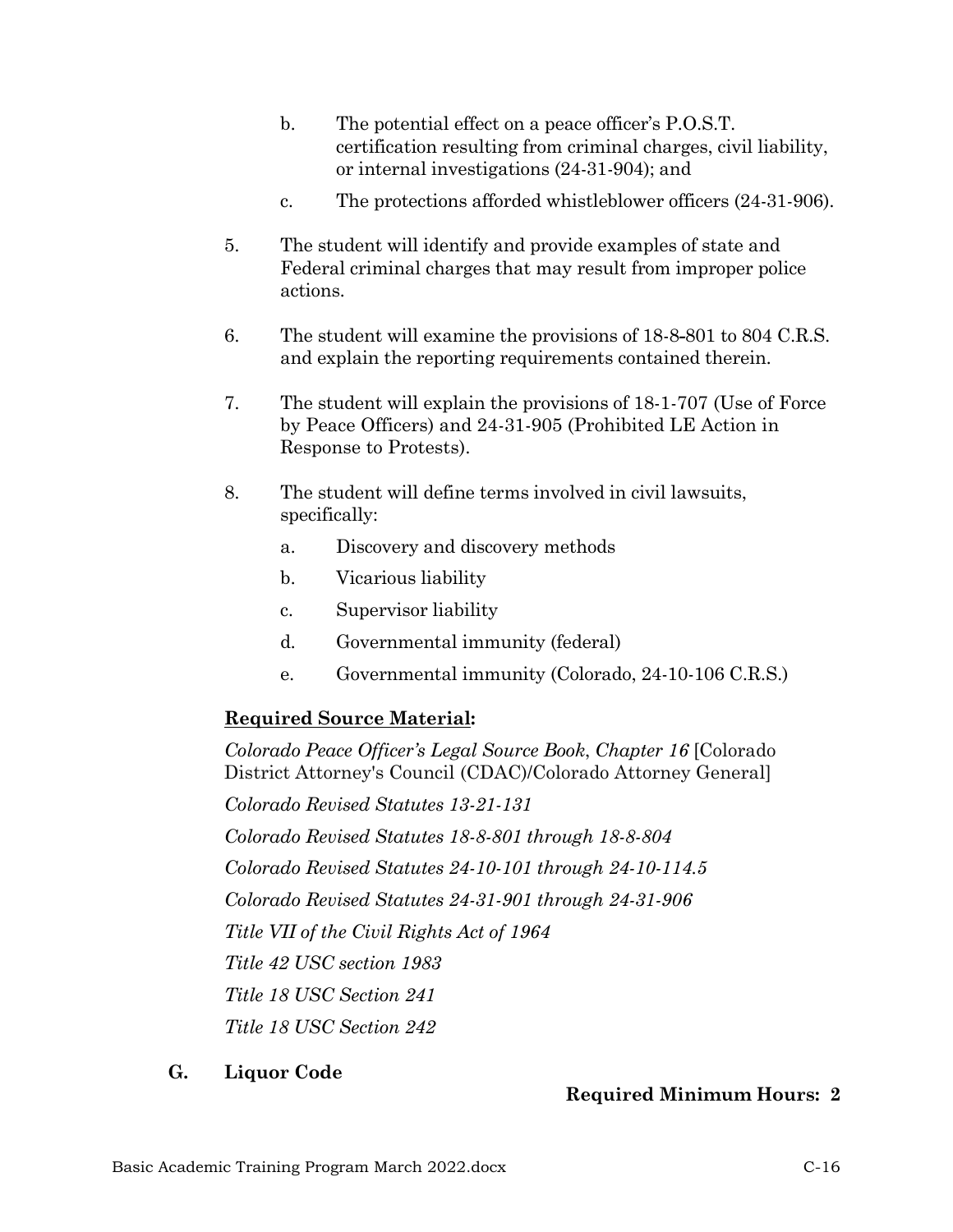b. The potential effect on a peace officer's P.O.S.T. certification resulting from criminal charges, civil liability, or internal investigations (24-31-904); and

c. The protections afforded whistleblower officers (24-31-906).

5. The student will identify and provide examples of state and Federal criminal charges that may result from improper police actions.

6. The student will examine the provisions of 18-8-801 to 804 C.R.S. and explain the reporting requirements contained therein.

7. The student will explain the provisions of 18-1-707 (Use of Force by Peace Officers) and 24-31-905 (Prohibited LE Action in Response to Protests).

8. The student will define terms involved in civil lawsuits, specifically:

   a. Discovery and discovery methods

   b. Vicarious liability

   c. Supervisor liability

   d. Governmental immunity (federal)

   e. Governmental immunity (Colorado, 24-10-106 C.R.S.)

**Required Source Material:**

*Colorado Peace Officer's Legal Source Book, Chapter 16* [Colorado District Attorney's Council (CDAC)/Colorado Attorney General]

*Colorado Revised Statutes 13-21-131*

*Colorado Revised Statutes 18-8-801 through 18-8-804*

*Colorado Revised Statutes 24-10-101 through 24-10-114.5*

*Colorado Revised Statutes 24-31-901 through 24-31-906*

*Title VII of the Civil Rights Act of 1964*

*Title 42 USC section 1983*

*Title 18 USC Section 241*

*Title 18 USC Section 242*

**G. Liquor Code**

**Required Minimum Hours: 2**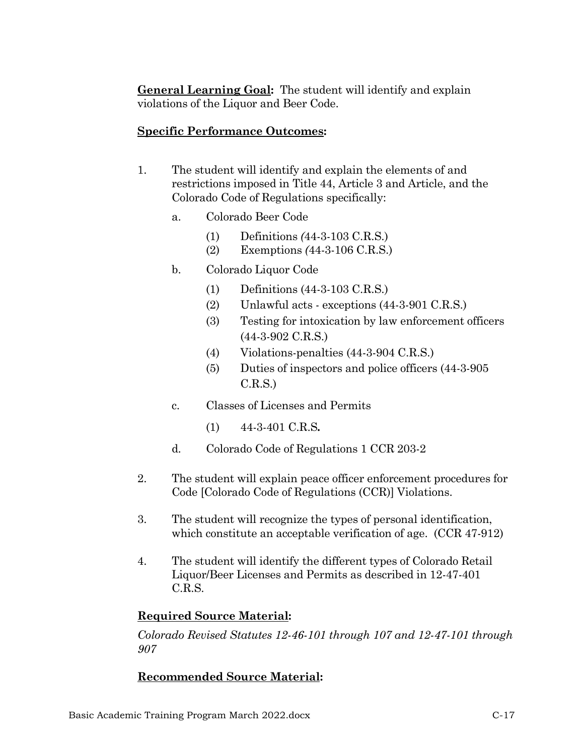**General Learning Goal:** The student will identify and explain violations of the Liquor and Beer Code.

**Specific Performance Outcomes:**

1. The student will identify and explain the elements of and restrictions imposed in Title 44, Article 3 and Article, and the Colorado Code of Regulations specifically:
    a. Colorado Beer Code
        (1) Definitions (44-3-103 C.R.S.)
        (2) Exemptions (44-3-106 C.R.S.)
    b. Colorado Liquor Code
        (1) Definitions (44-3-103 C.R.S.)
        (2) Unlawful acts - exceptions (44-3-901 C.R.S.)
        (3) Testing for intoxication by law enforcement officers (44-3-902 C.R.S.)
        (4) Violations-penalties (44-3-904 C.R.S.)
        (5) Duties of inspectors and police officers (44-3-905 C.R.S.)
    c. Classes of Licenses and Permits
        (1) 44-3-401 C.R.S.
    d. Colorado Code of Regulations 1 CCR 203-2

2. The student will explain peace officer enforcement procedures for Code [Colorado Code of Regulations (CCR)] Violations.

3. The student will recognize the types of personal identification, which constitute an acceptable verification of age. (CCR 47-912)

4. The student will identify the different types of Colorado Retail Liquor/Beer Licenses and Permits as described in 12-47-401 C.R.S.

**Required Source Material:**

*Colorado Revised Statutes 12-46-101 through 107 and 12-47-101 through 907*

**Recommended Source Material:**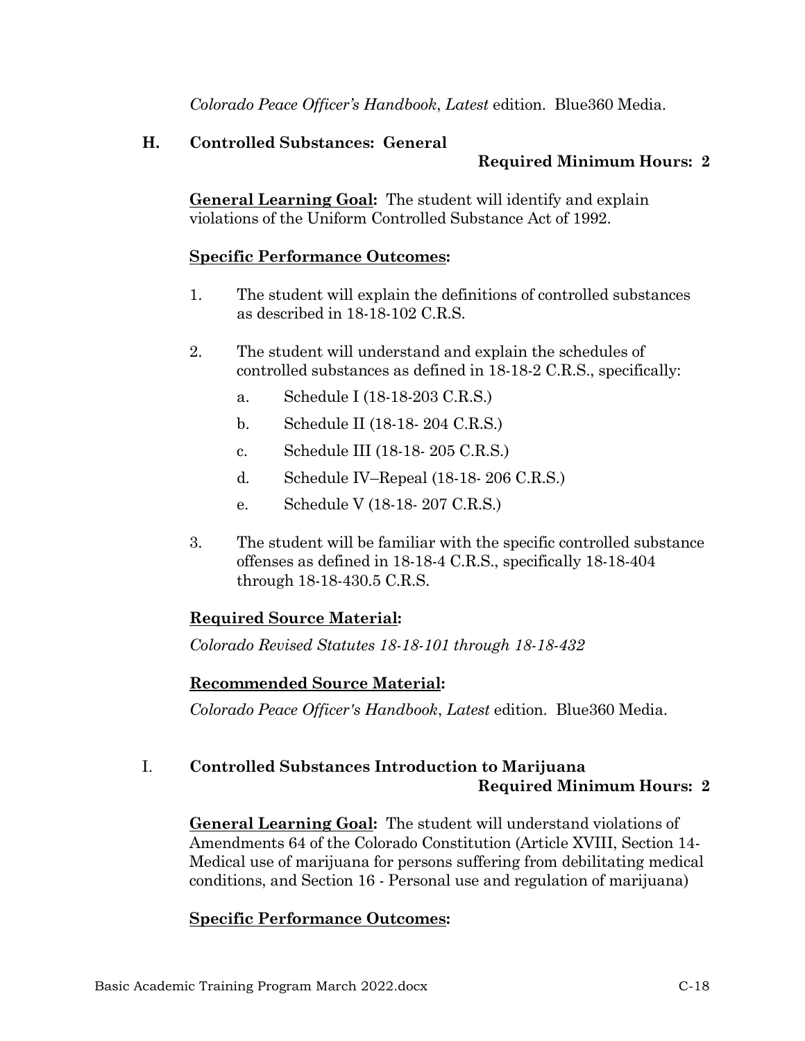*Colorado Peace Officer's Handbook*, *Latest* edition. Blue360 Media.

### H. Controlled Substances: General

**Required Minimum Hours: 2**

**General Learning Goal:** The student will identify and explain violations of the Uniform Controlled Substance Act of 1992.

**Specific Performance Outcomes:**

1. The student will explain the definitions of controlled substances as described in 18-18-102 C.R.S.
2. The student will understand and explain the schedules of controlled substances as defined in 18-18-2 C.R.S., specifically:
   a. Schedule I (18-18-203 C.R.S.)
   b. Schedule II (18-18- 204 C.R.S.)
   c. Schedule III (18-18- 205 C.R.S.)
   d. Schedule IV–Repeal (18-18- 206 C.R.S.)
   e. Schedule V (18-18- 207 C.R.S.)
3. The student will be familiar with the specific controlled substance offenses as defined in 18-18-4 C.R.S., specifically 18-18-404 through 18-18-430.5 C.R.S.

**Required Source Material:**

*Colorado Revised Statutes 18-18-101 through 18-18-432*

**Recommended Source Material:**

*Colorado Peace Officer's Handbook*, *Latest* edition. Blue360 Media.

### I. Controlled Substances Introduction to Marijuana

**Required Minimum Hours: 2**

**General Learning Goal:** The student will understand violations of Amendments 64 of the Colorado Constitution (Article XVIII, Section 14- Medical use of marijuana for persons suffering from debilitating medical conditions, and Section 16 - Personal use and regulation of marijuana)

**Specific Performance Outcomes:**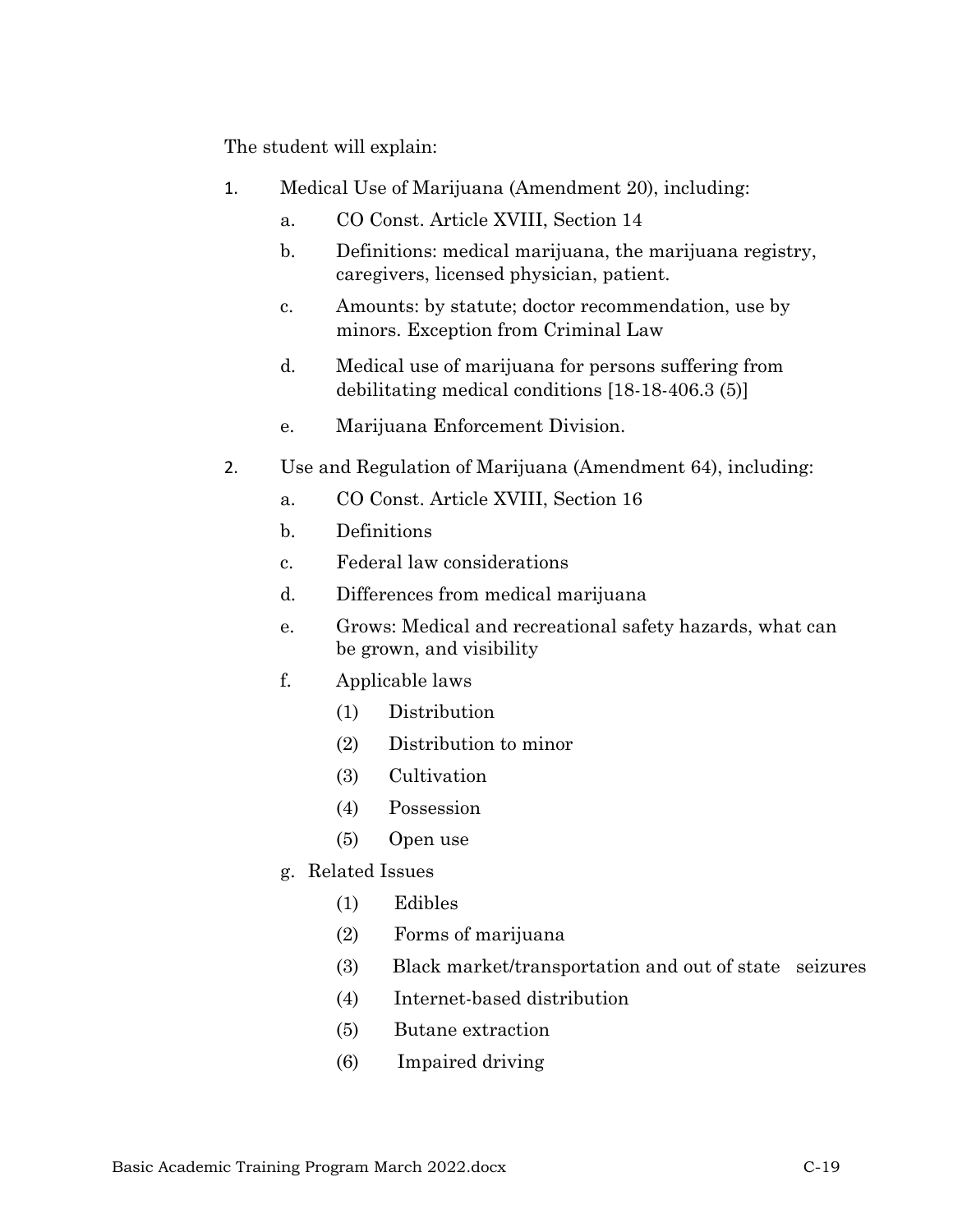The student will explain:

1. Medical Use of Marijuana (Amendment 20), including:
   - a. CO Const. Article XVIII, Section 14
   - b. Definitions: medical marijuana, the marijuana registry, caregivers, licensed physician, patient.
   - c. Amounts: by statute; doctor recommendation, use by minors. Exception from Criminal Law
   - d. Medical use of marijuana for persons suffering from debilitating medical conditions [18-18-406.3 (5)]
   - e. Marijuana Enforcement Division.
2. Use and Regulation of Marijuana (Amendment 64), including:
   - a. CO Const. Article XVIII, Section 16
   - b. Definitions
   - c. Federal law considerations
   - d. Differences from medical marijuana
   - e. Grows: Medical and recreational safety hazards, what can be grown, and visibility
   - f. Applicable laws
     - (1) Distribution
     - (2) Distribution to minor
     - (3) Cultivation
     - (4) Possession
     - (5) Open use
   - g. Related Issues
     - (1) Edibles
     - (2) Forms of marijuana
     - (3) Black market/transportation and out of state seizures
     - (4) Internet-based distribution
     - (5) Butane extraction
     - (6) Impaired driving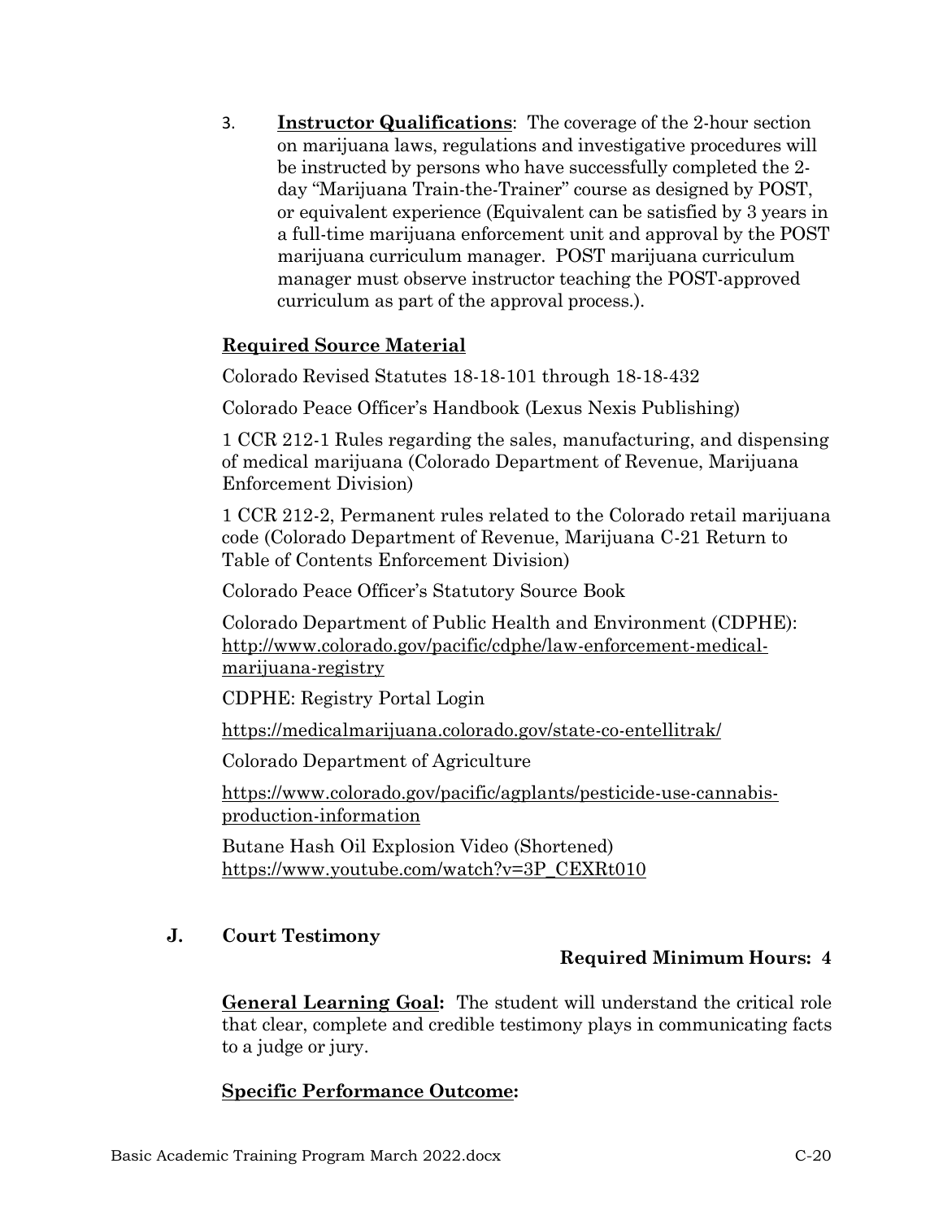3. **Instructor Qualifications**: The coverage of the 2-hour section on marijuana laws, regulations and investigative procedures will be instructed by persons who have successfully completed the 2-day "Marijuana Train-the-Trainer" course as designed by POST, or equivalent experience (Equivalent can be satisfied by 3 years in a full-time marijuana enforcement unit and approval by the POST marijuana curriculum manager. POST marijuana curriculum manager must observe instructor teaching the POST-approved curriculum as part of the approval process.).

**Required Source Material**

Colorado Revised Statutes 18-18-101 through 18-18-432

Colorado Peace Officer's Handbook (Lexus Nexis Publishing)

1 CCR 212-1 Rules regarding the sales, manufacturing, and dispensing of medical marijuana (Colorado Department of Revenue, Marijuana Enforcement Division)

1 CCR 212-2, Permanent rules related to the Colorado retail marijuana code (Colorado Department of Revenue, Marijuana C-21 Return to Table of Contents Enforcement Division)

Colorado Peace Officer's Statutory Source Book

Colorado Department of Public Health and Environment (CDPHE): http://www.colorado.gov/pacific/cdphe/law-enforcement-medical-marijuana-registry

CDPHE: Registry Portal Login

https://medicalmarijuana.colorado.gov/state-co-entellitrak/

Colorado Department of Agriculture

https://www.colorado.gov/pacific/agplants/pesticide-use-cannabis-production-information

Butane Hash Oil Explosion Video (Shortened) https://www.youtube.com/watch?v=3P_CEXRt010

## J. Court Testimony

**Required Minimum Hours: 4**

**General Learning Goal:** The student will understand the critical role that clear, complete and credible testimony plays in communicating facts to a judge or jury.

**Specific Performance Outcome:**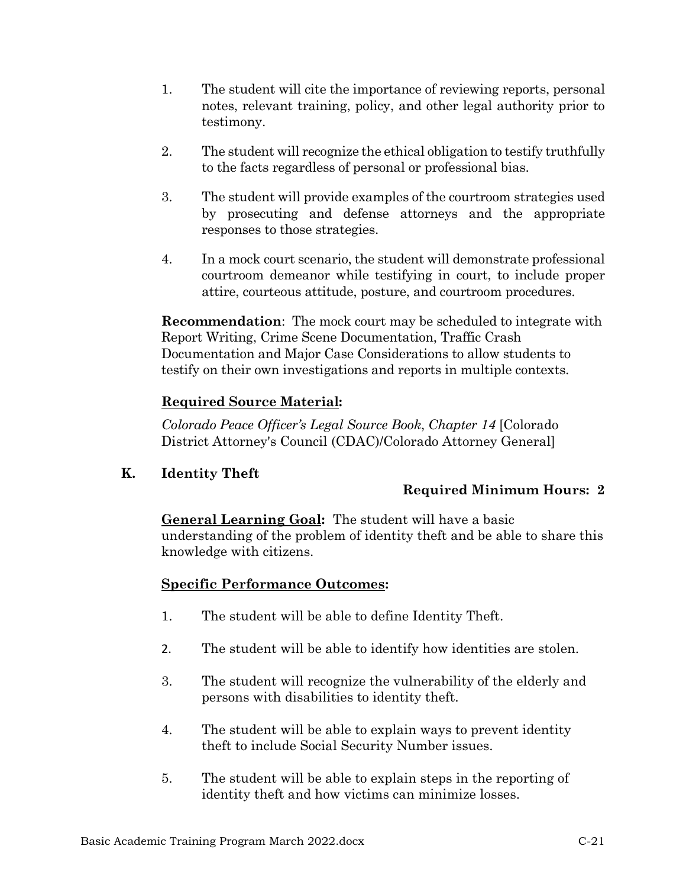1. The student will cite the importance of reviewing reports, personal notes, relevant training, policy, and other legal authority prior to testimony.

2. The student will recognize the ethical obligation to testify truthfully to the facts regardless of personal or professional bias.

3. The student will provide examples of the courtroom strategies used by prosecuting and defense attorneys and the appropriate responses to those strategies.

4. In a mock court scenario, the student will demonstrate professional courtroom demeanor while testifying in court, to include proper attire, courteous attitude, posture, and courtroom procedures.

**Recommendation**: The mock court may be scheduled to integrate with Report Writing, Crime Scene Documentation, Traffic Crash Documentation and Major Case Considerations to allow students to testify on their own investigations and reports in multiple contexts.

**Required Source Material:**

*Colorado Peace Officer's Legal Source Book*, *Chapter 14* [Colorado District Attorney's Council (CDAC)/Colorado Attorney General]

## K. Identity Theft

**Required Minimum Hours: 2**

**General Learning Goal:** The student will have a basic understanding of the problem of identity theft and be able to share this knowledge with citizens.

**Specific Performance Outcomes:**

1. The student will be able to define Identity Theft.

2. The student will be able to identify how identities are stolen.

3. The student will recognize the vulnerability of the elderly and persons with disabilities to identity theft.

4. The student will be able to explain ways to prevent identity theft to include Social Security Number issues.

5. The student will be able to explain steps in the reporting of identity theft and how victims can minimize losses.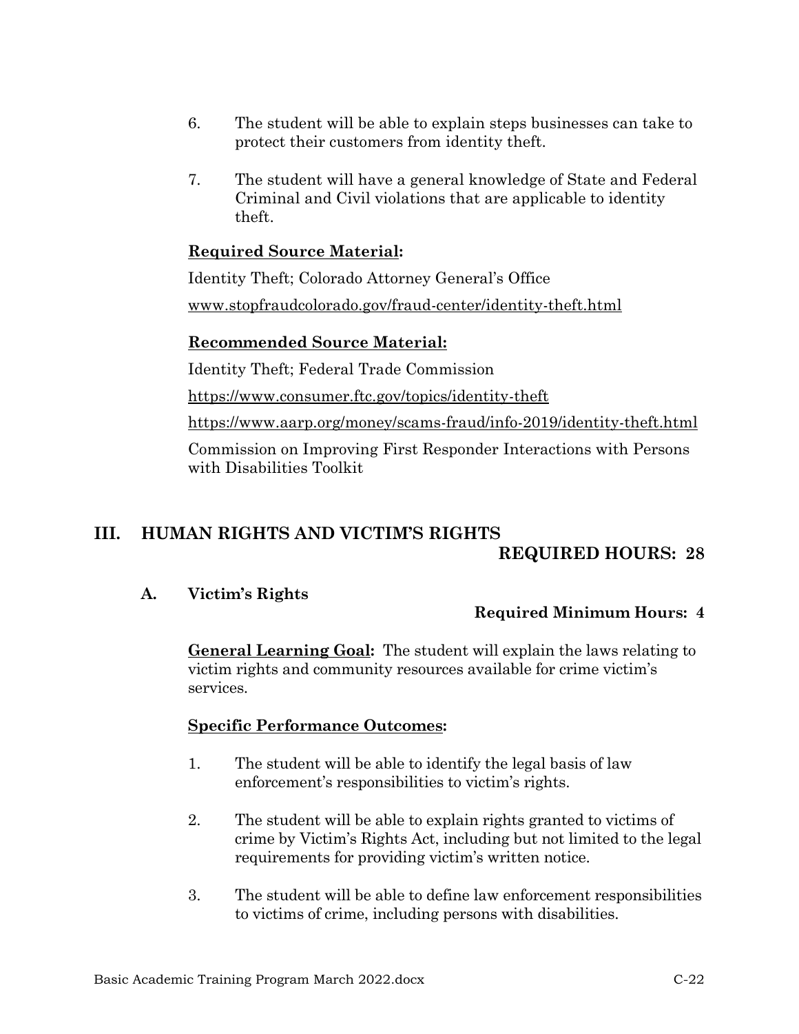6. The student will be able to explain steps businesses can take to protect their customers from identity theft.

7. The student will have a general knowledge of State and Federal Criminal and Civil violations that are applicable to identity theft.

**Required Source Material:**

Identity Theft; Colorado Attorney General's Office

www.stopfraudcolorado.gov/fraud-center/identity-theft.html

**Recommended Source Material:**

Identity Theft; Federal Trade Commission

https://www.consumer.ftc.gov/topics/identity-theft

https://www.aarp.org/money/scams-fraud/info-2019/identity-theft.html

Commission on Improving First Responder Interactions with Persons with Disabilities Toolkit

## III. HUMAN RIGHTS AND VICTIM'S RIGHTS

**REQUIRED HOURS: 28**

### A. Victim's Rights

**Required Minimum Hours: 4**

**General Learning Goal:** The student will explain the laws relating to victim rights and community resources available for crime victim's services.

**Specific Performance Outcomes:**

1. The student will be able to identify the legal basis of law enforcement's responsibilities to victim's rights.

2. The student will be able to explain rights granted to victims of crime by Victim's Rights Act, including but not limited to the legal requirements for providing victim's written notice.

3. The student will be able to define law enforcement responsibilities to victims of crime, including persons with disabilities.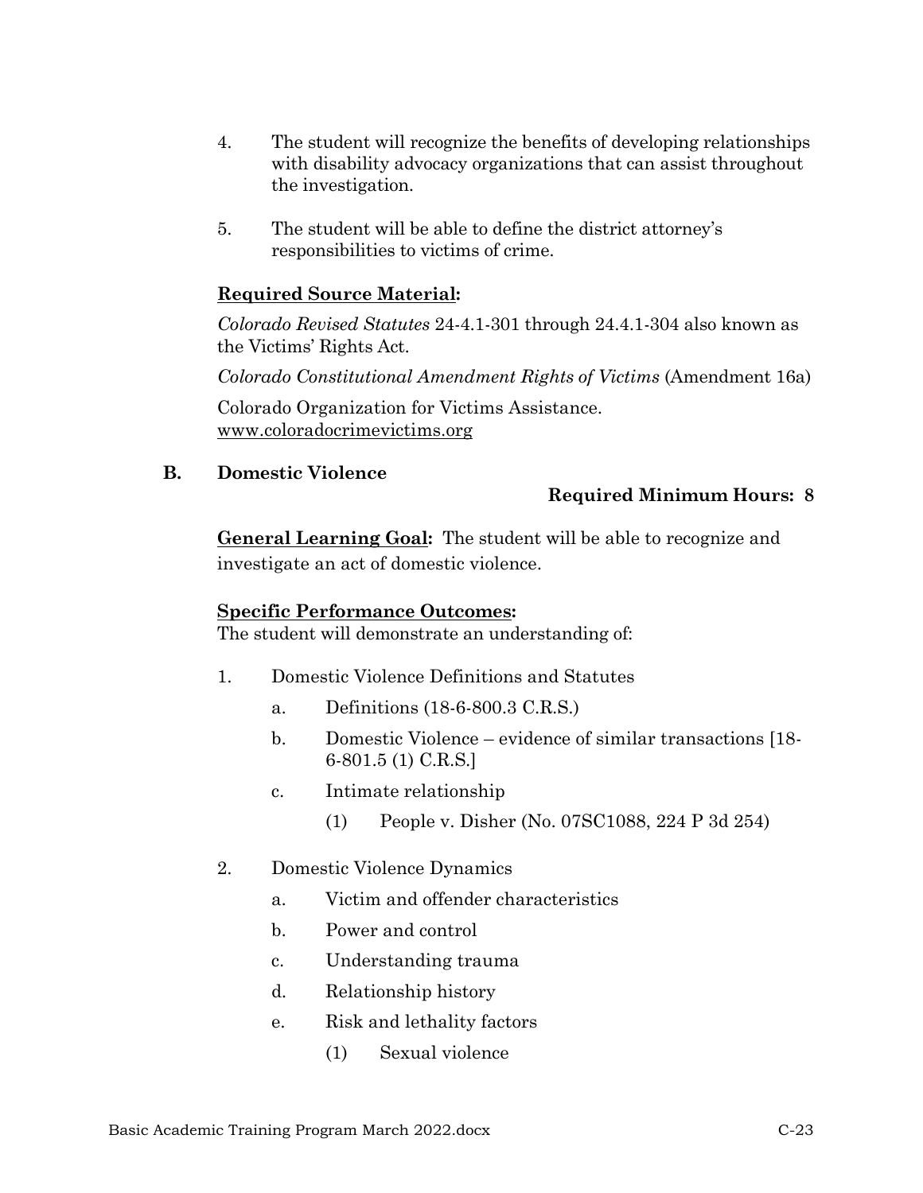4. The student will recognize the benefits of developing relationships with disability advocacy organizations that can assist throughout the investigation.

5. The student will be able to define the district attorney's responsibilities to victims of crime.

**<u>Required Source Material</u>:**

*Colorado Revised Statutes* 24-4.1-301 through 24.4.1-304 also known as the Victims' Rights Act.

*Colorado Constitutional Amendment Rights of Victims* (Amendment 16a)

Colorado Organization for Victims Assistance. www.coloradocrimevictims.org

## B. Domestic Violence

**Required Minimum Hours: 8**

**<u>General Learning Goal</u>:** The student will be able to recognize and investigate an act of domestic violence.

**<u>Specific Performance Outcomes</u>:**
The student will demonstrate an understanding of:

1. Domestic Violence Definitions and Statutes
   a. Definitions (18-6-800.3 C.R.S.)
   b. Domestic Violence – evidence of similar transactions [18-6-801.5 (1) C.R.S.]
   c. Intimate relationship
      (1) People v. Disher (No. 07SC1088, 224 P 3d 254)

2. Domestic Violence Dynamics
   a. Victim and offender characteristics
   b. Power and control
   c. Understanding trauma
   d. Relationship history
   e. Risk and lethality factors
      (1) Sexual violence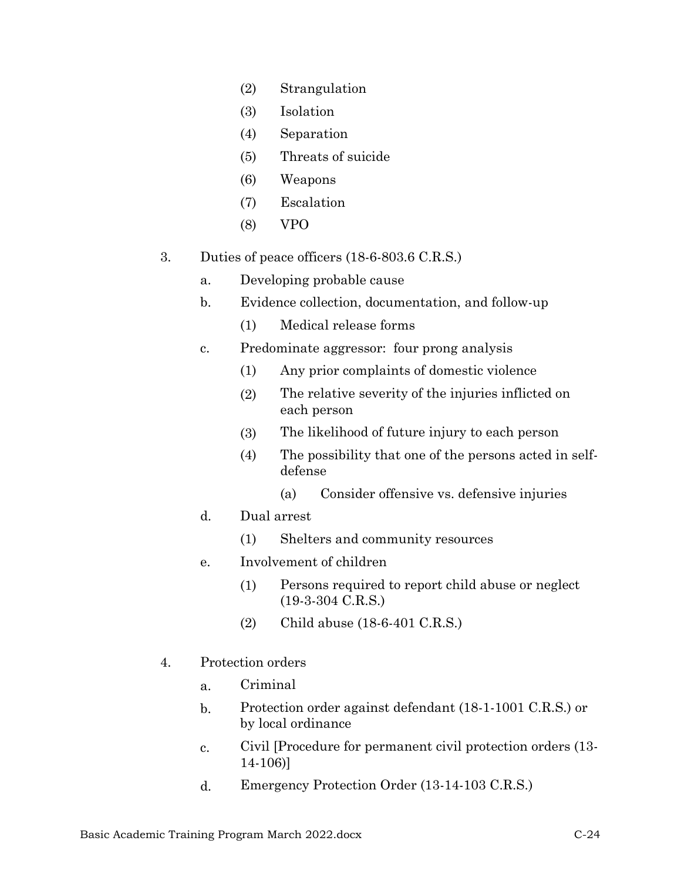- (2) Strangulation
- (3) Isolation
- (4) Separation
- (5) Threats of suicide
- (6) Weapons
- (7) Escalation
- (8) VPO

3. Duties of peace officers (18-6-803.6 C.R.S.)
   - a. Developing probable cause
   - b. Evidence collection, documentation, and follow-up
     - (1) Medical release forms
   - c. Predominate aggressor: four prong analysis
     - (1) Any prior complaints of domestic violence
     - (2) The relative severity of the injuries inflicted on each person
     - (3) The likelihood of future injury to each person
     - (4) The possibility that one of the persons acted in self-defense
       - (a) Consider offensive vs. defensive injuries
   - d. Dual arrest
     - (1) Shelters and community resources
   - e. Involvement of children
     - (1) Persons required to report child abuse or neglect (19-3-304 C.R.S.)
     - (2) Child abuse (18-6-401 C.R.S.)

4. Protection orders
   - a. Criminal
   - b. Protection order against defendant (18-1-1001 C.R.S.) or by local ordinance
   - c. Civil [Procedure for permanent civil protection orders (13-14-106)]
   - d. Emergency Protection Order (13-14-103 C.R.S.)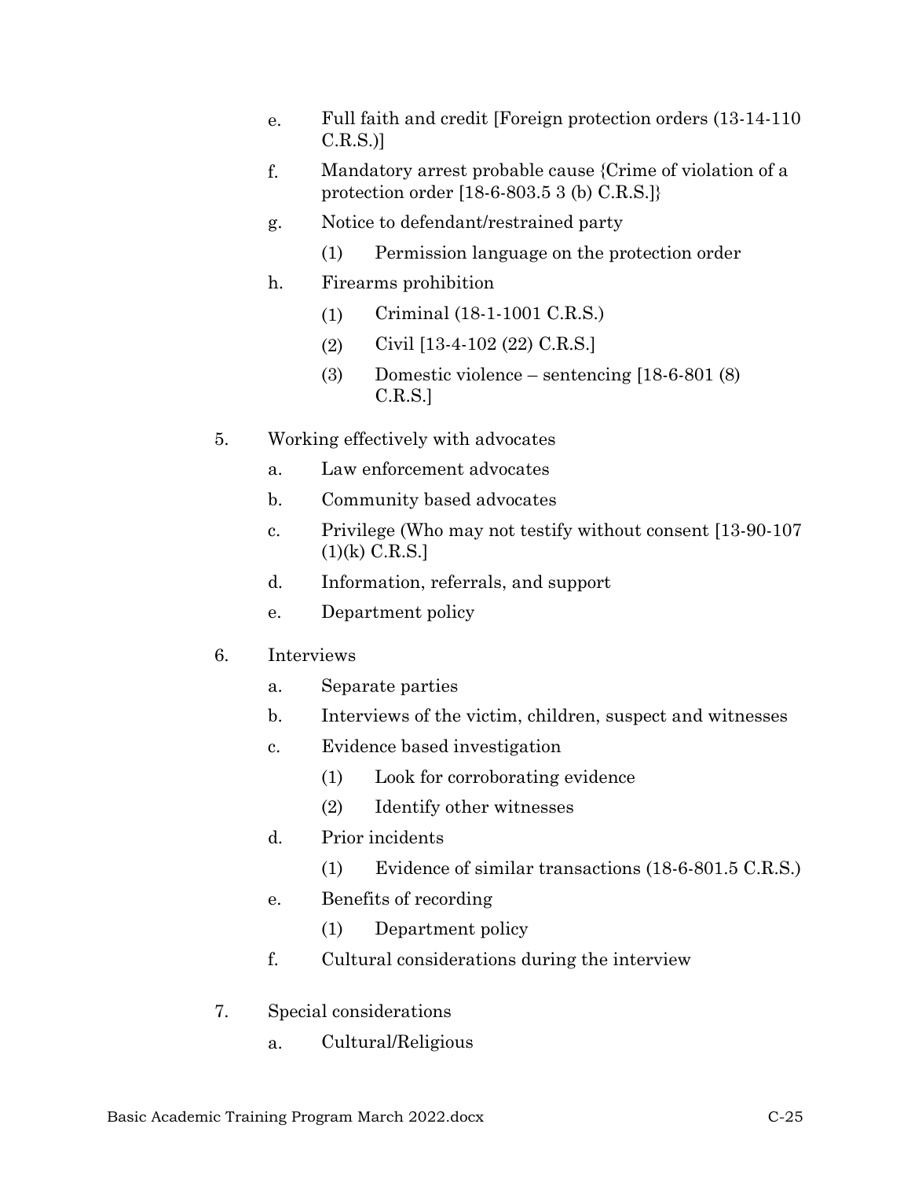e. Full faith and credit [Foreign protection orders (13-14-110 C.R.S.)]

f. Mandatory arrest probable cause {Crime of violation of a protection order [18-6-803.5 3 (b) C.R.S.]}

g. Notice to defendant/restrained party

   (1) Permission language on the protection order

h. Firearms prohibition

   (1) Criminal (18-1-1001 C.R.S.)

   (2) Civil [13-4-102 (22) C.R.S.]

   (3) Domestic violence – sentencing [18-6-801 (8) C.R.S.]

5. Working effectively with advocates

   a. Law enforcement advocates

   b. Community based advocates

   c. Privilege (Who may not testify without consent [13-90-107 (1)(k) C.R.S.]

   d. Information, referrals, and support

   e. Department policy

6. Interviews

   a. Separate parties

   b. Interviews of the victim, children, suspect and witnesses

   c. Evidence based investigation

      (1) Look for corroborating evidence

      (2) Identify other witnesses

   d. Prior incidents

      (1) Evidence of similar transactions (18-6-801.5 C.R.S.)

   e. Benefits of recording

      (1) Department policy

   f. Cultural considerations during the interview

7. Special considerations

   a. Cultural/Religious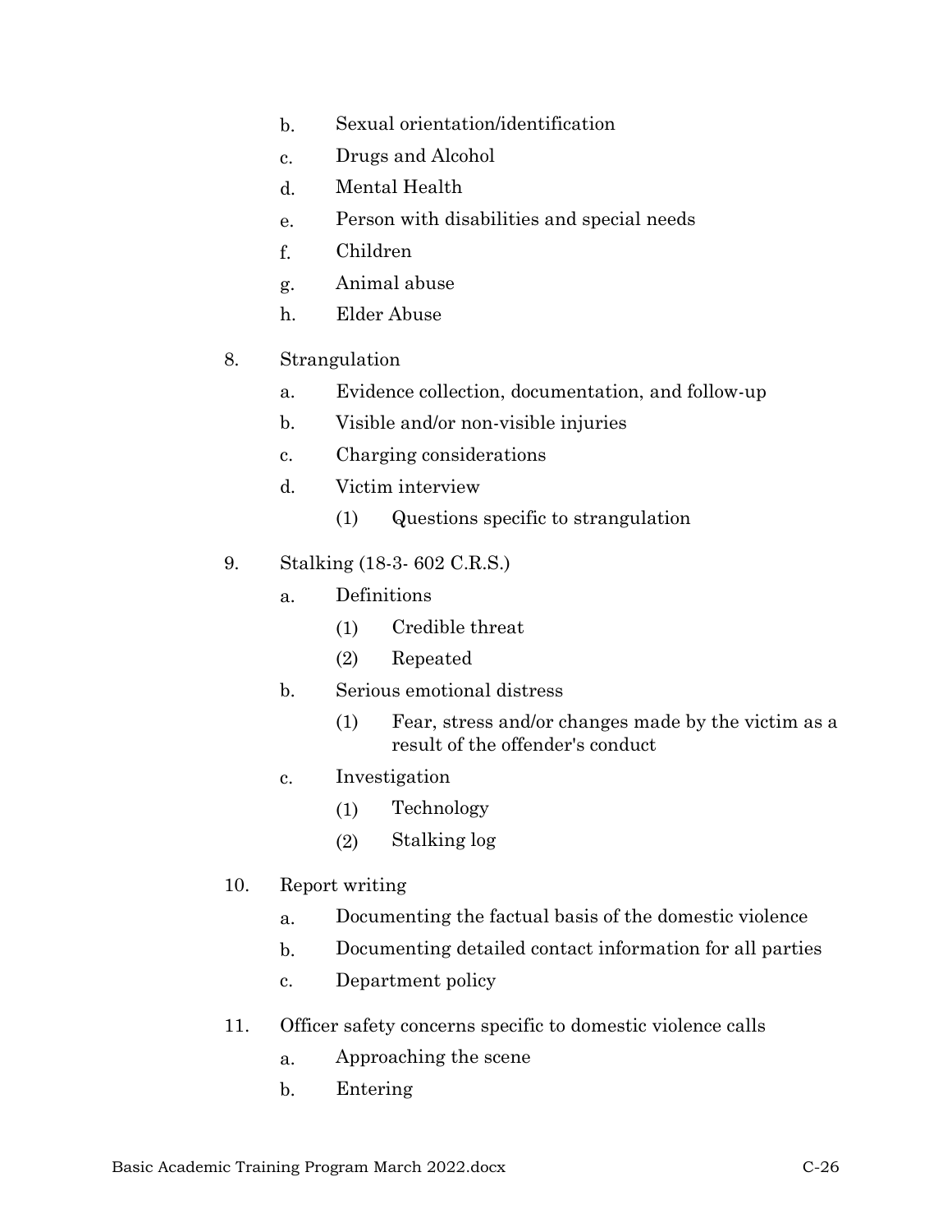b. Sexual orientation/identification

c. Drugs and Alcohol

d. Mental Health

e. Person with disabilities and special needs

f. Children

g. Animal abuse

h. Elder Abuse

8. Strangulation

   a. Evidence collection, documentation, and follow-up

   b. Visible and/or non-visible injuries

   c. Charging considerations

   d. Victim interview

      (1) Questions specific to strangulation

9. Stalking (18-3- 602 C.R.S.)

   a. Definitions

      (1) Credible threat

      (2) Repeated

   b. Serious emotional distress

      (1) Fear, stress and/or changes made by the victim as a result of the offender's conduct

   c. Investigation

      (1) Technology

      (2) Stalking log

10. Report writing

    a. Documenting the factual basis of the domestic violence

    b. Documenting detailed contact information for all parties

    c. Department policy

11. Officer safety concerns specific to domestic violence calls

    a. Approaching the scene

    b. Entering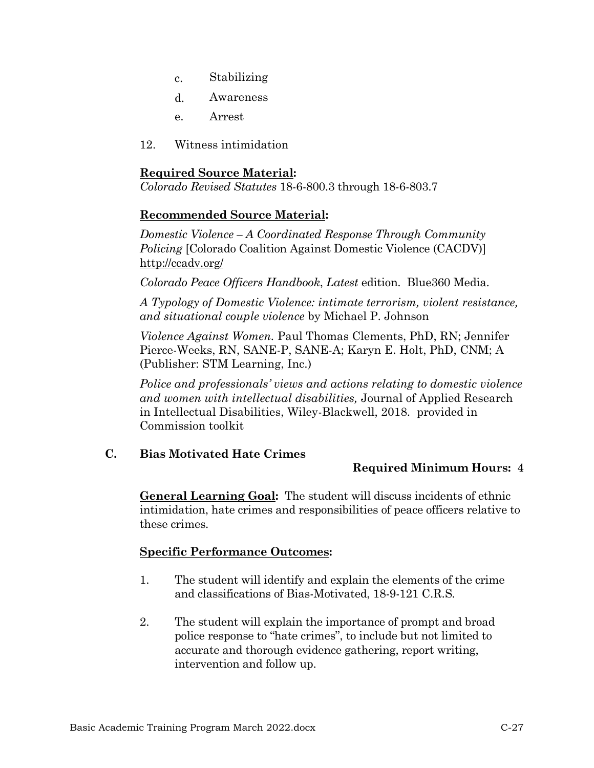c. Stabilizing

d. Awareness

e. Arrest

12. Witness intimidation

**Required Source Material:**
*Colorado Revised Statutes* 18-6-800.3 through 18-6-803.7

**Recommended Source Material:**

*Domestic Violence – A Coordinated Response Through Community Policing* [Colorado Coalition Against Domestic Violence (CACDV)] http://ccadv.org/

*Colorado Peace Officers Handbook*, *Latest* edition. Blue360 Media.

*A Typology of Domestic Violence: intimate terrorism, violent resistance, and situational couple violence* by Michael P. Johnson

*Violence Against Women.* Paul Thomas Clements, PhD, RN; Jennifer Pierce-Weeks, RN, SANE-P, SANE-A; Karyn E. Holt, PhD, CNM; A (Publisher: STM Learning, Inc.)

*Police and professionals' views and actions relating to domestic violence and women with intellectual disabilities,* Journal of Applied Research in Intellectual Disabilities, Wiley-Blackwell, 2018. provided in Commission toolkit

## C. Bias Motivated Hate Crimes

**Required Minimum Hours: 4**

**General Learning Goal:** The student will discuss incidents of ethnic intimidation, hate crimes and responsibilities of peace officers relative to these crimes.

**Specific Performance Outcomes:**

1. The student will identify and explain the elements of the crime and classifications of Bias-Motivated, 18-9-121 C.R.S.

2. The student will explain the importance of prompt and broad police response to "hate crimes", to include but not limited to accurate and thorough evidence gathering, report writing, intervention and follow up.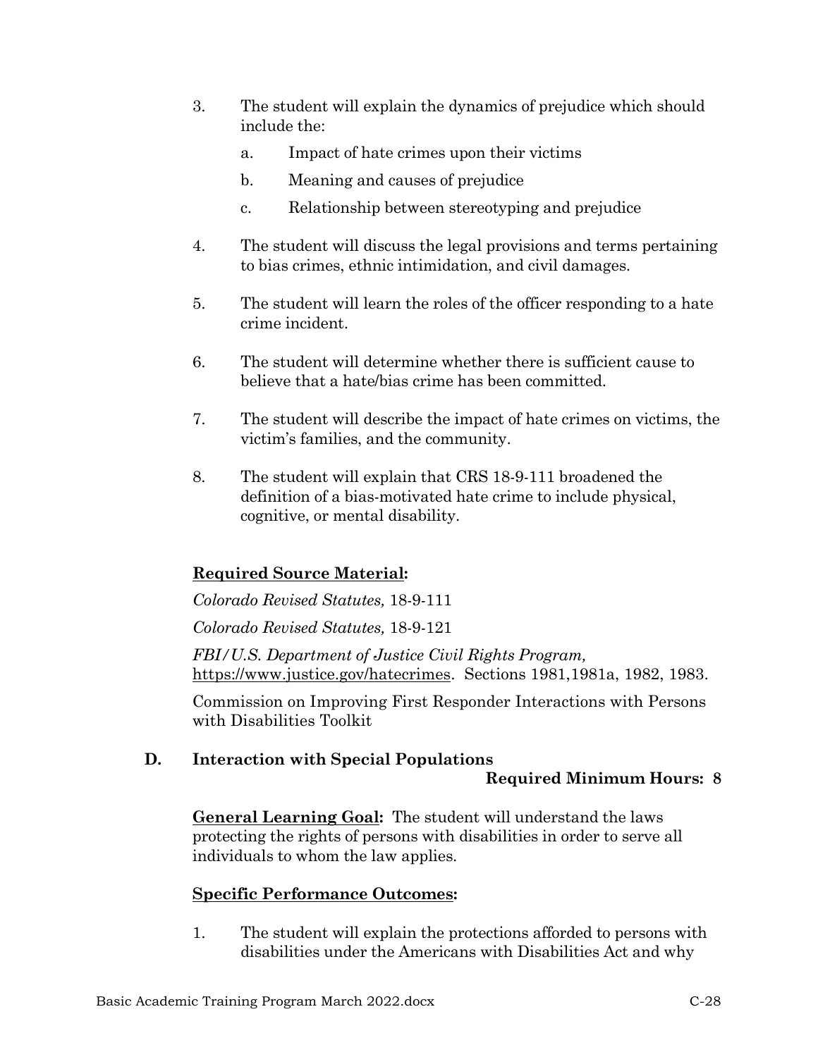3. The student will explain the dynamics of prejudice which should include the:

    a. Impact of hate crimes upon their victims

    b. Meaning and causes of prejudice

    c. Relationship between stereotyping and prejudice

4. The student will discuss the legal provisions and terms pertaining to bias crimes, ethnic intimidation, and civil damages.

5. The student will learn the roles of the officer responding to a hate crime incident.

6. The student will determine whether there is sufficient cause to believe that a hate/bias crime has been committed.

7. The student will describe the impact of hate crimes on victims, the victim's families, and the community.

8. The student will explain that CRS 18-9-111 broadened the definition of a bias-motivated hate crime to include physical, cognitive, or mental disability.

**Required Source Material:**

*Colorado Revised Statutes,* 18-9-111

*Colorado Revised Statutes,* 18-9-121

*FBI/U.S. Department of Justice Civil Rights Program,* https://www.justice.gov/hatecrimes. Sections 1981,1981a, 1982, 1983.

Commission on Improving First Responder Interactions with Persons with Disabilities Toolkit

## D. Interaction with Special Populations

**Required Minimum Hours: 8**

**General Learning Goal:** The student will understand the laws protecting the rights of persons with disabilities in order to serve all individuals to whom the law applies.

**Specific Performance Outcomes:**

1. The student will explain the protections afforded to persons with disabilities under the Americans with Disabilities Act and why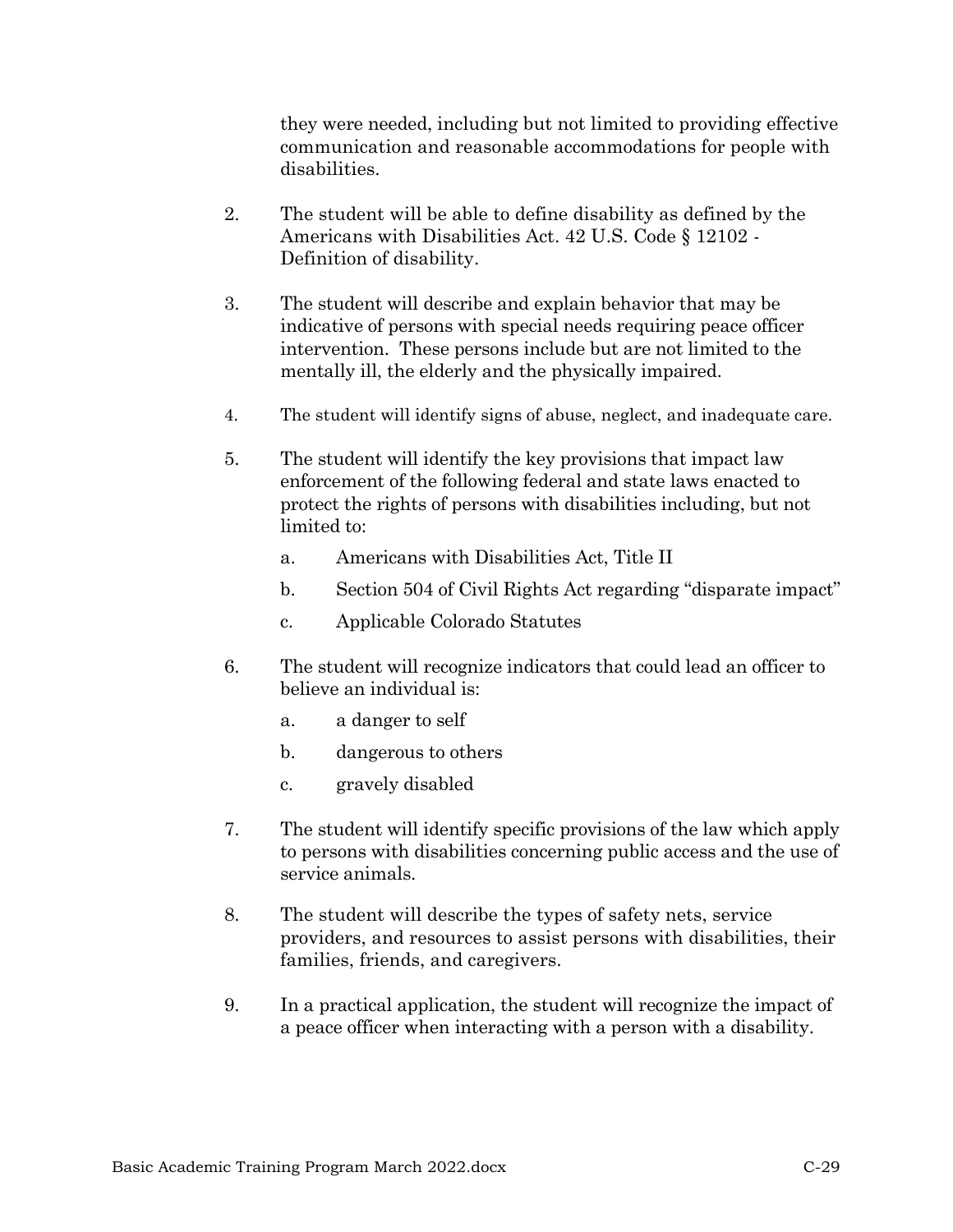they were needed, including but not limited to providing effective communication and reasonable accommodations for people with disabilities.

2. The student will be able to define disability as defined by the Americans with Disabilities Act. 42 U.S. Code § 12102 - Definition of disability.

3. The student will describe and explain behavior that may be indicative of persons with special needs requiring peace officer intervention. These persons include but are not limited to the mentally ill, the elderly and the physically impaired.

4. The student will identify signs of abuse, neglect, and inadequate care.

5. The student will identify the key provisions that impact law enforcement of the following federal and state laws enacted to protect the rights of persons with disabilities including, but not limited to:

   a. Americans with Disabilities Act, Title II

   b. Section 504 of Civil Rights Act regarding "disparate impact"

   c. Applicable Colorado Statutes

6. The student will recognize indicators that could lead an officer to believe an individual is:

   a. a danger to self

   b. dangerous to others

   c. gravely disabled

7. The student will identify specific provisions of the law which apply to persons with disabilities concerning public access and the use of service animals.

8. The student will describe the types of safety nets, service providers, and resources to assist persons with disabilities, their families, friends, and caregivers.

9. In a practical application, the student will recognize the impact of a peace officer when interacting with a person with a disability.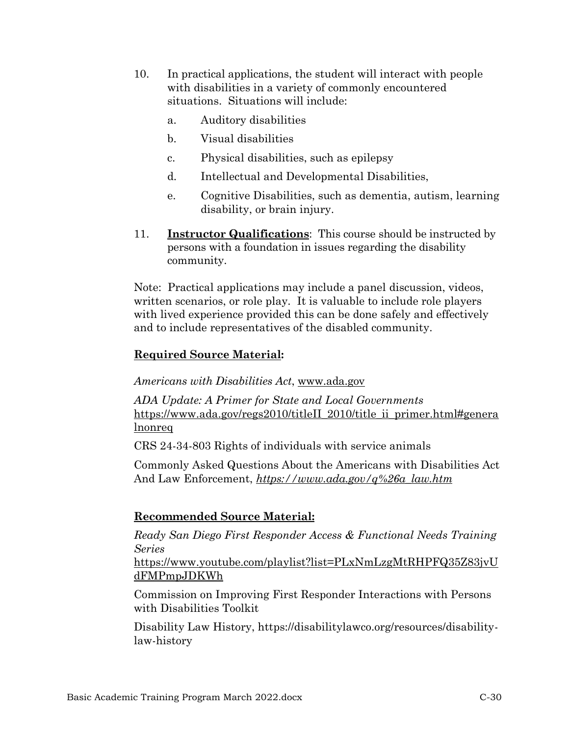10. In practical applications, the student will interact with people with disabilities in a variety of commonly encountered situations. Situations will include:

    a. Auditory disabilities

    b. Visual disabilities

    c. Physical disabilities, such as epilepsy

    d. Intellectual and Developmental Disabilities,

    e. Cognitive Disabilities, such as dementia, autism, learning disability, or brain injury.

11. **Instructor Qualifications**: This course should be instructed by persons with a foundation in issues regarding the disability community.

Note: Practical applications may include a panel discussion, videos, written scenarios, or role play. It is valuable to include role players with lived experience provided this can be done safely and effectively and to include representatives of the disabled community.

**Required Source Material:**

*Americans with Disabilities Act*, www.ada.gov

*ADA Update: A Primer for State and Local Governments* https://www.ada.gov/regs2010/titleII_2010/title_ii_primer.html#generalnonreq

CRS 24-34-803 Rights of individuals with service animals

Commonly Asked Questions About the Americans with Disabilities Act And Law Enforcement, *https://www.ada.gov/q%26a_law.htm*

**Recommended Source Material:**

*Ready San Diego First Responder Access & Functional Needs Training Series* https://www.youtube.com/playlist?list=PLxNmLzgMtRHPFQ35Z83jvUdFMPmpJDKWh

Commission on Improving First Responder Interactions with Persons with Disabilities Toolkit

Disability Law History, https://disabilitylawco.org/resources/disability-law-history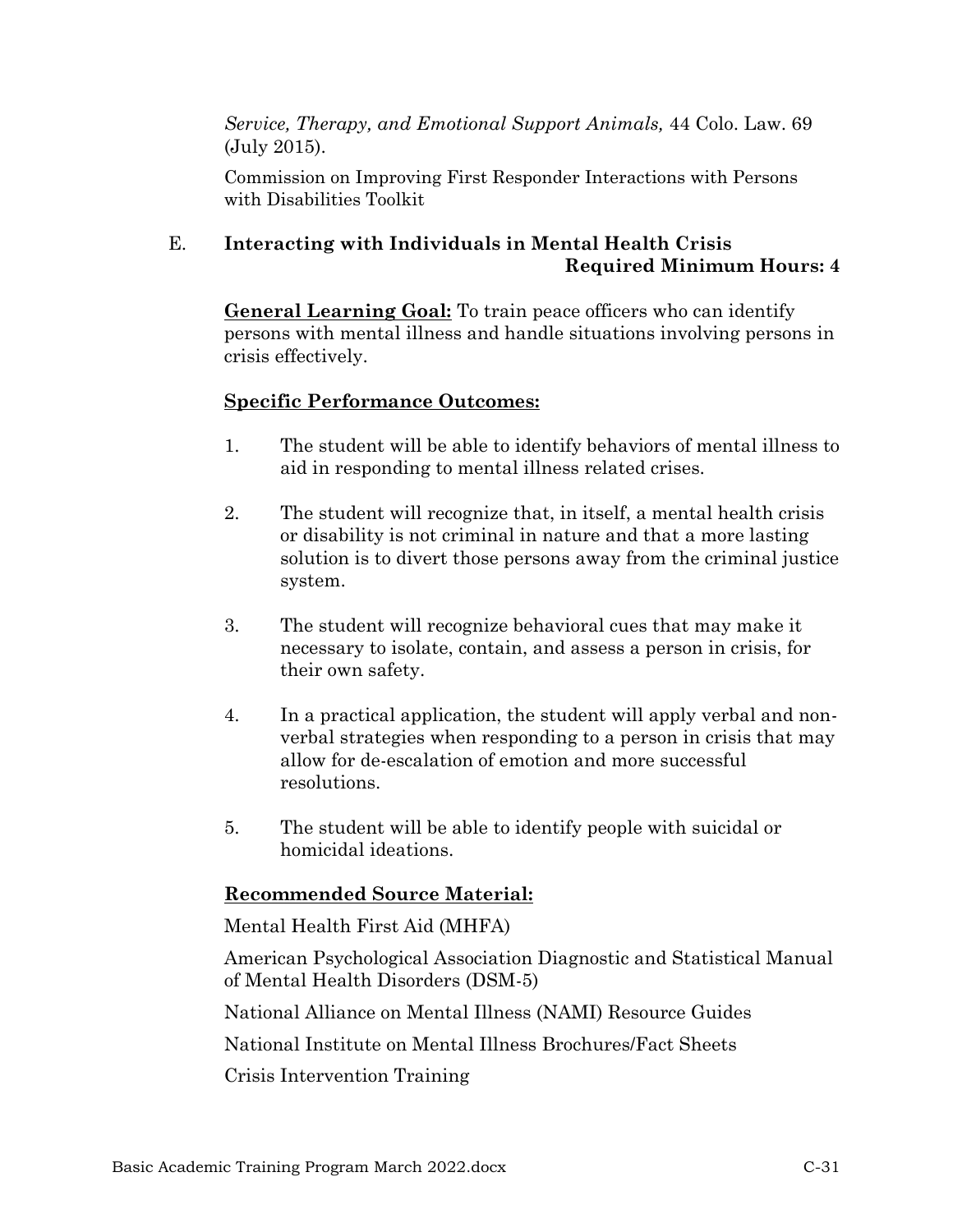*Service, Therapy, and Emotional Support Animals,* 44 Colo. Law. 69 (July 2015).

Commission on Improving First Responder Interactions with Persons with Disabilities Toolkit

### E. Interacting with Individuals in Mental Health Crisis

**Required Minimum Hours: 4**

**General Learning Goal:** To train peace officers who can identify persons with mental illness and handle situations involving persons in crisis effectively.

**Specific Performance Outcomes:**

1. The student will be able to identify behaviors of mental illness to aid in responding to mental illness related crises.
2. The student will recognize that, in itself, a mental health crisis or disability is not criminal in nature and that a more lasting solution is to divert those persons away from the criminal justice system.
3. The student will recognize behavioral cues that may make it necessary to isolate, contain, and assess a person in crisis, for their own safety.
4. In a practical application, the student will apply verbal and non-verbal strategies when responding to a person in crisis that may allow for de-escalation of emotion and more successful resolutions.
5. The student will be able to identify people with suicidal or homicidal ideations.

**Recommended Source Material:**

Mental Health First Aid (MHFA)

American Psychological Association Diagnostic and Statistical Manual of Mental Health Disorders (DSM-5)

National Alliance on Mental Illness (NAMI) Resource Guides

National Institute on Mental Illness Brochures/Fact Sheets

Crisis Intervention Training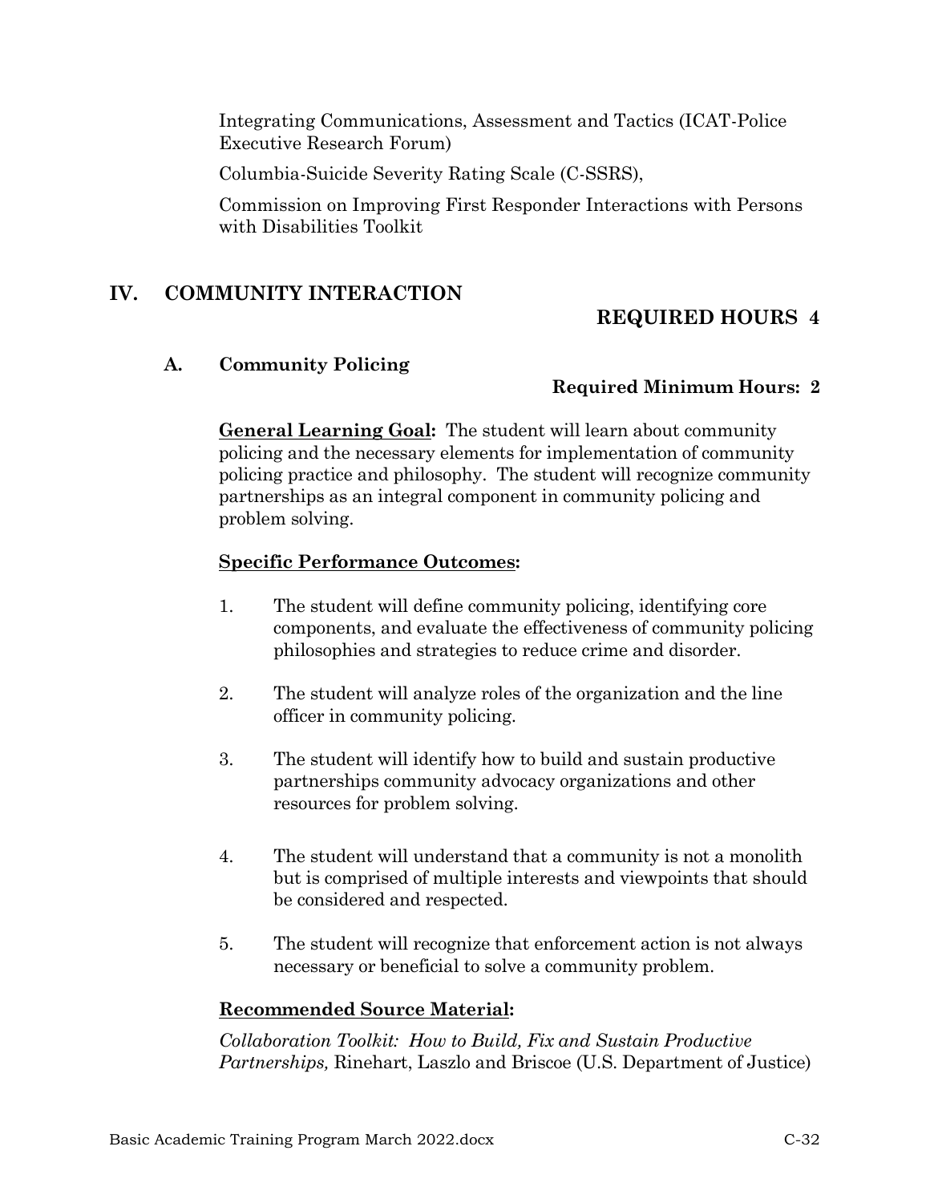Integrating Communications, Assessment and Tactics (ICAT-Police Executive Research Forum)

Columbia-Suicide Severity Rating Scale (C-SSRS),

Commission on Improving First Responder Interactions with Persons with Disabilities Toolkit

## IV. COMMUNITY INTERACTION

**REQUIRED HOURS 4**

### A. Community Policing

**Required Minimum Hours: 2**

**General Learning Goal:** The student will learn about community policing and the necessary elements for implementation of community policing practice and philosophy. The student will recognize community partnerships as an integral component in community policing and problem solving.

**Specific Performance Outcomes:**

1. The student will define community policing, identifying core components, and evaluate the effectiveness of community policing philosophies and strategies to reduce crime and disorder.

2. The student will analyze roles of the organization and the line officer in community policing.

3. The student will identify how to build and sustain productive partnerships community advocacy organizations and other resources for problem solving.

4. The student will understand that a community is not a monolith but is comprised of multiple interests and viewpoints that should be considered and respected.

5. The student will recognize that enforcement action is not always necessary or beneficial to solve a community problem.

**Recommended Source Material:**

*Collaboration Toolkit: How to Build, Fix and Sustain Productive Partnerships,* Rinehart, Laszlo and Briscoe (U.S. Department of Justice)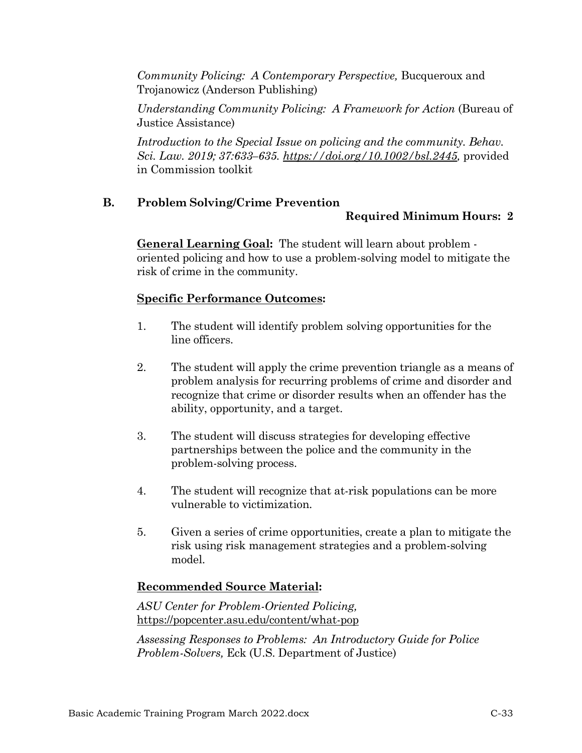*Community Policing: A Contemporary Perspective,* Bucqueroux and Trojanowicz (Anderson Publishing)

*Understanding Community Policing: A Framework for Action* (Bureau of Justice Assistance)

*Introduction to the Special Issue on policing and the community. Behav. Sci. Law. 2019; 37:633–635. https://doi.org/10.1002/bsl.2445,* provided in Commission toolkit

## B. Problem Solving/Crime Prevention

**Required Minimum Hours: 2**

**General Learning Goal:** The student will learn about problem - oriented policing and how to use a problem-solving model to mitigate the risk of crime in the community.

**Specific Performance Outcomes:**

1. The student will identify problem solving opportunities for the line officers.
2. The student will apply the crime prevention triangle as a means of problem analysis for recurring problems of crime and disorder and recognize that crime or disorder results when an offender has the ability, opportunity, and a target.
3. The student will discuss strategies for developing effective partnerships between the police and the community in the problem-solving process.
4. The student will recognize that at-risk populations can be more vulnerable to victimization.
5. Given a series of crime opportunities, create a plan to mitigate the risk using risk management strategies and a problem-solving model.

**Recommended Source Material:**

*ASU Center for Problem-Oriented Policing,* https://popcenter.asu.edu/content/what-pop

*Assessing Responses to Problems: An Introductory Guide for Police Problem-Solvers,* Eck (U.S. Department of Justice)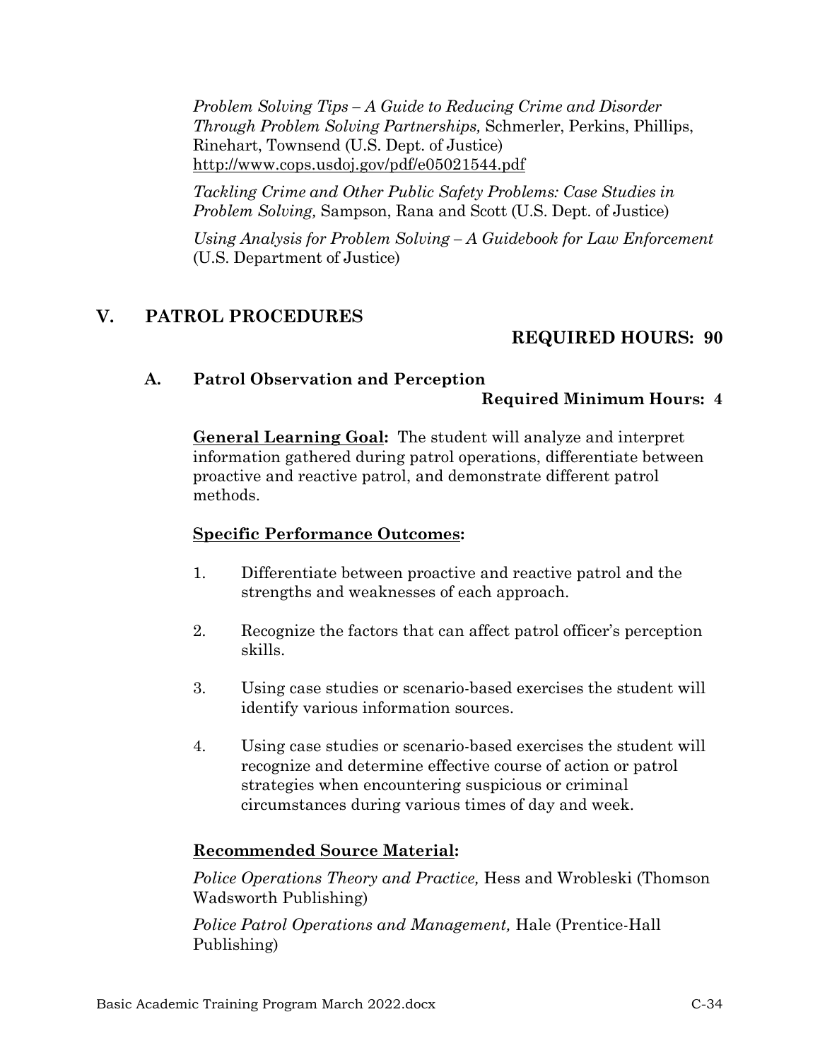*Problem Solving Tips – A Guide to Reducing Crime and Disorder Through Problem Solving Partnerships,* Schmerler, Perkins, Phillips, Rinehart, Townsend (U.S. Dept. of Justice) http://www.cops.usdoj.gov/pdf/e05021544.pdf

*Tackling Crime and Other Public Safety Problems: Case Studies in Problem Solving,* Sampson, Rana and Scott (U.S. Dept. of Justice)

*Using Analysis for Problem Solving – A Guidebook for Law Enforcement* (U.S. Department of Justice)

## V. PATROL PROCEDURES

**REQUIRED HOURS: 90**

### A. Patrol Observation and Perception

**Required Minimum Hours: 4**

**General Learning Goal:** The student will analyze and interpret information gathered during patrol operations, differentiate between proactive and reactive patrol, and demonstrate different patrol methods.

**Specific Performance Outcomes:**

1. Differentiate between proactive and reactive patrol and the strengths and weaknesses of each approach.

2. Recognize the factors that can affect patrol officer's perception skills.

3. Using case studies or scenario-based exercises the student will identify various information sources.

4. Using case studies or scenario-based exercises the student will recognize and determine effective course of action or patrol strategies when encountering suspicious or criminal circumstances during various times of day and week.

**Recommended Source Material:**

*Police Operations Theory and Practice,* Hess and Wrobleski (Thomson Wadsworth Publishing)

*Police Patrol Operations and Management,* Hale (Prentice-Hall Publishing)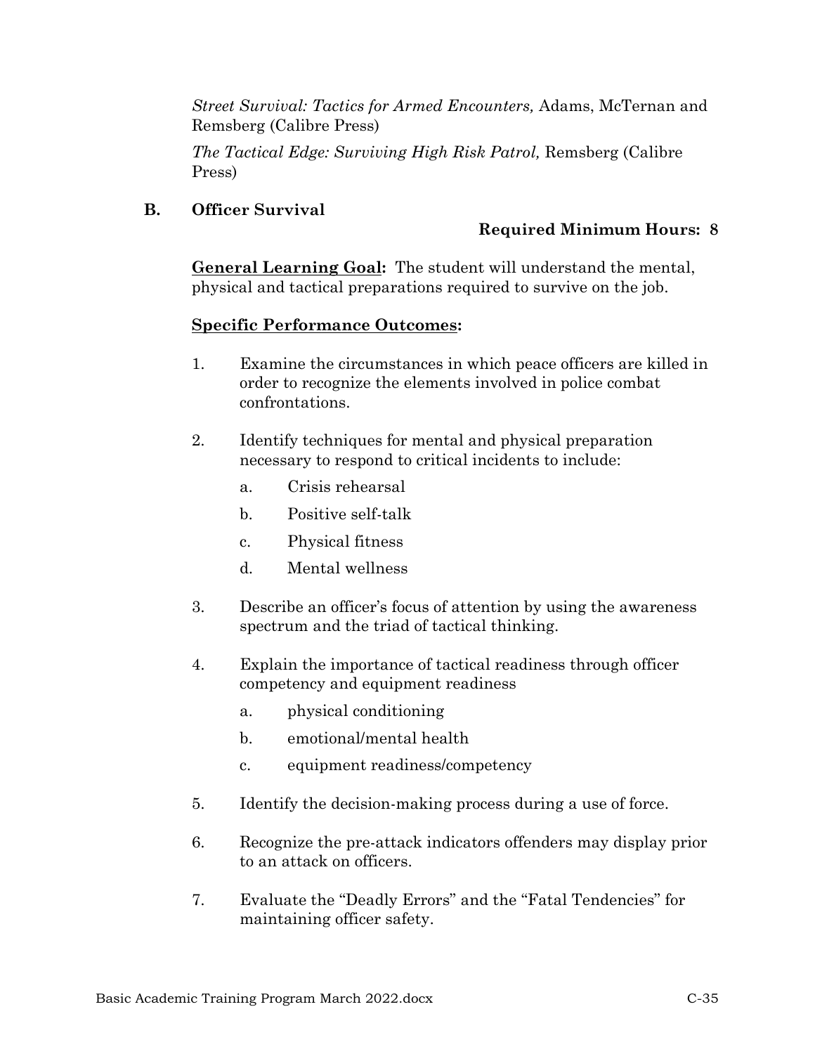*Street Survival: Tactics for Armed Encounters,* Adams, McTernan and Remsberg (Calibre Press)

*The Tactical Edge: Surviving High Risk Patrol,* Remsberg (Calibre Press)

## B. Officer Survival

**Required Minimum Hours: 8**

**General Learning Goal:** The student will understand the mental, physical and tactical preparations required to survive on the job.

**Specific Performance Outcomes:**

1. Examine the circumstances in which peace officers are killed in order to recognize the elements involved in police combat confrontations.

2. Identify techniques for mental and physical preparation necessary to respond to critical incidents to include:

   a. Crisis rehearsal

   b. Positive self-talk

   c. Physical fitness

   d. Mental wellness

3. Describe an officer's focus of attention by using the awareness spectrum and the triad of tactical thinking.

4. Explain the importance of tactical readiness through officer competency and equipment readiness

   a. physical conditioning

   b. emotional/mental health

   c. equipment readiness/competency

5. Identify the decision-making process during a use of force.

6. Recognize the pre-attack indicators offenders may display prior to an attack on officers.

7. Evaluate the "Deadly Errors" and the "Fatal Tendencies" for maintaining officer safety.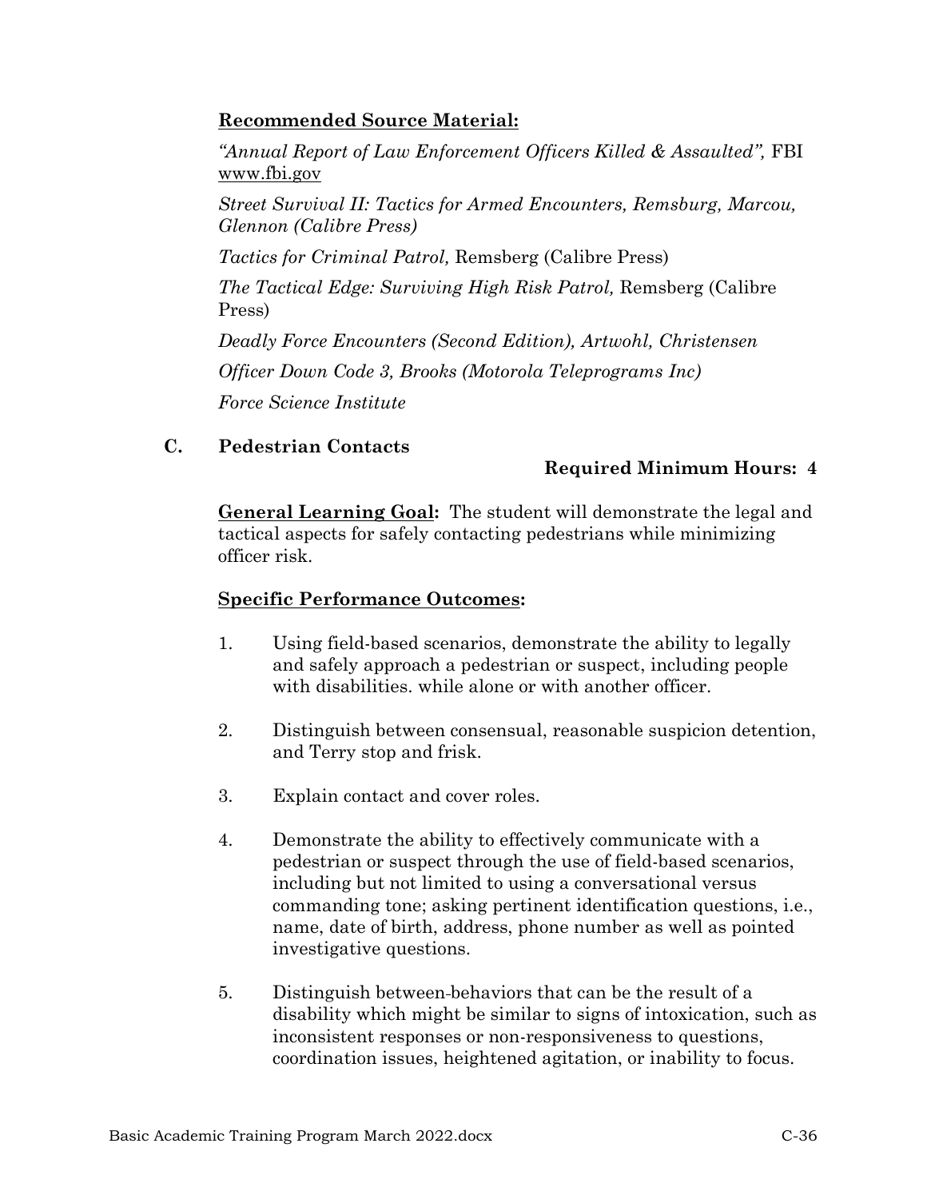**Recommended Source Material:**

*"Annual Report of Law Enforcement Officers Killed & Assaulted",* FBI www.fbi.gov

*Street Survival II: Tactics for Armed Encounters, Remsburg, Marcou, Glennon (Calibre Press)*

*Tactics for Criminal Patrol,* Remsberg (Calibre Press)

*The Tactical Edge: Surviving High Risk Patrol,* Remsberg (Calibre Press)

*Deadly Force Encounters (Second Edition), Artwohl, Christensen*

*Officer Down Code 3, Brooks (Motorola Teleprograms Inc)*

*Force Science Institute*

## C. Pedestrian Contacts

**Required Minimum Hours: 4**

**General Learning Goal:** The student will demonstrate the legal and tactical aspects for safely contacting pedestrians while minimizing officer risk.

**Specific Performance Outcomes:**

1. Using field-based scenarios, demonstrate the ability to legally and safely approach a pedestrian or suspect, including people with disabilities. while alone or with another officer.
2. Distinguish between consensual, reasonable suspicion detention, and Terry stop and frisk.
3. Explain contact and cover roles.
4. Demonstrate the ability to effectively communicate with a pedestrian or suspect through the use of field-based scenarios, including but not limited to using a conversational versus commanding tone; asking pertinent identification questions, i.e., name, date of birth, address, phone number as well as pointed investigative questions.
5. Distinguish between behaviors that can be the result of a disability which might be similar to signs of intoxication, such as inconsistent responses or non-responsiveness to questions, coordination issues, heightened agitation, or inability to focus.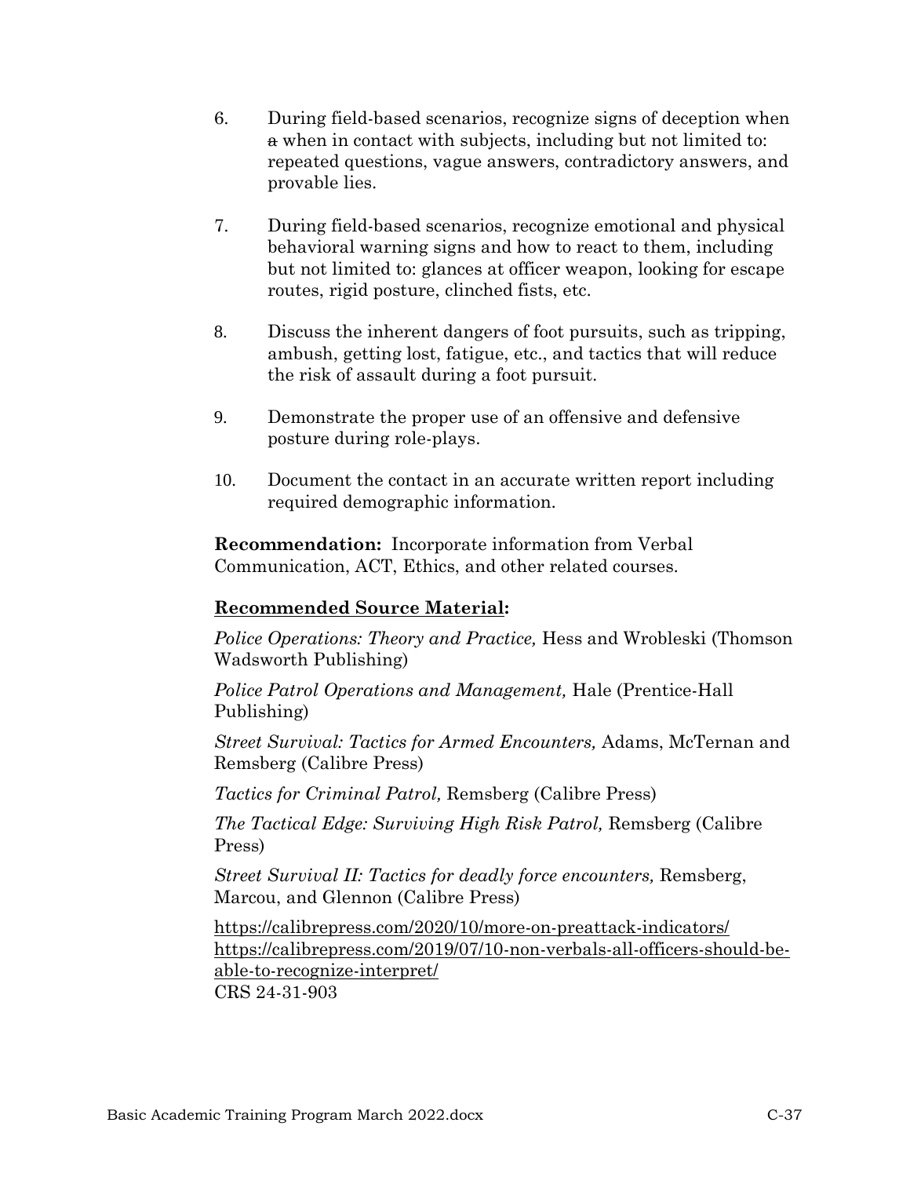6. During field-based scenarios, recognize signs of deception when ~~a~~ when in contact with subjects, including but not limited to: repeated questions, vague answers, contradictory answers, and provable lies.

7. During field-based scenarios, recognize emotional and physical behavioral warning signs and how to react to them, including but not limited to: glances at officer weapon, looking for escape routes, rigid posture, clinched fists, etc.

8. Discuss the inherent dangers of foot pursuits, such as tripping, ambush, getting lost, fatigue, etc., and tactics that will reduce the risk of assault during a foot pursuit.

9. Demonstrate the proper use of an offensive and defensive posture during role-plays.

10. Document the contact in an accurate written report including required demographic information.

**Recommendation:** Incorporate information from Verbal Communication, ACT, Ethics, and other related courses.

**Recommended Source Material:**

*Police Operations: Theory and Practice,* Hess and Wrobleski (Thomson Wadsworth Publishing)

*Police Patrol Operations and Management,* Hale (Prentice-Hall Publishing)

*Street Survival: Tactics for Armed Encounters,* Adams, McTernan and Remsberg (Calibre Press)

*Tactics for Criminal Patrol,* Remsberg (Calibre Press)

*The Tactical Edge: Surviving High Risk Patrol,* Remsberg (Calibre Press)

*Street Survival II: Tactics for deadly force encounters,* Remsberg, Marcou, and Glennon (Calibre Press)

https://calibrepress.com/2020/10/more-on-preattack-indicators/
https://calibrepress.com/2019/07/10-non-verbals-all-officers-should-be-able-to-recognize-interpret/
CRS 24-31-903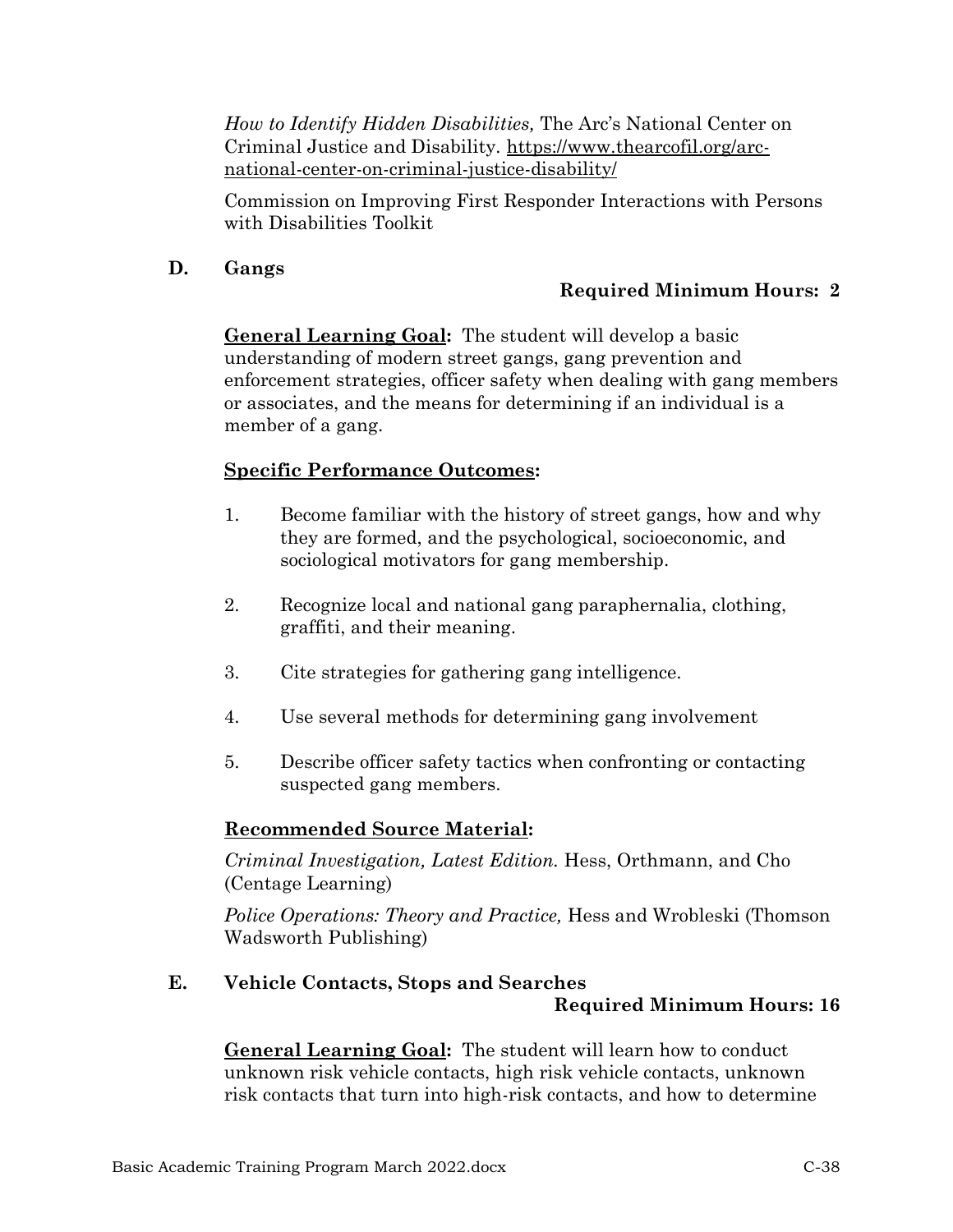*How to Identify Hidden Disabilities,* The Arc's National Center on Criminal Justice and Disability. https://www.thearcofil.org/arc-national-center-on-criminal-justice-disability/

Commission on Improving First Responder Interactions with Persons with Disabilities Toolkit

### D. Gangs

**Required Minimum Hours: 2**

**General Learning Goal:** The student will develop a basic understanding of modern street gangs, gang prevention and enforcement strategies, officer safety when dealing with gang members or associates, and the means for determining if an individual is a member of a gang.

**Specific Performance Outcomes:**

1. Become familiar with the history of street gangs, how and why they are formed, and the psychological, socioeconomic, and sociological motivators for gang membership.

2. Recognize local and national gang paraphernalia, clothing, graffiti, and their meaning.

3. Cite strategies for gathering gang intelligence.

4. Use several methods for determining gang involvement

5. Describe officer safety tactics when confronting or contacting suspected gang members.

**Recommended Source Material:**

*Criminal Investigation, Latest Edition.* Hess, Orthmann, and Cho (Centage Learning)

*Police Operations: Theory and Practice,* Hess and Wrobleski (Thomson Wadsworth Publishing)

### E. Vehicle Contacts, Stops and Searches

**Required Minimum Hours: 16**

**General Learning Goal:** The student will learn how to conduct unknown risk vehicle contacts, high risk vehicle contacts, unknown risk contacts that turn into high-risk contacts, and how to determine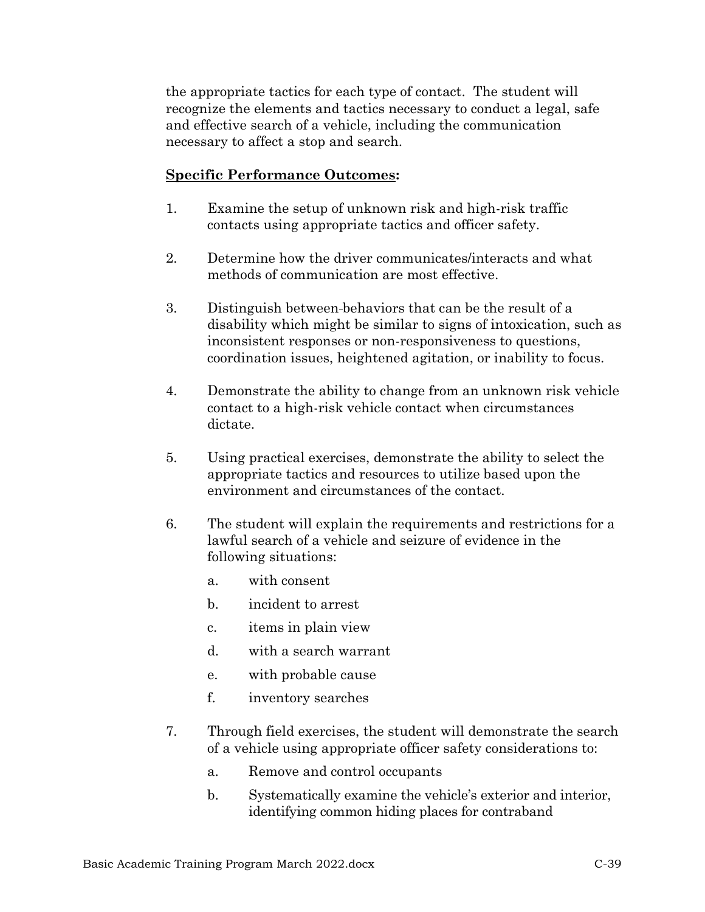the appropriate tactics for each type of contact. The student will recognize the elements and tactics necessary to conduct a legal, safe and effective search of a vehicle, including the communication necessary to affect a stop and search.

**Specific Performance Outcomes:**

1. Examine the setup of unknown risk and high-risk traffic contacts using appropriate tactics and officer safety.

2. Determine how the driver communicates/interacts and what methods of communication are most effective.

3. Distinguish between-behaviors that can be the result of a disability which might be similar to signs of intoxication, such as inconsistent responses or non-responsiveness to questions, coordination issues, heightened agitation, or inability to focus.

4. Demonstrate the ability to change from an unknown risk vehicle contact to a high-risk vehicle contact when circumstances dictate.

5. Using practical exercises, demonstrate the ability to select the appropriate tactics and resources to utilize based upon the environment and circumstances of the contact.

6. The student will explain the requirements and restrictions for a lawful search of a vehicle and seizure of evidence in the following situations:

   a. with consent

   b. incident to arrest

   c. items in plain view

   d. with a search warrant

   e. with probable cause

   f. inventory searches

7. Through field exercises, the student will demonstrate the search of a vehicle using appropriate officer safety considerations to:

   a. Remove and control occupants

   b. Systematically examine the vehicle's exterior and interior, identifying common hiding places for contraband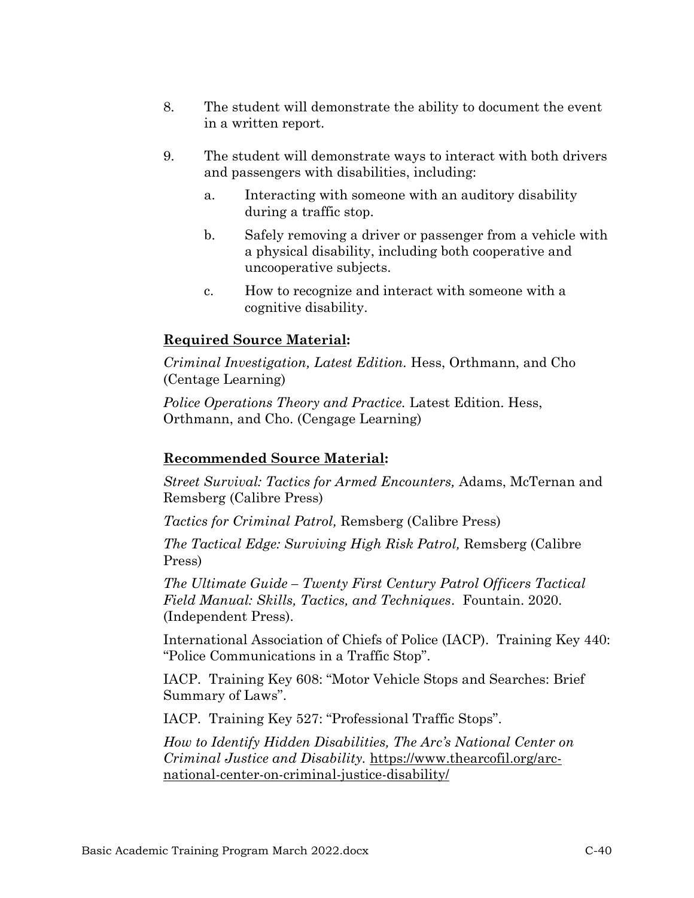8. The student will demonstrate the ability to document the event in a written report.

9. The student will demonstrate ways to interact with both drivers and passengers with disabilities, including:

   a. Interacting with someone with an auditory disability during a traffic stop.

   b. Safely removing a driver or passenger from a vehicle with a physical disability, including both cooperative and uncooperative subjects.

   c. How to recognize and interact with someone with a cognitive disability.

**Required Source Material:**

*Criminal Investigation, Latest Edition.* Hess, Orthmann, and Cho (Centage Learning)

*Police Operations Theory and Practice.* Latest Edition. Hess, Orthmann, and Cho. (Cengage Learning)

**Recommended Source Material:**

*Street Survival: Tactics for Armed Encounters,* Adams, McTernan and Remsberg (Calibre Press)

*Tactics for Criminal Patrol,* Remsberg (Calibre Press)

*The Tactical Edge: Surviving High Risk Patrol,* Remsberg (Calibre Press)

*The Ultimate Guide – Twenty First Century Patrol Officers Tactical Field Manual: Skills, Tactics, and Techniques*. Fountain. 2020. (Independent Press).

International Association of Chiefs of Police (IACP). Training Key 440: "Police Communications in a Traffic Stop".

IACP. Training Key 608: "Motor Vehicle Stops and Searches: Brief Summary of Laws".

IACP. Training Key 527: "Professional Traffic Stops".

*How to Identify Hidden Disabilities, The Arc's National Center on Criminal Justice and Disability.* https://www.thearcofil.org/arc-national-center-on-criminal-justice-disability/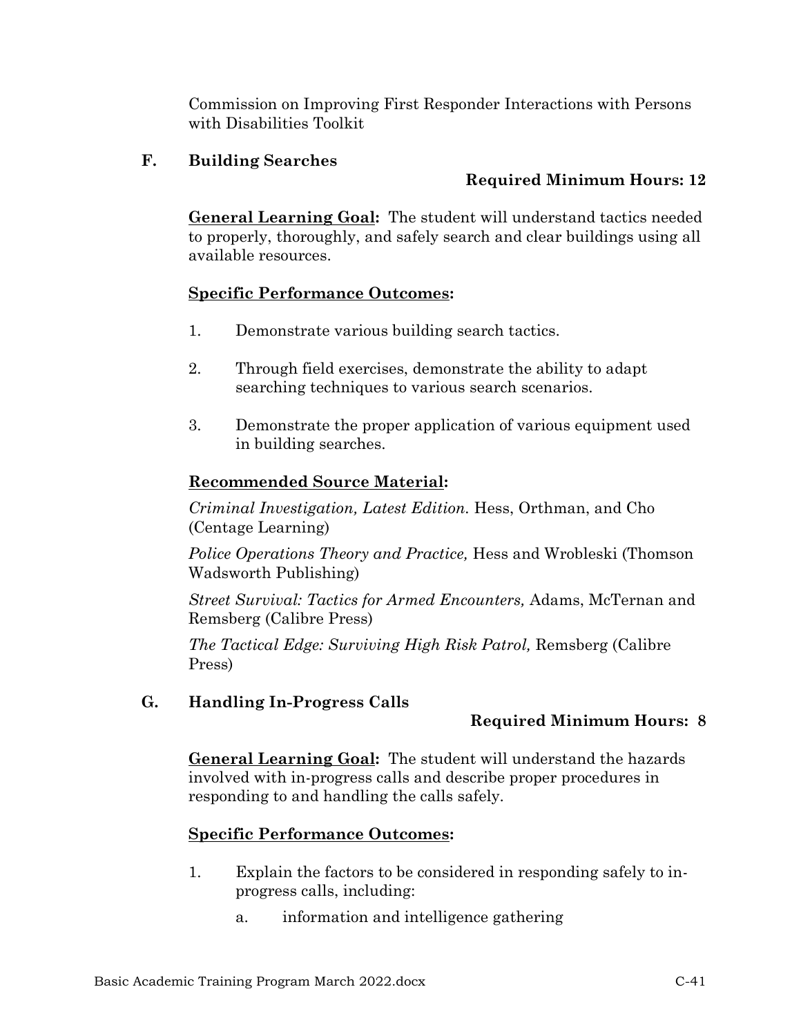Commission on Improving First Responder Interactions with Persons with Disabilities Toolkit

### F. Building Searches

**Required Minimum Hours: 12**

**General Learning Goal:** The student will understand tactics needed to properly, thoroughly, and safely search and clear buildings using all available resources.

**Specific Performance Outcomes:**

1. Demonstrate various building search tactics.
2. Through field exercises, demonstrate the ability to adapt searching techniques to various search scenarios.
3. Demonstrate the proper application of various equipment used in building searches.

**Recommended Source Material:**

*Criminal Investigation, Latest Edition.* Hess, Orthman, and Cho (Centage Learning)

*Police Operations Theory and Practice,* Hess and Wrobleski (Thomson Wadsworth Publishing)

*Street Survival: Tactics for Armed Encounters,* Adams, McTernan and Remsberg (Calibre Press)

*The Tactical Edge: Surviving High Risk Patrol,* Remsberg (Calibre Press)

### G. Handling In-Progress Calls

**Required Minimum Hours: 8**

**General Learning Goal:** The student will understand the hazards involved with in-progress calls and describe proper procedures in responding to and handling the calls safely.

**Specific Performance Outcomes:**

1. Explain the factors to be considered in responding safely to in-progress calls, including:
   a. information and intelligence gathering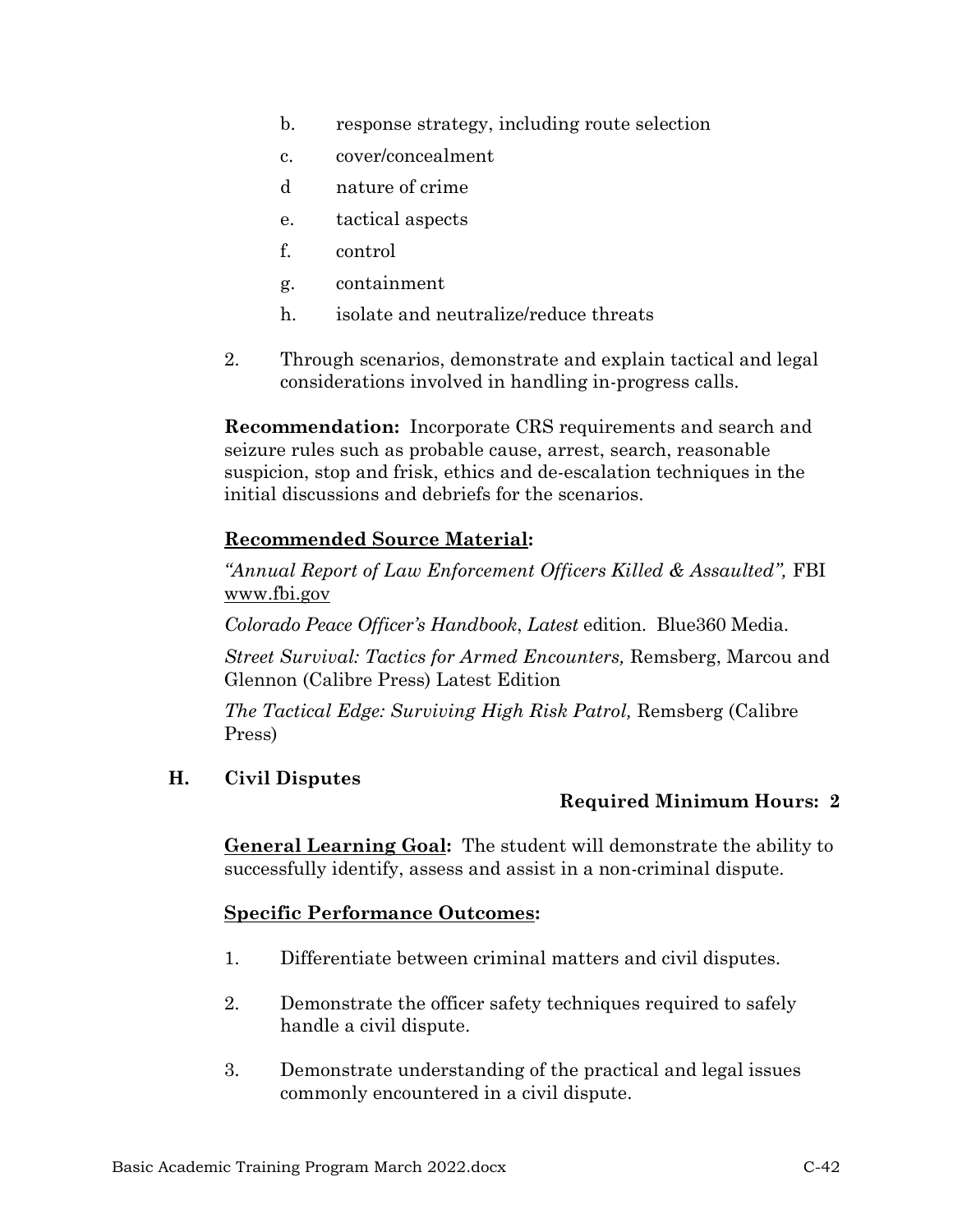b. response strategy, including route selection

c. cover/concealment

d nature of crime

e. tactical aspects

f. control

g. containment

h. isolate and neutralize/reduce threats

2. Through scenarios, demonstrate and explain tactical and legal considerations involved in handling in-progress calls.

**Recommendation:** Incorporate CRS requirements and search and seizure rules such as probable cause, arrest, search, reasonable suspicion, stop and frisk, ethics and de-escalation techniques in the initial discussions and debriefs for the scenarios.

**Recommended Source Material:**

*"Annual Report of Law Enforcement Officers Killed & Assaulted",* FBI www.fbi.gov

*Colorado Peace Officer's Handbook*, *Latest* edition. Blue360 Media.

*Street Survival: Tactics for Armed Encounters,* Remsberg, Marcou and Glennon (Calibre Press) Latest Edition

*The Tactical Edge: Surviving High Risk Patrol,* Remsberg (Calibre Press)

### H. Civil Disputes

**Required Minimum Hours: 2**

**General Learning Goal:** The student will demonstrate the ability to successfully identify, assess and assist in a non-criminal dispute.

**Specific Performance Outcomes:**

1. Differentiate between criminal matters and civil disputes.

2. Demonstrate the officer safety techniques required to safely handle a civil dispute.

3. Demonstrate understanding of the practical and legal issues commonly encountered in a civil dispute.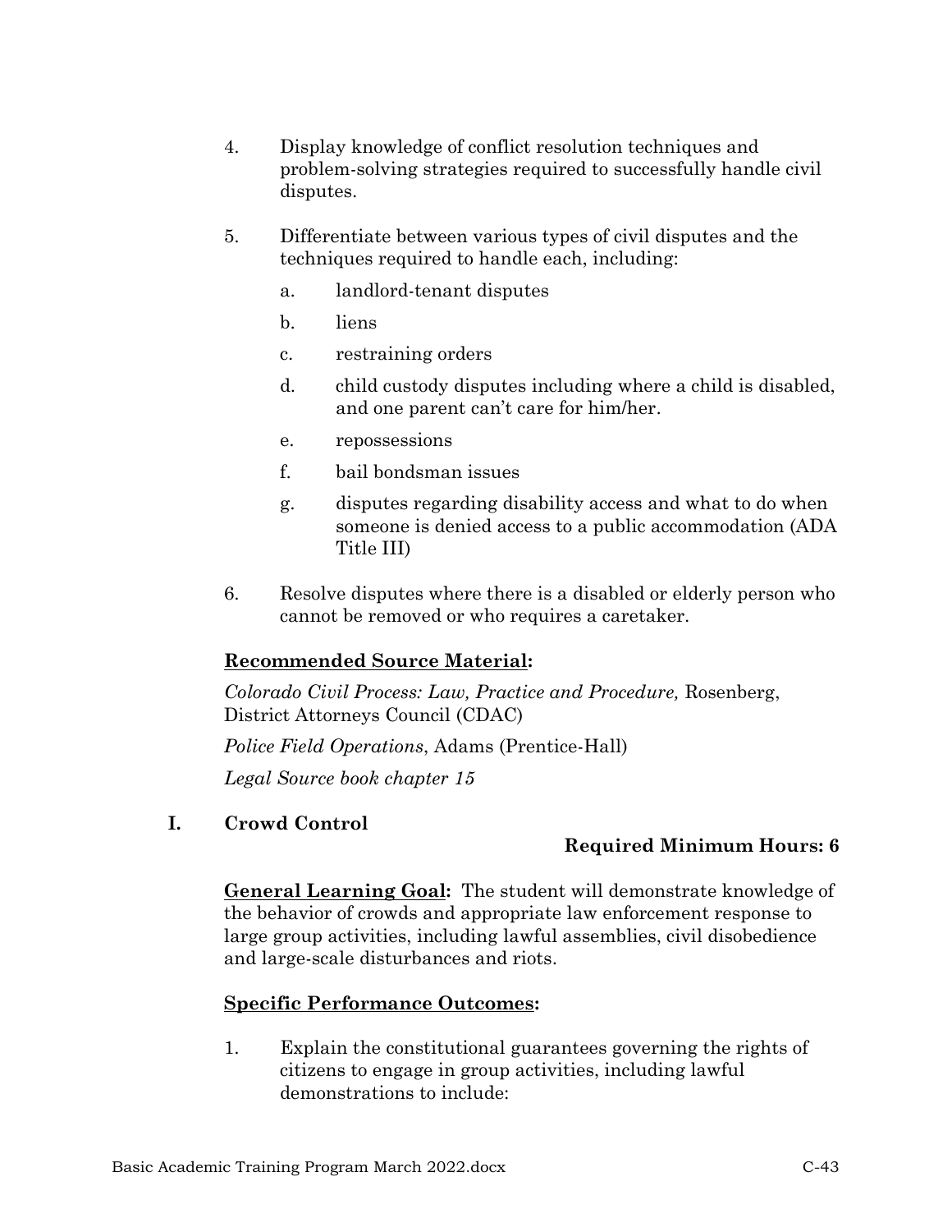4. Display knowledge of conflict resolution techniques and problem-solving strategies required to successfully handle civil disputes.

5. Differentiate between various types of civil disputes and the techniques required to handle each, including:

   a. landlord-tenant disputes

   b. liens

   c. restraining orders

   d. child custody disputes including where a child is disabled, and one parent can't care for him/her.

   e. repossessions

   f. bail bondsman issues

   g. disputes regarding disability access and what to do when someone is denied access to a public accommodation (ADA Title III)

6. Resolve disputes where there is a disabled or elderly person who cannot be removed or who requires a caretaker.

**Recommended Source Material:**

*Colorado Civil Process: Law, Practice and Procedure,* Rosenberg, District Attorneys Council (CDAC)

*Police Field Operations*, Adams (Prentice-Hall)

*Legal Source book chapter 15*

## I. Crowd Control

**Required Minimum Hours: 6**

**General Learning Goal:** The student will demonstrate knowledge of the behavior of crowds and appropriate law enforcement response to large group activities, including lawful assemblies, civil disobedience and large-scale disturbances and riots.

**Specific Performance Outcomes:**

1. Explain the constitutional guarantees governing the rights of citizens to engage in group activities, including lawful demonstrations to include: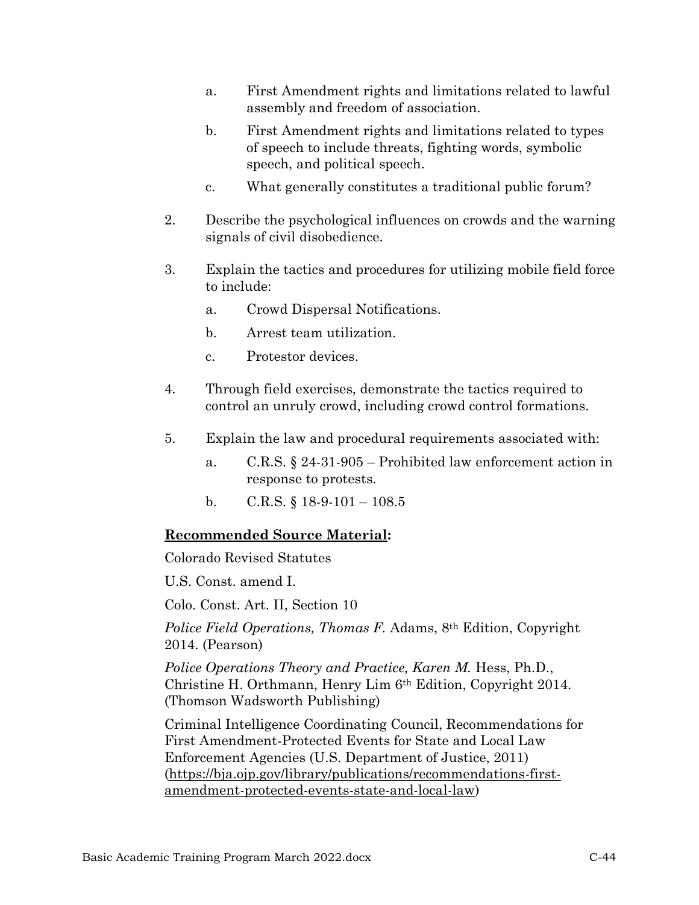a. First Amendment rights and limitations related to lawful assembly and freedom of association.

   b. First Amendment rights and limitations related to types of speech to include threats, fighting words, symbolic speech, and political speech.

   c. What generally constitutes a traditional public forum?

2. Describe the psychological influences on crowds and the warning signals of civil disobedience.

3. Explain the tactics and procedures for utilizing mobile field force to include:

   a. Crowd Dispersal Notifications.

   b. Arrest team utilization.

   c. Protestor devices.

4. Through field exercises, demonstrate the tactics required to control an unruly crowd, including crowd control formations.

5. Explain the law and procedural requirements associated with:

   a. C.R.S. § 24-31-905 – Prohibited law enforcement action in response to protests.

   b. C.R.S. § 18-9-101 – 108.5

**Recommended Source Material:**

Colorado Revised Statutes

U.S. Const. amend I.

Colo. Const. Art. II, Section 10

*Police Field Operations, Thomas F.* Adams, 8th Edition, Copyright 2014. (Pearson)

*Police Operations Theory and Practice, Karen M.* Hess, Ph.D., Christine H. Orthmann, Henry Lim 6th Edition, Copyright 2014. (Thomson Wadsworth Publishing)

Criminal Intelligence Coordinating Council, Recommendations for First Amendment-Protected Events for State and Local Law Enforcement Agencies (U.S. Department of Justice, 2011) (https://bja.ojp.gov/library/publications/recommendations-first-amendment-protected-events-state-and-local-law)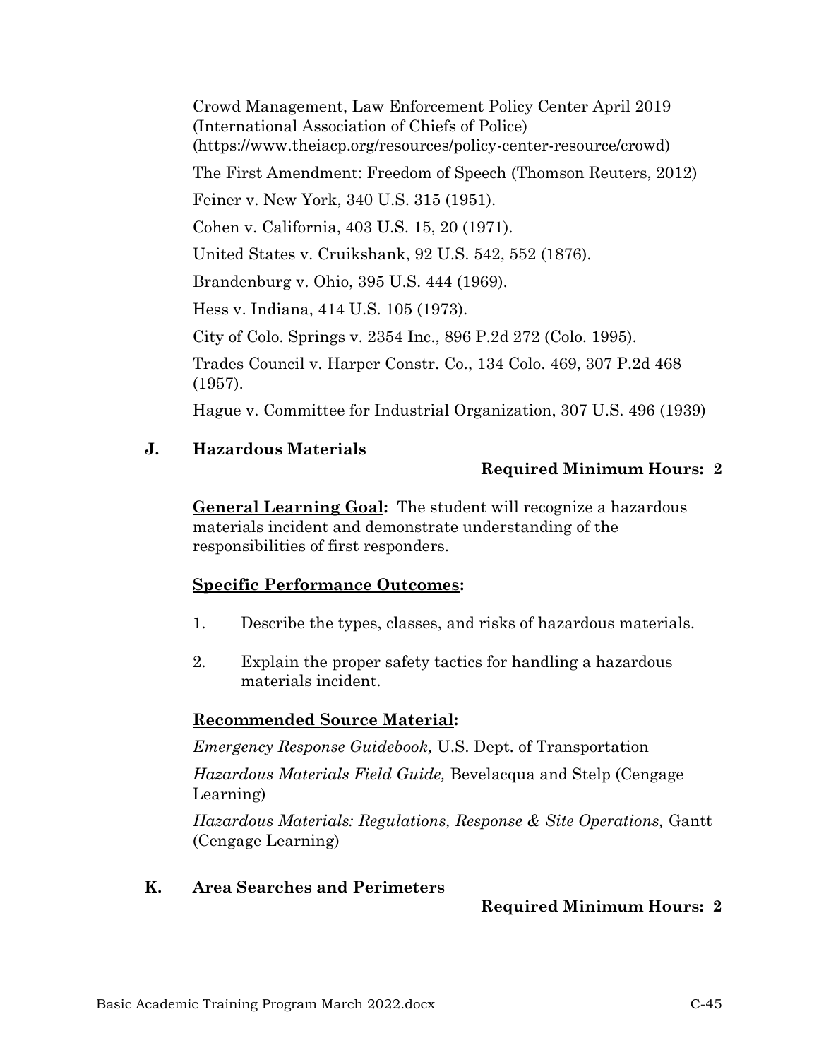Crowd Management, Law Enforcement Policy Center April 2019 (International Association of Chiefs of Police) (https://www.theiacp.org/resources/policy-center-resource/crowd)

The First Amendment: Freedom of Speech (Thomson Reuters, 2012)

Feiner v. New York, 340 U.S. 315 (1951).

Cohen v. California, 403 U.S. 15, 20 (1971).

United States v. Cruikshank, 92 U.S. 542, 552 (1876).

Brandenburg v. Ohio, 395 U.S. 444 (1969).

Hess v. Indiana, 414 U.S. 105 (1973).

City of Colo. Springs v. 2354 Inc., 896 P.2d 272 (Colo. 1995).

Trades Council v. Harper Constr. Co., 134 Colo. 469, 307 P.2d 468 (1957).

Hague v. Committee for Industrial Organization, 307 U.S. 496 (1939)

## J. Hazardous Materials

**Required Minimum Hours: 2**

**General Learning Goal:** The student will recognize a hazardous materials incident and demonstrate understanding of the responsibilities of first responders.

**Specific Performance Outcomes:**

1. Describe the types, classes, and risks of hazardous materials.
2. Explain the proper safety tactics for handling a hazardous materials incident.

**Recommended Source Material:**

*Emergency Response Guidebook,* U.S. Dept. of Transportation

*Hazardous Materials Field Guide,* Bevelacqua and Stelp (Cengage Learning)

*Hazardous Materials: Regulations, Response & Site Operations,* Gantt (Cengage Learning)

## K. Area Searches and Perimeters

**Required Minimum Hours: 2**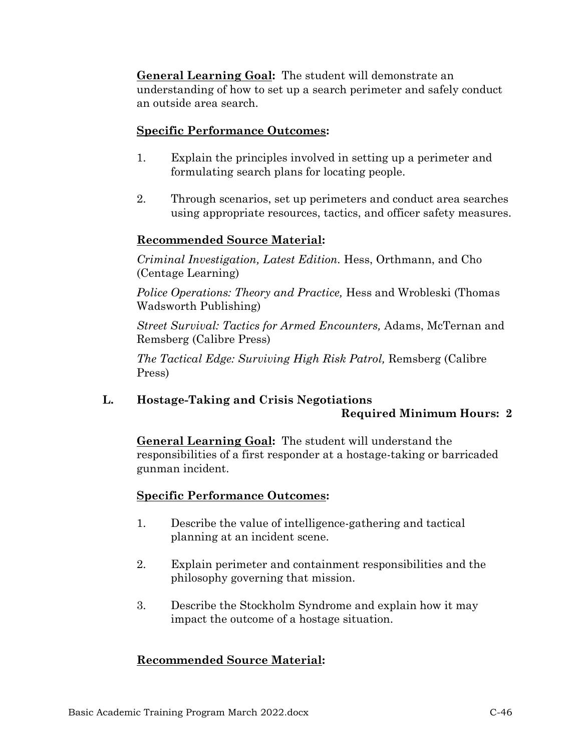**General Learning Goal:** The student will demonstrate an understanding of how to set up a search perimeter and safely conduct an outside area search.

**Specific Performance Outcomes:**

1. Explain the principles involved in setting up a perimeter and formulating search plans for locating people.

2. Through scenarios, set up perimeters and conduct area searches using appropriate resources, tactics, and officer safety measures.

**Recommended Source Material:**

*Criminal Investigation, Latest Edition.* Hess, Orthmann, and Cho (Centage Learning)

*Police Operations: Theory and Practice,* Hess and Wrobleski (Thomas Wadsworth Publishing)

*Street Survival: Tactics for Armed Encounters,* Adams, McTernan and Remsberg (Calibre Press)

*The Tactical Edge: Surviving High Risk Patrol,* Remsberg (Calibre Press)

### L. Hostage-Taking and Crisis Negotiations

**Required Minimum Hours: 2**

**General Learning Goal:** The student will understand the responsibilities of a first responder at a hostage-taking or barricaded gunman incident.

**Specific Performance Outcomes:**

1. Describe the value of intelligence-gathering and tactical planning at an incident scene.

2. Explain perimeter and containment responsibilities and the philosophy governing that mission.

3. Describe the Stockholm Syndrome and explain how it may impact the outcome of a hostage situation.

**Recommended Source Material:**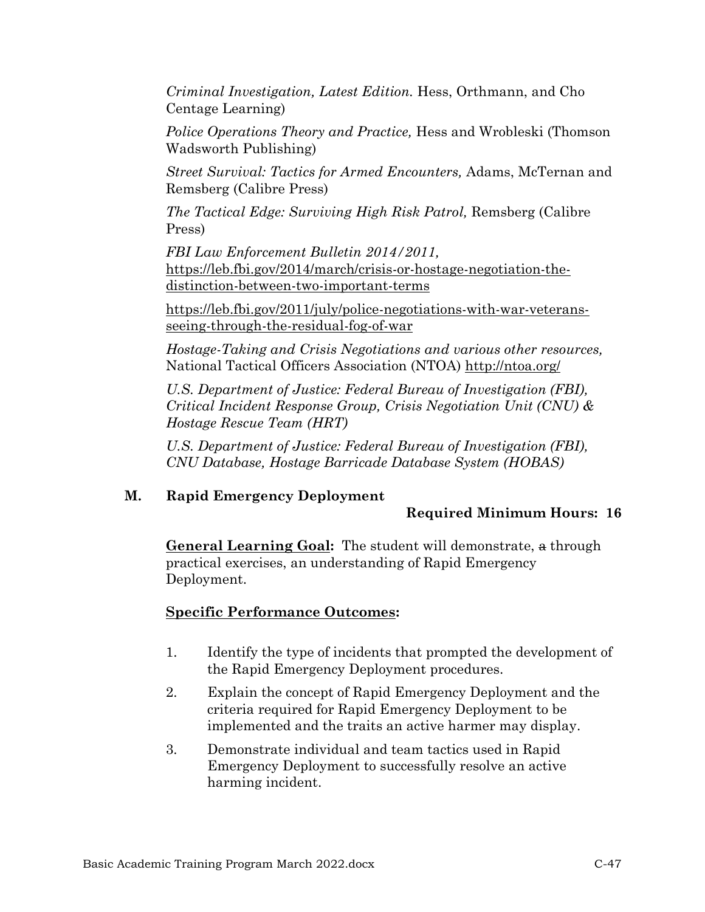*Criminal Investigation, Latest Edition.* Hess, Orthmann, and Cho Centage Learning)

*Police Operations Theory and Practice,* Hess and Wrobleski (Thomson Wadsworth Publishing)

*Street Survival: Tactics for Armed Encounters,* Adams, McTernan and Remsberg (Calibre Press)

*The Tactical Edge: Surviving High Risk Patrol,* Remsberg (Calibre Press)

*FBI Law Enforcement Bulletin 2014/2011,* https://leb.fbi.gov/2014/march/crisis-or-hostage-negotiation-the-distinction-between-two-important-terms

https://leb.fbi.gov/2011/july/police-negotiations-with-war-veterans-seeing-through-the-residual-fog-of-war

*Hostage-Taking and Crisis Negotiations and various other resources,* National Tactical Officers Association (NTOA) http://ntoa.org/

*U.S. Department of Justice: Federal Bureau of Investigation (FBI), Critical Incident Response Group, Crisis Negotiation Unit (CNU) & Hostage Rescue Team (HRT)*

*U.S. Department of Justice: Federal Bureau of Investigation (FBI), CNU Database, Hostage Barricade Database System (HOBAS)*

### M. Rapid Emergency Deployment

**Required Minimum Hours: 16**

**General Learning Goal:** The student will demonstrate, ~~a~~ through practical exercises, an understanding of Rapid Emergency Deployment.

**Specific Performance Outcomes:**

1. Identify the type of incidents that prompted the development of the Rapid Emergency Deployment procedures.
2. Explain the concept of Rapid Emergency Deployment and the criteria required for Rapid Emergency Deployment to be implemented and the traits an active harmer may display.
3. Demonstrate individual and team tactics used in Rapid Emergency Deployment to successfully resolve an active harming incident.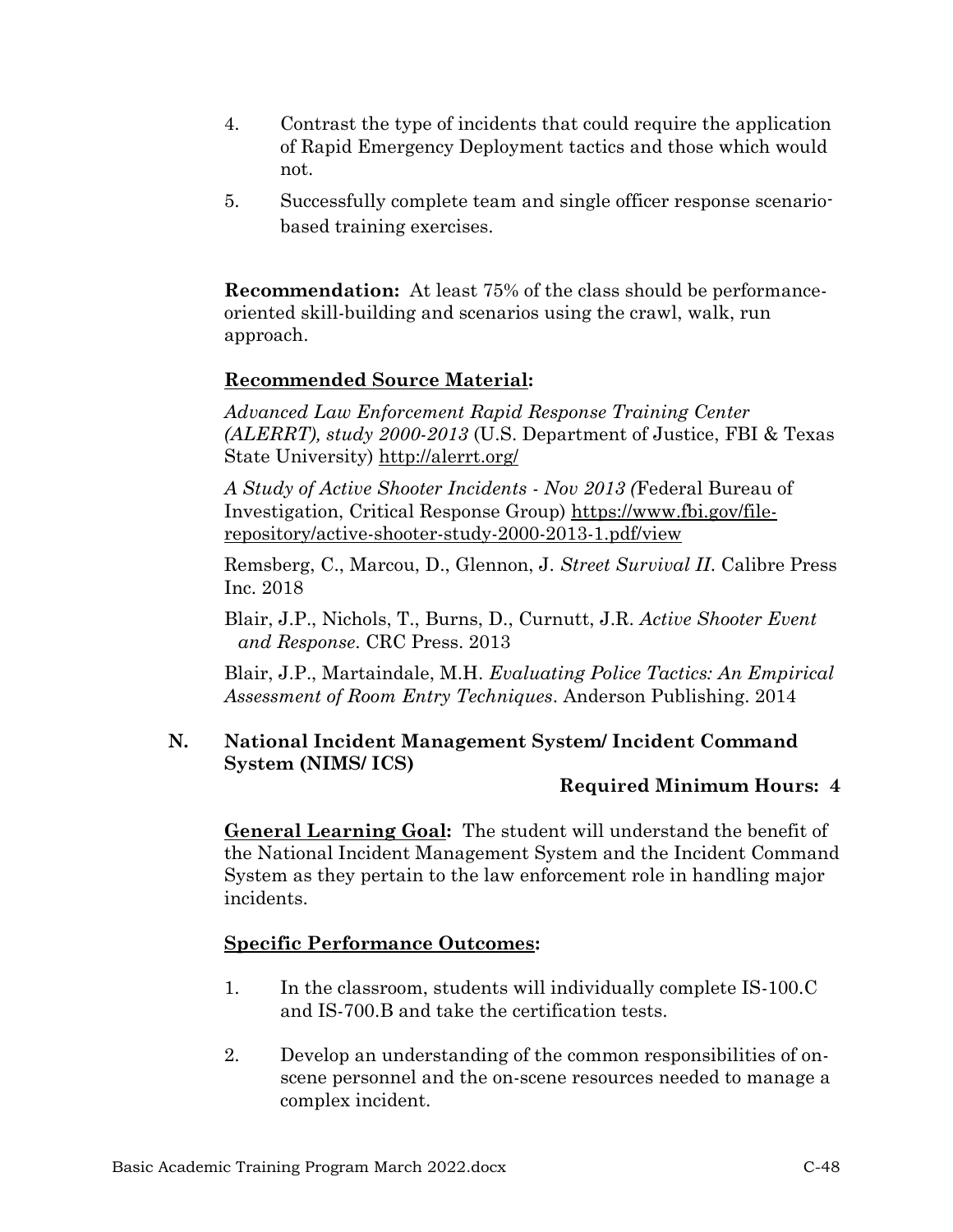4. Contrast the type of incidents that could require the application of Rapid Emergency Deployment tactics and those which would not.

5. Successfully complete team and single officer response scenario-based training exercises.

**Recommendation:** At least 75% of the class should be performance-oriented skill-building and scenarios using the crawl, walk, run approach.

**Recommended Source Material:**

*Advanced Law Enforcement Rapid Response Training Center (ALERRT), study 2000-2013* (U.S. Department of Justice, FBI & Texas State University) http://alerrt.org/

*A Study of Active Shooter Incidents - Nov 2013 (*Federal Bureau of Investigation, Critical Response Group) https://www.fbi.gov/file-repository/active-shooter-study-2000-2013-1.pdf/view

Remsberg, C., Marcou, D., Glennon, J. *Street Survival II*. Calibre Press Inc. 2018

Blair, J.P., Nichols, T., Burns, D., Curnutt, J.R. *Active Shooter Event and Response*. CRC Press. 2013

Blair, J.P., Martaindale, M.H. *Evaluating Police Tactics: An Empirical Assessment of Room Entry Techniques*. Anderson Publishing. 2014

## N. National Incident Management System/ Incident Command System (NIMS/ ICS)

**Required Minimum Hours: 4**

**General Learning Goal:** The student will understand the benefit of the National Incident Management System and the Incident Command System as they pertain to the law enforcement role in handling major incidents.

**Specific Performance Outcomes:**

1. In the classroom, students will individually complete IS-100.C and IS-700.B and take the certification tests.

2. Develop an understanding of the common responsibilities of on-scene personnel and the on-scene resources needed to manage a complex incident.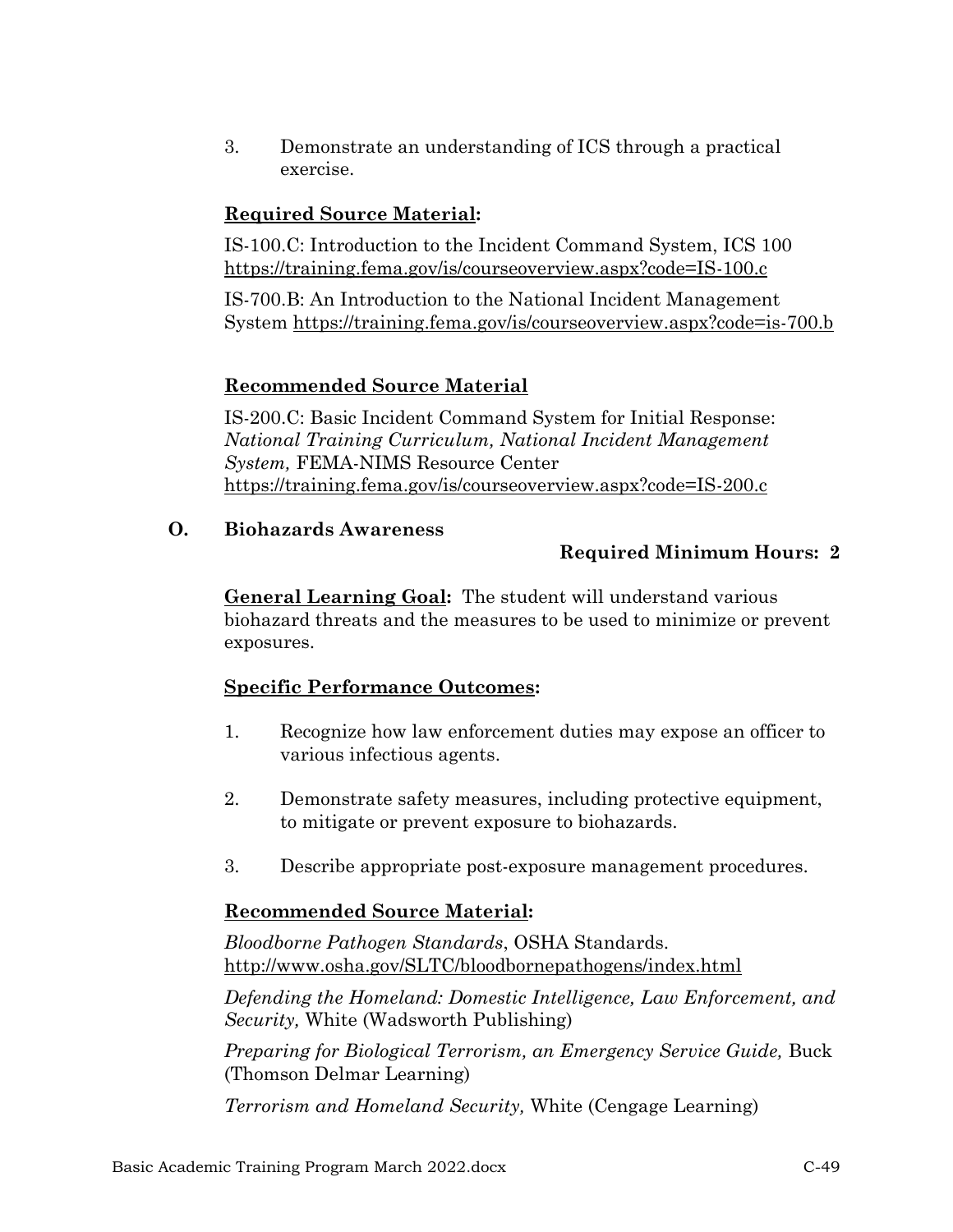3. Demonstrate an understanding of ICS through a practical exercise.

**Required Source Material:**

IS-100.C: Introduction to the Incident Command System, ICS 100 https://training.fema.gov/is/courseoverview.aspx?code=IS-100.c

IS-700.B: An Introduction to the National Incident Management System https://training.fema.gov/is/courseoverview.aspx?code=is-700.b

**Recommended Source Material**

IS-200.C: Basic Incident Command System for Initial Response: *National Training Curriculum, National Incident Management System,* FEMA-NIMS Resource Center https://training.fema.gov/is/courseoverview.aspx?code=IS-200.c

### O. Biohazards Awareness

**Required Minimum Hours: 2**

**General Learning Goal:** The student will understand various biohazard threats and the measures to be used to minimize or prevent exposures.

**Specific Performance Outcomes:**

1. Recognize how law enforcement duties may expose an officer to various infectious agents.

2. Demonstrate safety measures, including protective equipment, to mitigate or prevent exposure to biohazards.

3. Describe appropriate post-exposure management procedures.

**Recommended Source Material:**

*Bloodborne Pathogen Standards*, OSHA Standards. http://www.osha.gov/SLTC/bloodbornepathogens/index.html

*Defending the Homeland: Domestic Intelligence, Law Enforcement, and Security,* White (Wadsworth Publishing)

*Preparing for Biological Terrorism, an Emergency Service Guide,* Buck (Thomson Delmar Learning)

*Terrorism and Homeland Security,* White (Cengage Learning)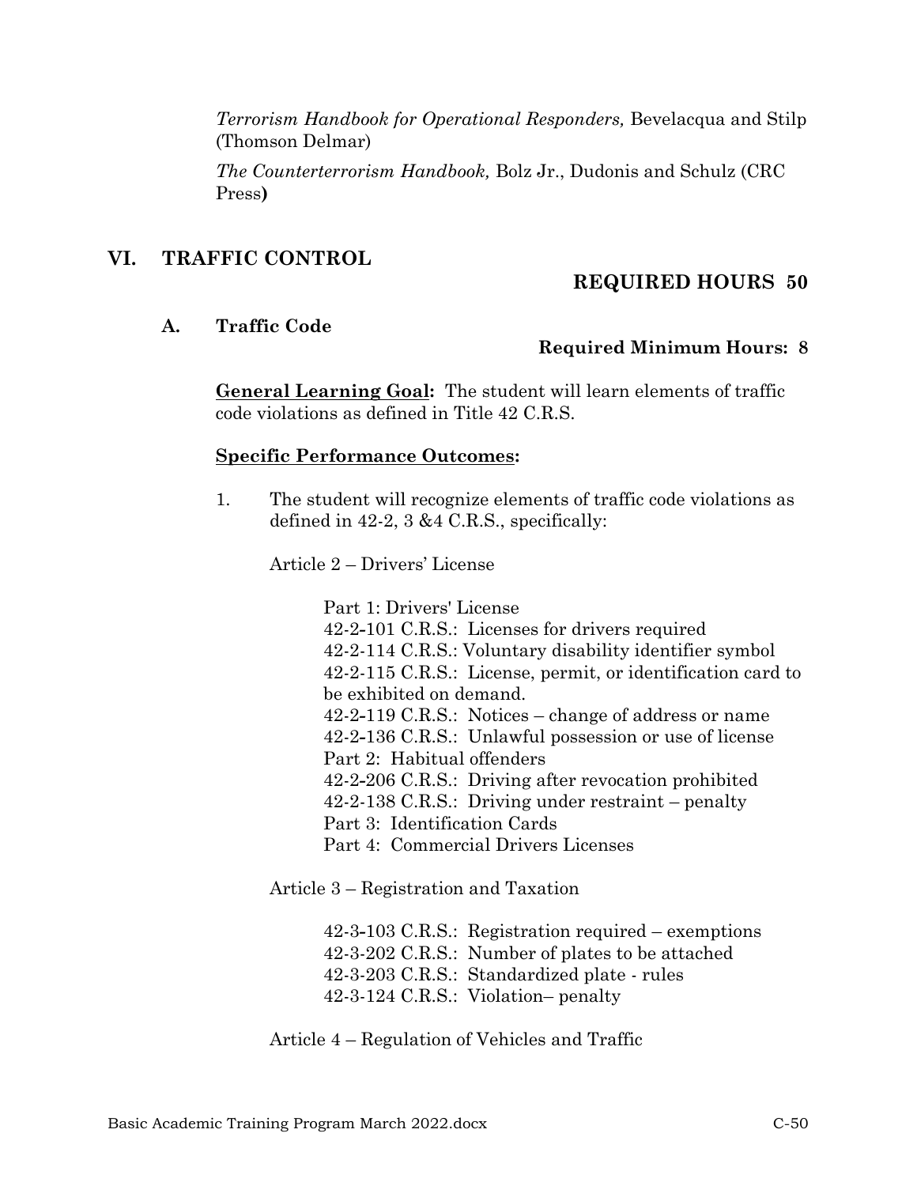*Terrorism Handbook for Operational Responders,* Bevelacqua and Stilp (Thomson Delmar)

*The Counterterrorism Handbook,* Bolz Jr., Dudonis and Schulz (CRC Press**)**

## VI. TRAFFIC CONTROL

**REQUIRED HOURS 50**

### A. Traffic Code

**Required Minimum Hours: 8**

**General Learning Goal:** The student will learn elements of traffic code violations as defined in Title 42 C.R.S.

**Specific Performance Outcomes:**

1. The student will recognize elements of traffic code violations as defined in 42-2, 3 &4 C.R.S., specifically:

   Article 2 – Drivers' License

   Part 1: Drivers' License
   42-2-101 C.R.S.: Licenses for drivers required
   42-2-114 C.R.S.: Voluntary disability identifier symbol
   42-2-115 C.R.S.: License, permit, or identification card to be exhibited on demand.
   42-2-119 C.R.S.: Notices – change of address or name
   42-2-136 C.R.S.: Unlawful possession or use of license
   Part 2: Habitual offenders
   42-2-206 C.R.S.: Driving after revocation prohibited
   42-2-138 C.R.S.: Driving under restraint – penalty
   Part 3: Identification Cards
   Part 4: Commercial Drivers Licenses

   Article 3 – Registration and Taxation

   42-3-103 C.R.S.: Registration required – exemptions
   42-3-202 C.R.S.: Number of plates to be attached
   42-3-203 C.R.S.: Standardized plate - rules
   42-3-124 C.R.S.: Violation– penalty

   Article 4 – Regulation of Vehicles and Traffic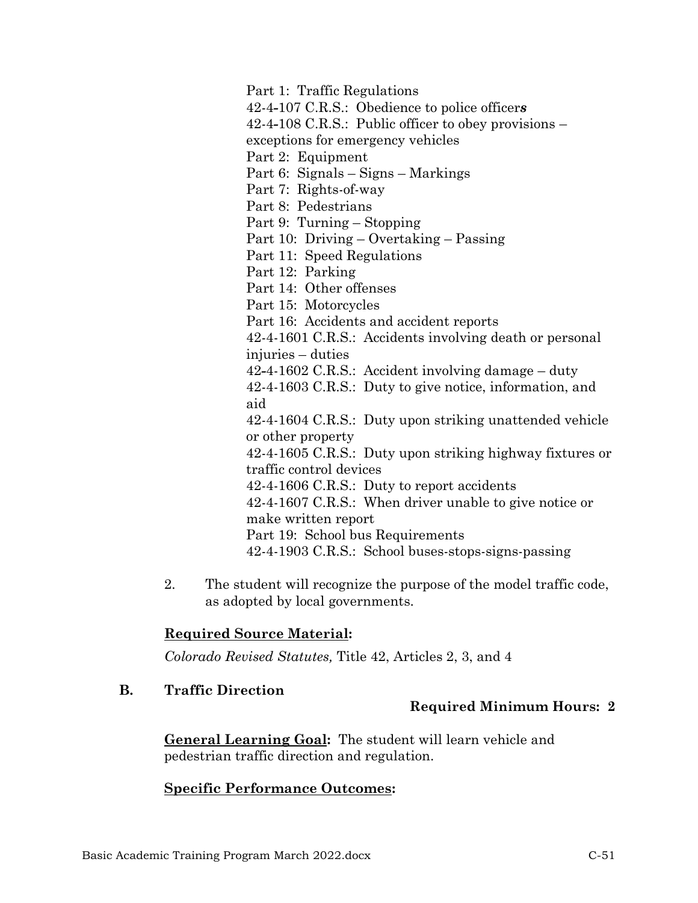Part 1: Traffic Regulations  
42-4-107 C.R.S.: Obedience to police officer***s***  
42-4-108 C.R.S.: Public officer to obey provisions – exceptions for emergency vehicles  
Part 2: Equipment  
Part 6: Signals – Signs – Markings  
Part 7: Rights-of-way  
Part 8: Pedestrians  
Part 9: Turning – Stopping  
Part 10: Driving – Overtaking – Passing  
Part 11: Speed Regulations  
Part 12: Parking  
Part 14: Other offenses  
Part 15: Motorcycles  
Part 16: Accidents and accident reports  
42-4-1601 C.R.S.: Accidents involving death or personal injuries – duties  
42-4-1602 C.R.S.: Accident involving damage – duty  
42-4-1603 C.R.S.: Duty to give notice, information, and aid  
42-4-1604 C.R.S.: Duty upon striking unattended vehicle or other property  
42-4-1605 C.R.S.: Duty upon striking highway fixtures or traffic control devices  
42-4-1606 C.R.S.: Duty to report accidents  
42-4-1607 C.R.S.: When driver unable to give notice or make written report  
Part 19: School bus Requirements  
42-4-1903 C.R.S.: School buses-stops-signs-passing

2. The student will recognize the purpose of the model traffic code, as adopted by local governments.

**Required Source Material:**

*Colorado Revised Statutes,* Title 42, Articles 2, 3, and 4

### B. Traffic Direction

**Required Minimum Hours: 2**

**General Learning Goal:** The student will learn vehicle and pedestrian traffic direction and regulation.

**Specific Performance Outcomes:**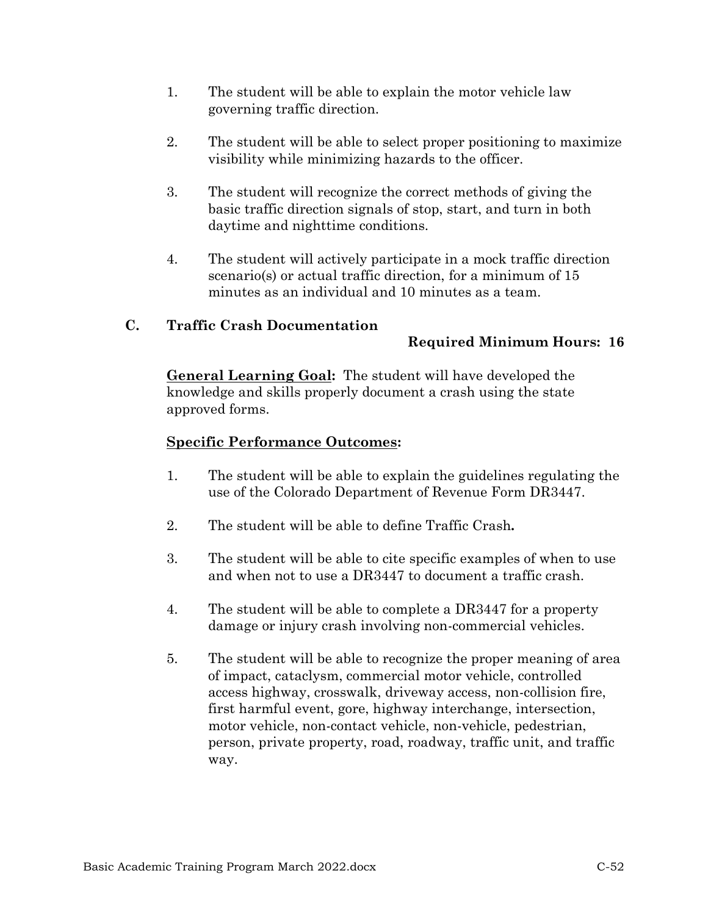1. The student will be able to explain the motor vehicle law governing traffic direction.

2. The student will be able to select proper positioning to maximize visibility while minimizing hazards to the officer.

3. The student will recognize the correct methods of giving the basic traffic direction signals of stop, start, and turn in both daytime and nighttime conditions.

4. The student will actively participate in a mock traffic direction scenario(s) or actual traffic direction, for a minimum of 15 minutes as an individual and 10 minutes as a team.

### C. Traffic Crash Documentation

**Required Minimum Hours: 16**

**General Learning Goal:** The student will have developed the knowledge and skills properly document a crash using the state approved forms.

**Specific Performance Outcomes:**

1. The student will be able to explain the guidelines regulating the use of the Colorado Department of Revenue Form DR3447.

2. The student will be able to define Traffic Crash**.**

3. The student will be able to cite specific examples of when to use and when not to use a DR3447 to document a traffic crash.

4. The student will be able to complete a DR3447 for a property damage or injury crash involving non-commercial vehicles.

5. The student will be able to recognize the proper meaning of area of impact, cataclysm, commercial motor vehicle, controlled access highway, crosswalk, driveway access, non-collision fire, first harmful event, gore, highway interchange, intersection, motor vehicle, non-contact vehicle, non-vehicle, pedestrian, person, private property, road, roadway, traffic unit, and traffic way.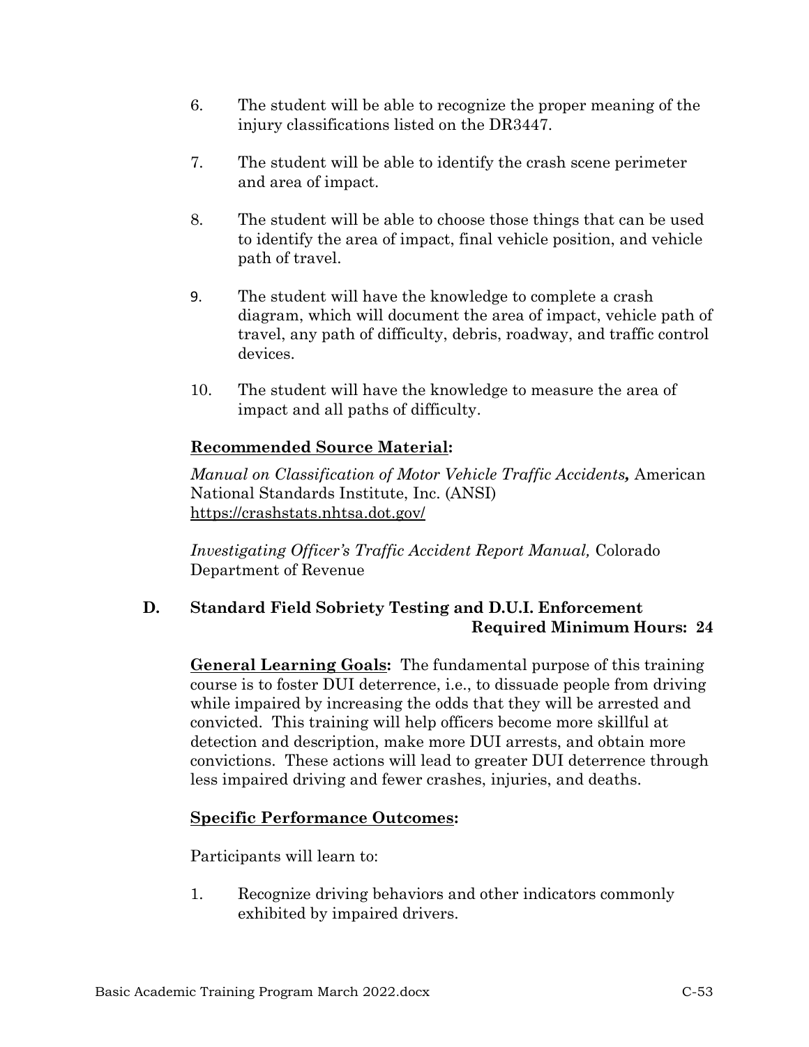6. The student will be able to recognize the proper meaning of the injury classifications listed on the DR3447.

7. The student will be able to identify the crash scene perimeter and area of impact.

8. The student will be able to choose those things that can be used to identify the area of impact, final vehicle position, and vehicle path of travel.

9. The student will have the knowledge to complete a crash diagram, which will document the area of impact, vehicle path of travel, any path of difficulty, debris, roadway, and traffic control devices.

10. The student will have the knowledge to measure the area of impact and all paths of difficulty.

**Recommended Source Material:**

*Manual on Classification of Motor Vehicle Traffic Accidents,* American National Standards Institute, Inc. (ANSI) https://crashstats.nhtsa.dot.gov/

*Investigating Officer's Traffic Accident Report Manual,* Colorado Department of Revenue

### D. Standard Field Sobriety Testing and D.U.I. Enforcement

**Required Minimum Hours: 24**

**General Learning Goals:** The fundamental purpose of this training course is to foster DUI deterrence, i.e., to dissuade people from driving while impaired by increasing the odds that they will be arrested and convicted. This training will help officers become more skillful at detection and description, make more DUI arrests, and obtain more convictions. These actions will lead to greater DUI deterrence through less impaired driving and fewer crashes, injuries, and deaths.

**Specific Performance Outcomes:**

Participants will learn to:

1. Recognize driving behaviors and other indicators commonly exhibited by impaired drivers.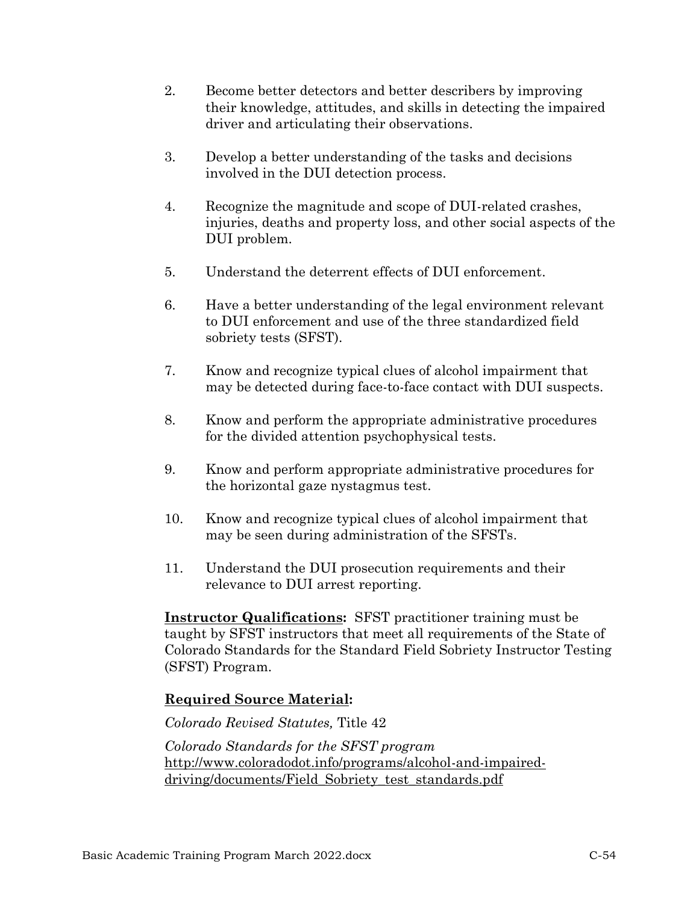2. Become better detectors and better describers by improving their knowledge, attitudes, and skills in detecting the impaired driver and articulating their observations.

3. Develop a better understanding of the tasks and decisions involved in the DUI detection process.

4. Recognize the magnitude and scope of DUI-related crashes, injuries, deaths and property loss, and other social aspects of the DUI problem.

5. Understand the deterrent effects of DUI enforcement.

6. Have a better understanding of the legal environment relevant to DUI enforcement and use of the three standardized field sobriety tests (SFST).

7. Know and recognize typical clues of alcohol impairment that may be detected during face-to-face contact with DUI suspects.

8. Know and perform the appropriate administrative procedures for the divided attention psychophysical tests.

9. Know and perform appropriate administrative procedures for the horizontal gaze nystagmus test.

10. Know and recognize typical clues of alcohol impairment that may be seen during administration of the SFSTs.

11. Understand the DUI prosecution requirements and their relevance to DUI arrest reporting.

**Instructor Qualifications:** SFST practitioner training must be taught by SFST instructors that meet all requirements of the State of Colorado Standards for the Standard Field Sobriety Instructor Testing (SFST) Program.

**Required Source Material:**

*Colorado Revised Statutes,* Title 42

*Colorado Standards for the SFST program*
http://www.coloradodot.info/programs/alcohol-and-impaired-driving/documents/Field_Sobriety_test_standards.pdf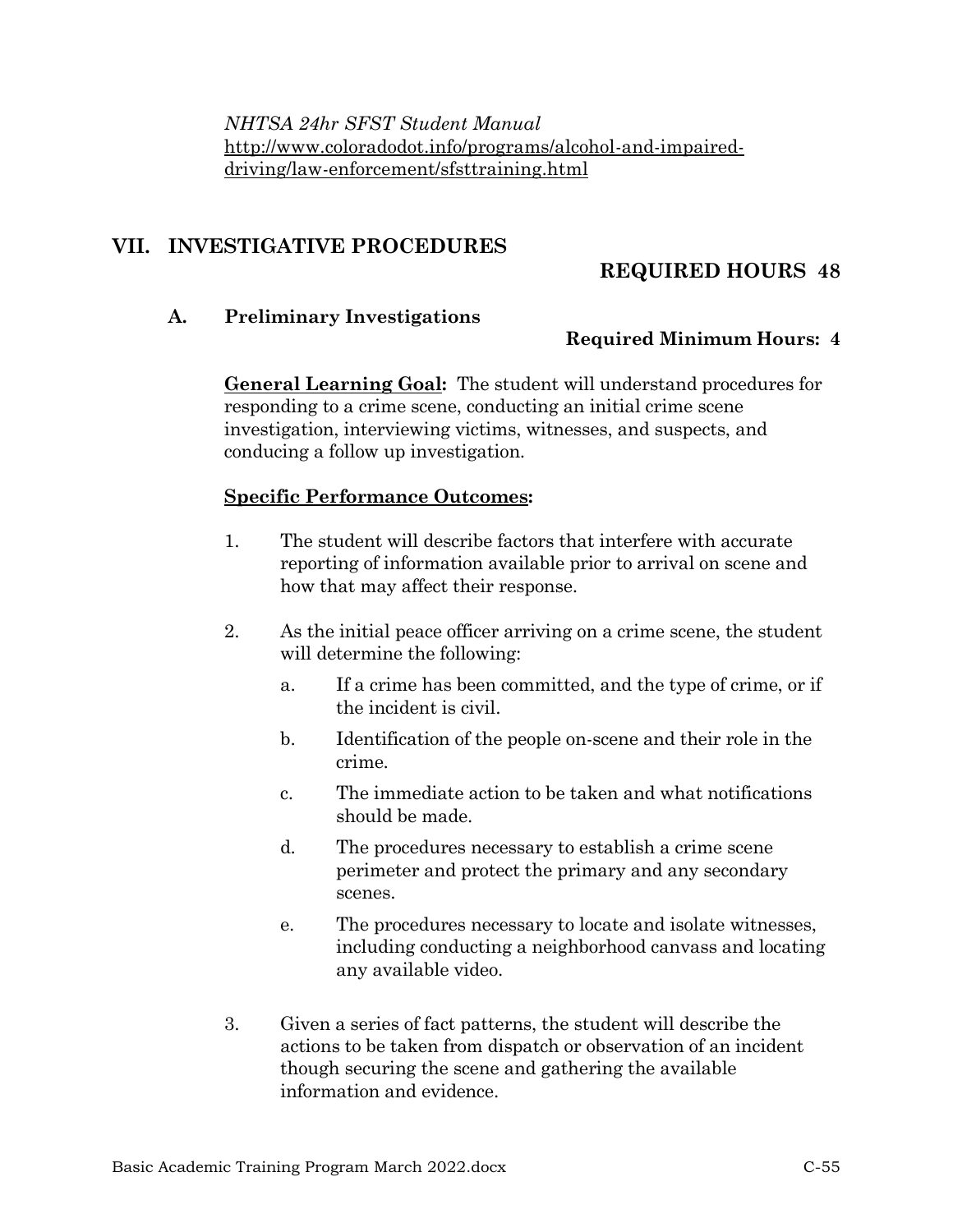*NHTSA 24hr SFST Student Manual*
http://www.coloradodot.info/programs/alcohol-and-impaired-driving/law-enforcement/sfsttraining.html

## VII. INVESTIGATIVE PROCEDURES

**REQUIRED HOURS 48**

### A. Preliminary Investigations

**Required Minimum Hours: 4**

**General Learning Goal:** The student will understand procedures for responding to a crime scene, conducting an initial crime scene investigation, interviewing victims, witnesses, and suspects, and conducing a follow up investigation.

**Specific Performance Outcomes:**

1. The student will describe factors that interfere with accurate reporting of information available prior to arrival on scene and how that may affect their response.

2. As the initial peace officer arriving on a crime scene, the student will determine the following:
   a. If a crime has been committed, and the type of crime, or if the incident is civil.
   b. Identification of the people on-scene and their role in the crime.
   c. The immediate action to be taken and what notifications should be made.
   d. The procedures necessary to establish a crime scene perimeter and protect the primary and any secondary scenes.
   e. The procedures necessary to locate and isolate witnesses, including conducting a neighborhood canvass and locating any available video.

3. Given a series of fact patterns, the student will describe the actions to be taken from dispatch or observation of an incident though securing the scene and gathering the available information and evidence.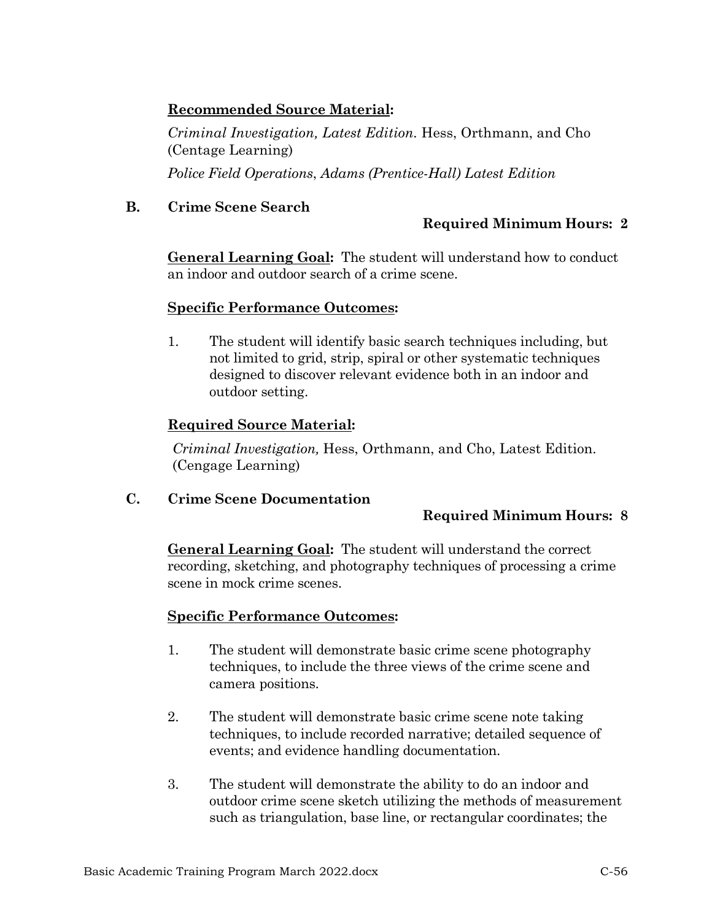**Recommended Source Material:**

*Criminal Investigation, Latest Edition.* Hess, Orthmann, and Cho (Centage Learning)

*Police Field Operations*, *Adams (Prentice-Hall) Latest Edition*

### B. Crime Scene Search

**Required Minimum Hours: 2**

**General Learning Goal:** The student will understand how to conduct an indoor and outdoor search of a crime scene.

**Specific Performance Outcomes:**

1. The student will identify basic search techniques including, but not limited to grid, strip, spiral or other systematic techniques designed to discover relevant evidence both in an indoor and outdoor setting.

**Required Source Material:**

*Criminal Investigation,* Hess, Orthmann, and Cho, Latest Edition. (Cengage Learning)

### C. Crime Scene Documentation

**Required Minimum Hours: 8**

**General Learning Goal:** The student will understand the correct recording, sketching, and photography techniques of processing a crime scene in mock crime scenes.

**Specific Performance Outcomes:**

1. The student will demonstrate basic crime scene photography techniques, to include the three views of the crime scene and camera positions.

2. The student will demonstrate basic crime scene note taking techniques, to include recorded narrative; detailed sequence of events; and evidence handling documentation.

3. The student will demonstrate the ability to do an indoor and outdoor crime scene sketch utilizing the methods of measurement such as triangulation, base line, or rectangular coordinates; the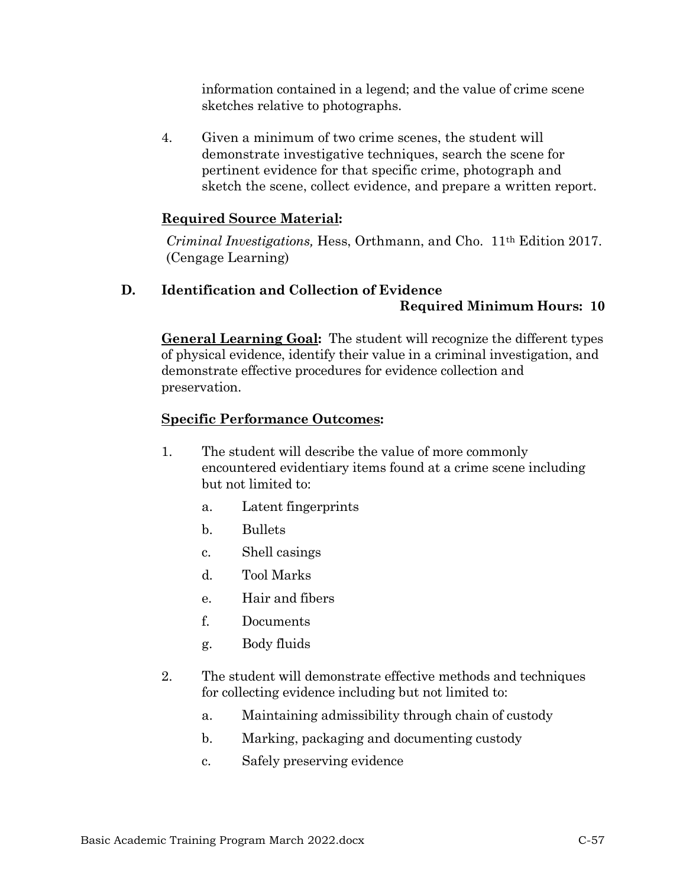information contained in a legend; and the value of crime scene sketches relative to photographs.

4. Given a minimum of two crime scenes, the student will demonstrate investigative techniques, search the scene for pertinent evidence for that specific crime, photograph and sketch the scene, collect evidence, and prepare a written report.

**Required Source Material:**

*Criminal Investigations,* Hess, Orthmann, and Cho. 11th Edition 2017. (Cengage Learning)

### D. Identification and Collection of Evidence

**Required Minimum Hours: 10**

**General Learning Goal:** The student will recognize the different types of physical evidence, identify their value in a criminal investigation, and demonstrate effective procedures for evidence collection and preservation.

**Specific Performance Outcomes:**

1. The student will describe the value of more commonly encountered evidentiary items found at a crime scene including but not limited to:
   - a. Latent fingerprints
   - b. Bullets
   - c. Shell casings
   - d. Tool Marks
   - e. Hair and fibers
   - f. Documents
   - g. Body fluids

2. The student will demonstrate effective methods and techniques for collecting evidence including but not limited to:
   - a. Maintaining admissibility through chain of custody
   - b. Marking, packaging and documenting custody
   - c. Safely preserving evidence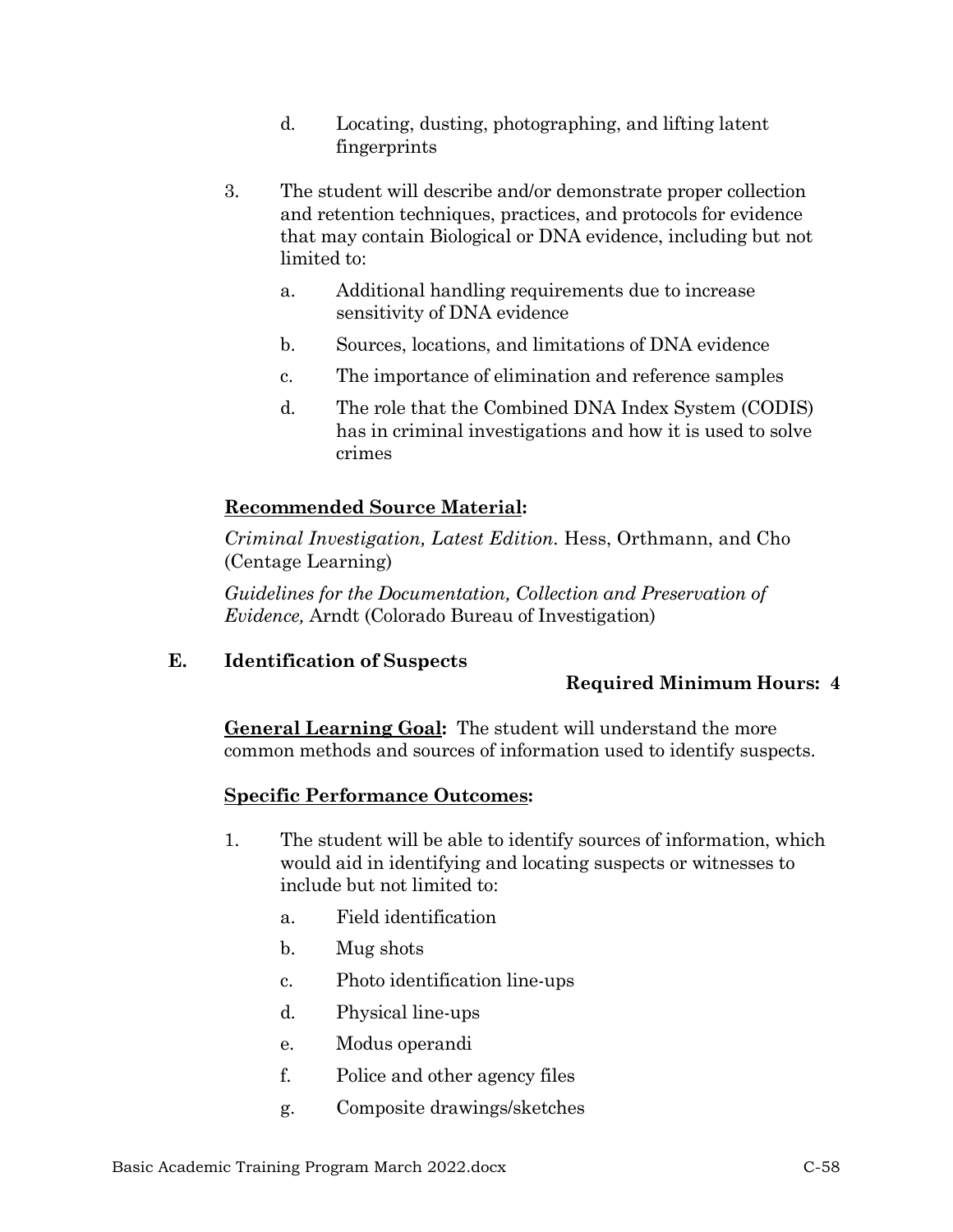d. Locating, dusting, photographing, and lifting latent fingerprints

3. The student will describe and/or demonstrate proper collection and retention techniques, practices, and protocols for evidence that may contain Biological or DNA evidence, including but not limited to:

   a. Additional handling requirements due to increase sensitivity of DNA evidence

   b. Sources, locations, and limitations of DNA evidence

   c. The importance of elimination and reference samples

   d. The role that the Combined DNA Index System (CODIS) has in criminal investigations and how it is used to solve crimes

**<u>Recommended Source Material</u>:**

*Criminal Investigation, Latest Edition.* Hess, Orthmann, and Cho (Centage Learning)

*Guidelines for the Documentation, Collection and Preservation of Evidence,* Arndt (Colorado Bureau of Investigation)

## E. Identification of Suspects

**Required Minimum Hours: 4**

**<u>General Learning Goal</u>:** The student will understand the more common methods and sources of information used to identify suspects.

**<u>Specific Performance Outcomes</u>:**

1. The student will be able to identify sources of information, which would aid in identifying and locating suspects or witnesses to include but not limited to:

   a. Field identification

   b. Mug shots

   c. Photo identification line-ups

   d. Physical line-ups

   e. Modus operandi

   f. Police and other agency files

   g. Composite drawings/sketches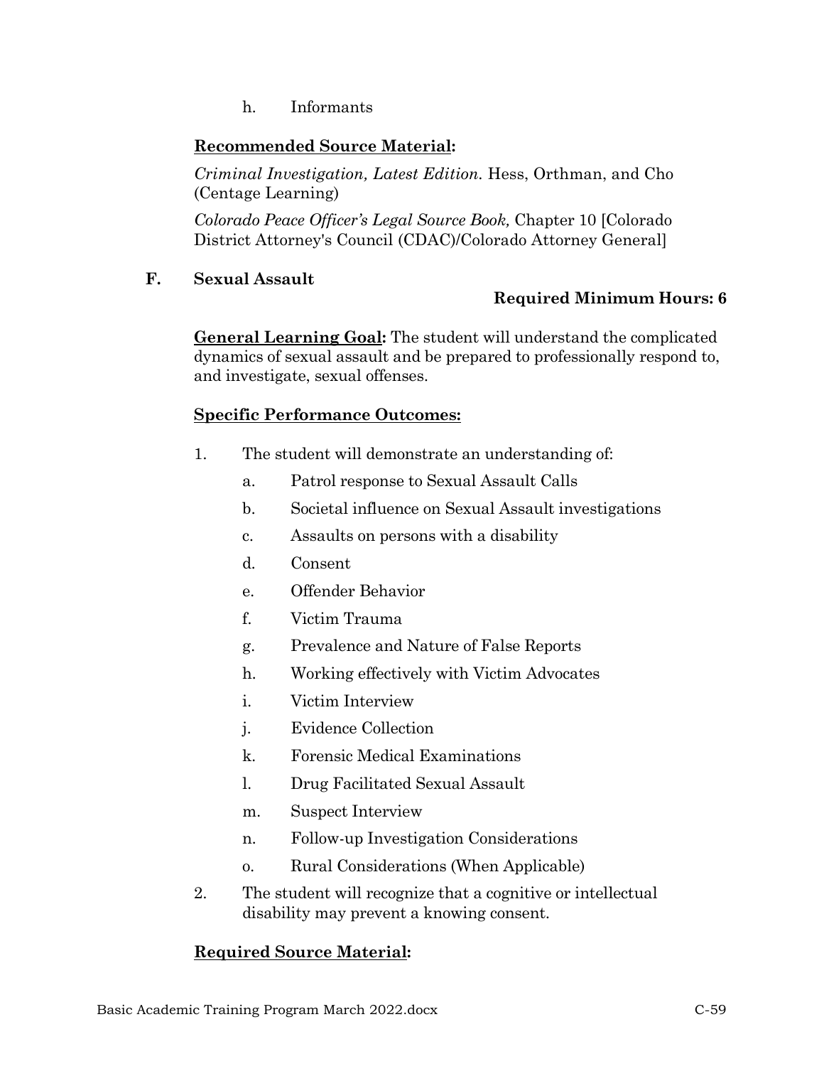h. Informants

**Recommended Source Material:**

*Criminal Investigation, Latest Edition.* Hess, Orthman, and Cho (Centage Learning)

*Colorado Peace Officer's Legal Source Book,* Chapter 10 [Colorado District Attorney's Council (CDAC)/Colorado Attorney General]

## F. Sexual Assault

**Required Minimum Hours: 6**

**General Learning Goal:** The student will understand the complicated dynamics of sexual assault and be prepared to professionally respond to, and investigate, sexual offenses.

**Specific Performance Outcomes:**

1. The student will demonstrate an understanding of:
   a. Patrol response to Sexual Assault Calls
   b. Societal influence on Sexual Assault investigations
   c. Assaults on persons with a disability
   d. Consent
   e. Offender Behavior
   f. Victim Trauma
   g. Prevalence and Nature of False Reports
   h. Working effectively with Victim Advocates
   i. Victim Interview
   j. Evidence Collection
   k. Forensic Medical Examinations
   l. Drug Facilitated Sexual Assault
   m. Suspect Interview
   n. Follow-up Investigation Considerations
   o. Rural Considerations (When Applicable)
2. The student will recognize that a cognitive or intellectual disability may prevent a knowing consent.

**Required Source Material:**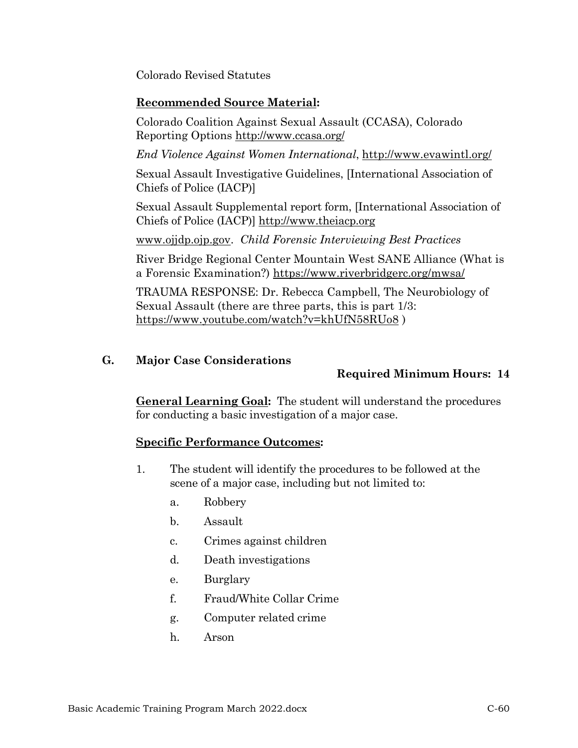Colorado Revised Statutes

**Recommended Source Material:**

Colorado Coalition Against Sexual Assault (CCASA), Colorado Reporting Options http://www.ccasa.org/

*End Violence Against Women International*, http://www.evawintl.org/

Sexual Assault Investigative Guidelines, [International Association of Chiefs of Police (IACP)]

Sexual Assault Supplemental report form, [International Association of Chiefs of Police (IACP)] http://www.theiacp.org

www.ojjdp.ojp.gov. *Child Forensic Interviewing Best Practices*

River Bridge Regional Center Mountain West SANE Alliance (What is a Forensic Examination?) https://www.riverbridgerc.org/mwsa/

TRAUMA RESPONSE: Dr. Rebecca Campbell, The Neurobiology of Sexual Assault (there are three parts, this is part 1/3: https://www.youtube.com/watch?v=khUfN58RUo8 )

## G. Major Case Considerations

**Required Minimum Hours: 14**

**General Learning Goal:** The student will understand the procedures for conducting a basic investigation of a major case.

**Specific Performance Outcomes:**

1. The student will identify the procedures to be followed at the scene of a major case, including but not limited to:
   a. Robbery
   b. Assault
   c. Crimes against children
   d. Death investigations
   e. Burglary
   f. Fraud/White Collar Crime
   g. Computer related crime
   h. Arson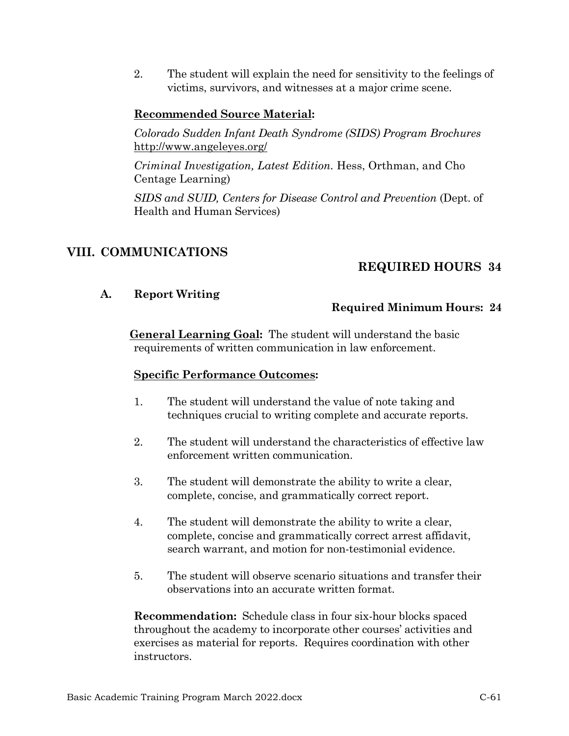2. The student will explain the need for sensitivity to the feelings of victims, survivors, and witnesses at a major crime scene.

**Recommended Source Material:**

*Colorado Sudden Infant Death Syndrome (SIDS) Program Brochures* http://www.angeleyes.org/

*Criminal Investigation, Latest Edition.* Hess, Orthman, and Cho Centage Learning)

*SIDS and SUID, Centers for Disease Control and Prevention* (Dept. of Health and Human Services)

## VIII. COMMUNICATIONS

**REQUIRED HOURS 34**

### A. Report Writing

**Required Minimum Hours: 24**

**General Learning Goal:** The student will understand the basic requirements of written communication in law enforcement.

**Specific Performance Outcomes:**

1. The student will understand the value of note taking and techniques crucial to writing complete and accurate reports.
2. The student will understand the characteristics of effective law enforcement written communication.
3. The student will demonstrate the ability to write a clear, complete, concise, and grammatically correct report.
4. The student will demonstrate the ability to write a clear, complete, concise and grammatically correct arrest affidavit, search warrant, and motion for non-testimonial evidence.
5. The student will observe scenario situations and transfer their observations into an accurate written format.

**Recommendation:** Schedule class in four six-hour blocks spaced throughout the academy to incorporate other courses' activities and exercises as material for reports. Requires coordination with other instructors.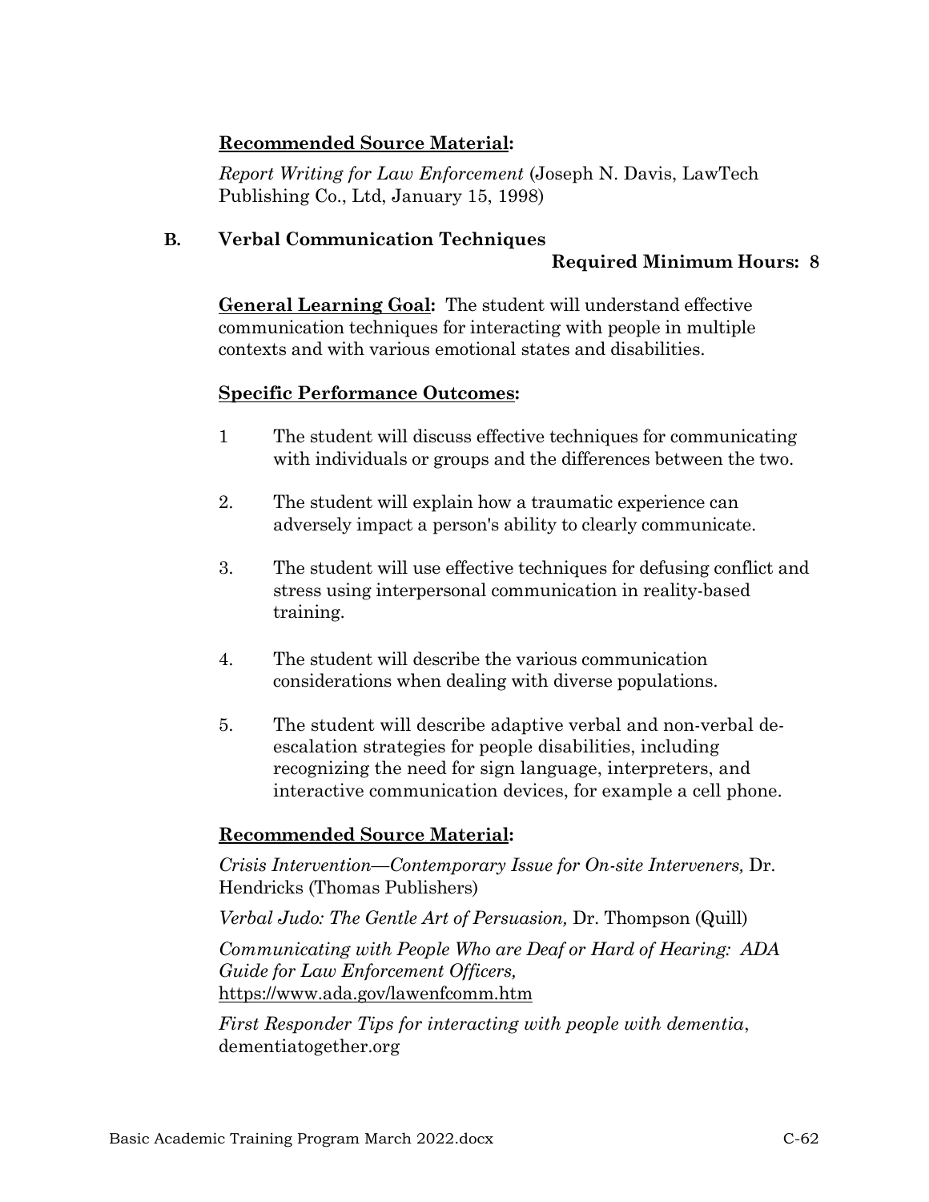**Recommended Source Material:**

*Report Writing for Law Enforcement* (Joseph N. Davis, LawTech Publishing Co., Ltd, January 15, 1998)

### B. Verbal Communication Techniques

**Required Minimum Hours: 8**

**General Learning Goal:** The student will understand effective communication techniques for interacting with people in multiple contexts and with various emotional states and disabilities.

**Specific Performance Outcomes:**

1 The student will discuss effective techniques for communicating with individuals or groups and the differences between the two.

2. The student will explain how a traumatic experience can adversely impact a person's ability to clearly communicate.

3. The student will use effective techniques for defusing conflict and stress using interpersonal communication in reality-based training.

4. The student will describe the various communication considerations when dealing with diverse populations.

5. The student will describe adaptive verbal and non-verbal de-escalation strategies for people disabilities, including recognizing the need for sign language, interpreters, and interactive communication devices, for example a cell phone.

**Recommended Source Material:**

*Crisis Intervention—Contemporary Issue for On-site Interveners,* Dr. Hendricks (Thomas Publishers)

*Verbal Judo: The Gentle Art of Persuasion,* Dr. Thompson (Quill)

*Communicating with People Who are Deaf or Hard of Hearing: ADA Guide for Law Enforcement Officers,* https://www.ada.gov/lawenfcomm.htm

*First Responder Tips for interacting with people with dementia*, dementiatogether.org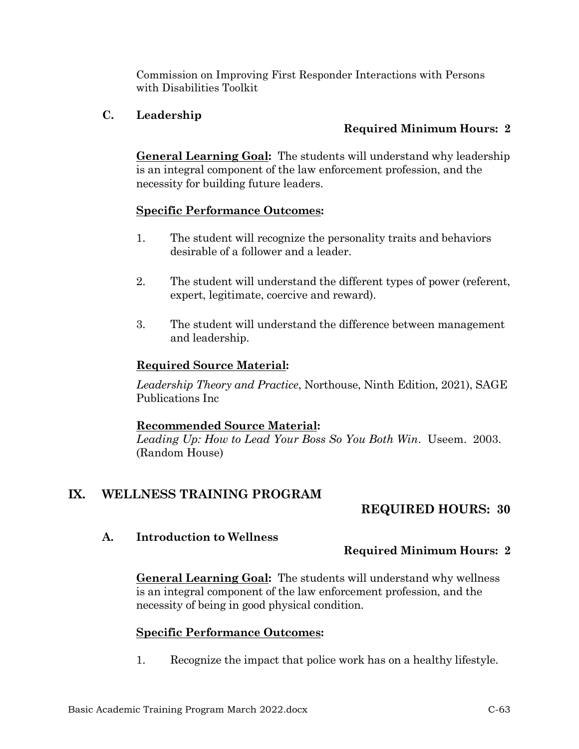Commission on Improving First Responder Interactions with Persons with Disabilities Toolkit

### C. Leadership

**Required Minimum Hours: 2**

**General Learning Goal:** The students will understand why leadership is an integral component of the law enforcement profession, and the necessity for building future leaders.

**Specific Performance Outcomes:**

1. The student will recognize the personality traits and behaviors desirable of a follower and a leader.
2. The student will understand the different types of power (referent, expert, legitimate, coercive and reward).
3. The student will understand the difference between management and leadership.

**Required Source Material:**

*Leadership Theory and Practice*, Northouse, Ninth Edition, 2021), SAGE Publications Inc

**Recommended Source Material:**
*Leading Up: How to Lead Your Boss So You Both Win*. Useem. 2003. (Random House)

## IX. WELLNESS TRAINING PROGRAM

**REQUIRED HOURS: 30**

### A. Introduction to Wellness

**Required Minimum Hours: 2**

**General Learning Goal:** The students will understand why wellness is an integral component of the law enforcement profession, and the necessity of being in good physical condition.

**Specific Performance Outcomes:**

1. Recognize the impact that police work has on a healthy lifestyle.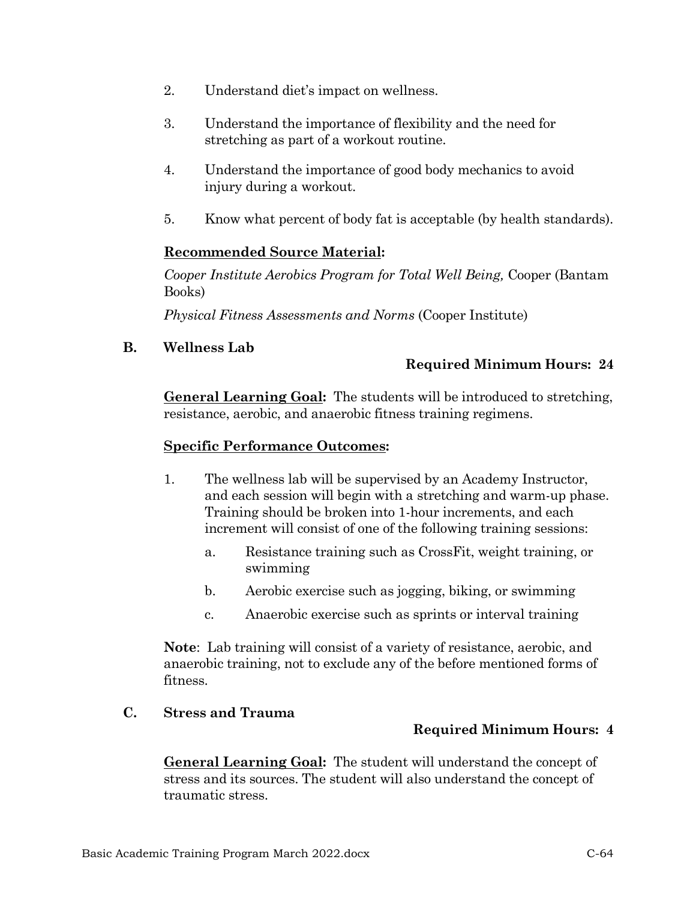2. Understand diet's impact on wellness.

3. Understand the importance of flexibility and the need for stretching as part of a workout routine.

4. Understand the importance of good body mechanics to avoid injury during a workout.

5. Know what percent of body fat is acceptable (by health standards).

**Recommended Source Material:**

*Cooper Institute Aerobics Program for Total Well Being,* Cooper (Bantam Books)

*Physical Fitness Assessments and Norms* (Cooper Institute)

### B. Wellness Lab

**Required Minimum Hours: 24**

**General Learning Goal:** The students will be introduced to stretching, resistance, aerobic, and anaerobic fitness training regimens.

**Specific Performance Outcomes:**

1. The wellness lab will be supervised by an Academy Instructor, and each session will begin with a stretching and warm-up phase. Training should be broken into 1-hour increments, and each increment will consist of one of the following training sessions:

   a. Resistance training such as CrossFit, weight training, or swimming

   b. Aerobic exercise such as jogging, biking, or swimming

   c. Anaerobic exercise such as sprints or interval training

**Note**: Lab training will consist of a variety of resistance, aerobic, and anaerobic training, not to exclude any of the before mentioned forms of fitness.

### C. Stress and Trauma

**Required Minimum Hours: 4**

**General Learning Goal:** The student will understand the concept of stress and its sources. The student will also understand the concept of traumatic stress.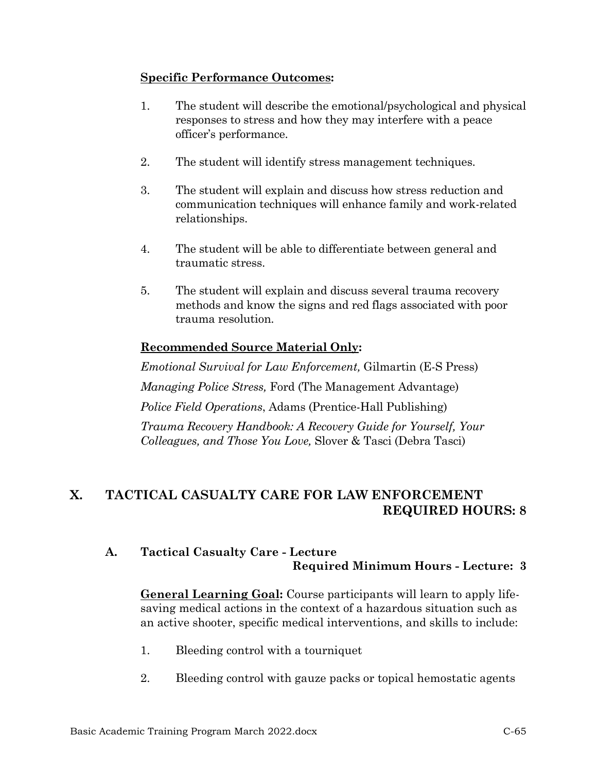**Specific Performance Outcomes:**

1. The student will describe the emotional/psychological and physical responses to stress and how they may interfere with a peace officer's performance.

2. The student will identify stress management techniques.

3. The student will explain and discuss how stress reduction and communication techniques will enhance family and work-related relationships.

4. The student will be able to differentiate between general and traumatic stress.

5. The student will explain and discuss several trauma recovery methods and know the signs and red flags associated with poor trauma resolution.

**Recommended Source Material Only:**

*Emotional Survival for Law Enforcement,* Gilmartin (E-S Press)

*Managing Police Stress,* Ford (The Management Advantage)

*Police Field Operations*, Adams (Prentice-Hall Publishing)

*Trauma Recovery Handbook: A Recovery Guide for Yourself, Your Colleagues, and Those You Love,* Slover & Tasci (Debra Tasci)

## X. TACTICAL CASUALTY CARE FOR LAW ENFORCEMENT
**REQUIRED HOURS: 8**

### A. Tactical Casualty Care - Lecture
**Required Minimum Hours - Lecture: 3**

**General Learning Goal:** Course participants will learn to apply life-saving medical actions in the context of a hazardous situation such as an active shooter, specific medical interventions, and skills to include:

1. Bleeding control with a tourniquet

2. Bleeding control with gauze packs or topical hemostatic agents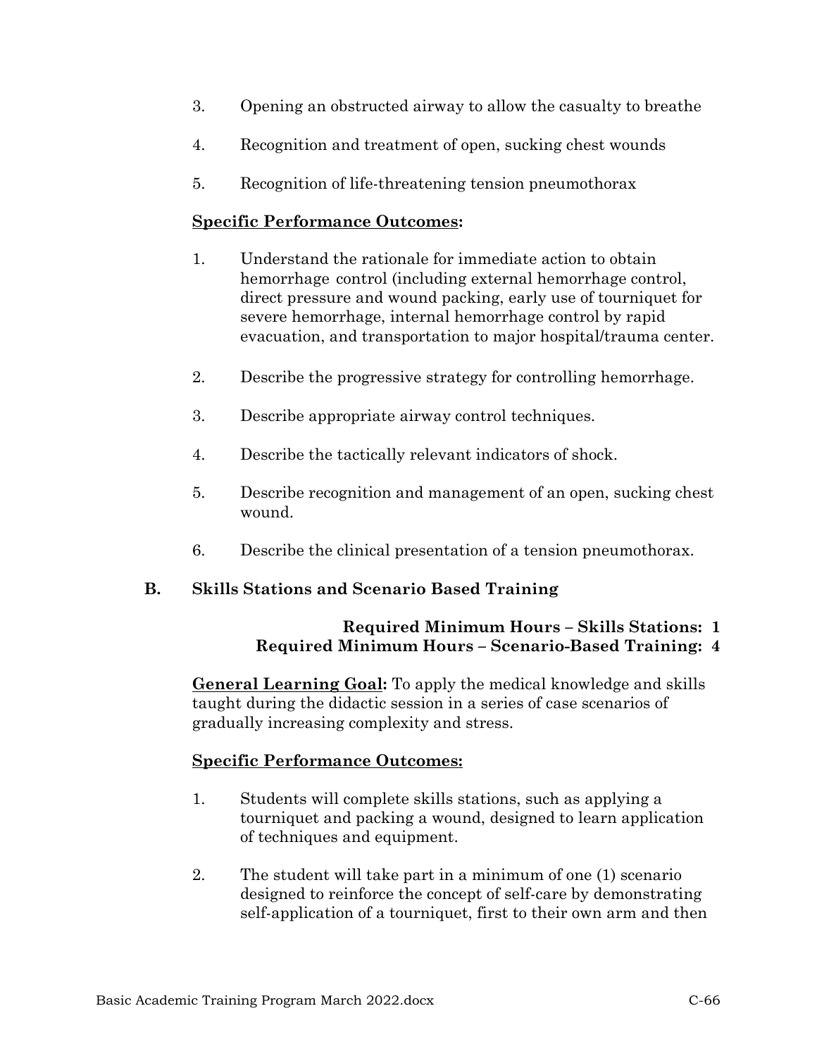3. Opening an obstructed airway to allow the casualty to breathe

4. Recognition and treatment of open, sucking chest wounds

5. Recognition of life-threatening tension pneumothorax

**Specific Performance Outcomes:**

1. Understand the rationale for immediate action to obtain hemorrhage control (including external hemorrhage control, direct pressure and wound packing, early use of tourniquet for severe hemorrhage, internal hemorrhage control by rapid evacuation, and transportation to major hospital/trauma center.

2. Describe the progressive strategy for controlling hemorrhage.

3. Describe appropriate airway control techniques.

4. Describe the tactically relevant indicators of shock.

5. Describe recognition and management of an open, sucking chest wound.

6. Describe the clinical presentation of a tension pneumothorax.

**B. Skills Stations and Scenario Based Training**

**Required Minimum Hours – Skills Stations: 1**
**Required Minimum Hours – Scenario-Based Training: 4**

**General Learning Goal:** To apply the medical knowledge and skills taught during the didactic session in a series of case scenarios of gradually increasing complexity and stress.

**Specific Performance Outcomes:**

1. Students will complete skills stations, such as applying a tourniquet and packing a wound, designed to learn application of techniques and equipment.

2. The student will take part in a minimum of one (1) scenario designed to reinforce the concept of self-care by demonstrating self-application of a tourniquet, first to their own arm and then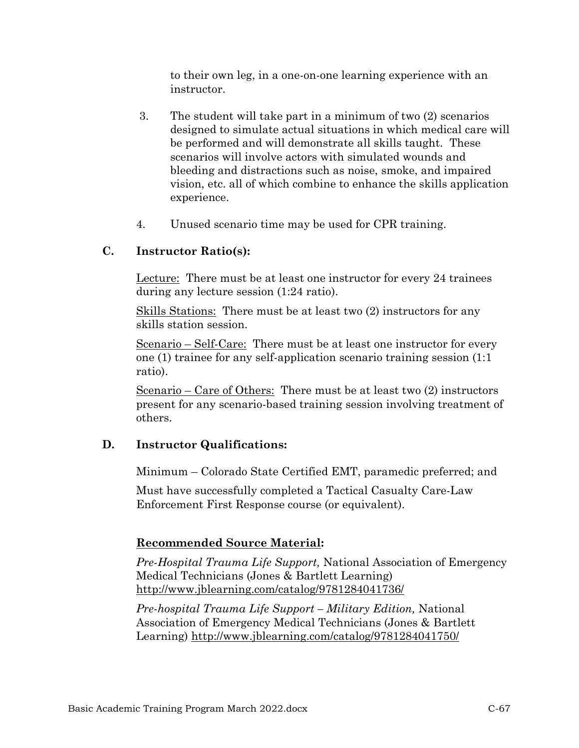to their own leg, in a one-on-one learning experience with an instructor.

3. The student will take part in a minimum of two (2) scenarios designed to simulate actual situations in which medical care will be performed and will demonstrate all skills taught. These scenarios will involve actors with simulated wounds and bleeding and distractions such as noise, smoke, and impaired vision, etc. all of which combine to enhance the skills application experience.

4. Unused scenario time may be used for CPR training.

**C. Instructor Ratio(s):**

Lecture: There must be at least one instructor for every 24 trainees during any lecture session (1:24 ratio).

Skills Stations: There must be at least two (2) instructors for any skills station session.

Scenario – Self-Care: There must be at least one instructor for every one (1) trainee for any self-application scenario training session (1:1 ratio).

Scenario – Care of Others: There must be at least two (2) instructors present for any scenario-based training session involving treatment of others.

**D. Instructor Qualifications:**

Minimum – Colorado State Certified EMT, paramedic preferred; and

Must have successfully completed a Tactical Casualty Care-Law Enforcement First Response course (or equivalent).

**Recommended Source Material:**

*Pre-Hospital Trauma Life Support,* National Association of Emergency Medical Technicians (Jones & Bartlett Learning) http://www.jblearning.com/catalog/9781284041736/

*Pre-hospital Trauma Life Support – Military Edition,* National Association of Emergency Medical Technicians (Jones & Bartlett Learning) http://www.jblearning.com/catalog/9781284041750/